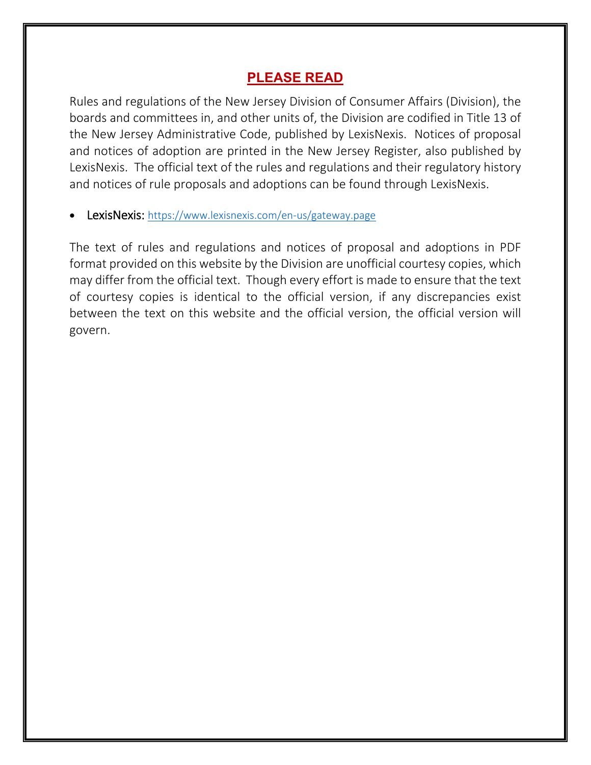# PLEASE READ

Rules and regulations of the New Jersey Division of Consumer Affairs (Division), the boards and committees in, and other units of, the Division are codified in Title 13 of the New Jersey Administrative Code, published by LexisNexis. Notices of proposal and notices of adoption are printed in the New Jersey Register, also published by LexisNexis. The official text of the rules and regulations and their regulatory history and notices of rule proposals and adoptions can be found through LexisNexis.

- LexisNexis: https://www.lexisnexis.com/en-us/gateway.page

The text of rules and regulations and notices of proposal and adoptions in PDF format provided on this website by the Division are unofficial courtesy copies, which may differ from the official text. Though every effort is made to ensure that the text of courtesy copies is identical to the official version, if any discrepancies exist between the text on this website and the official version, the official version will govern.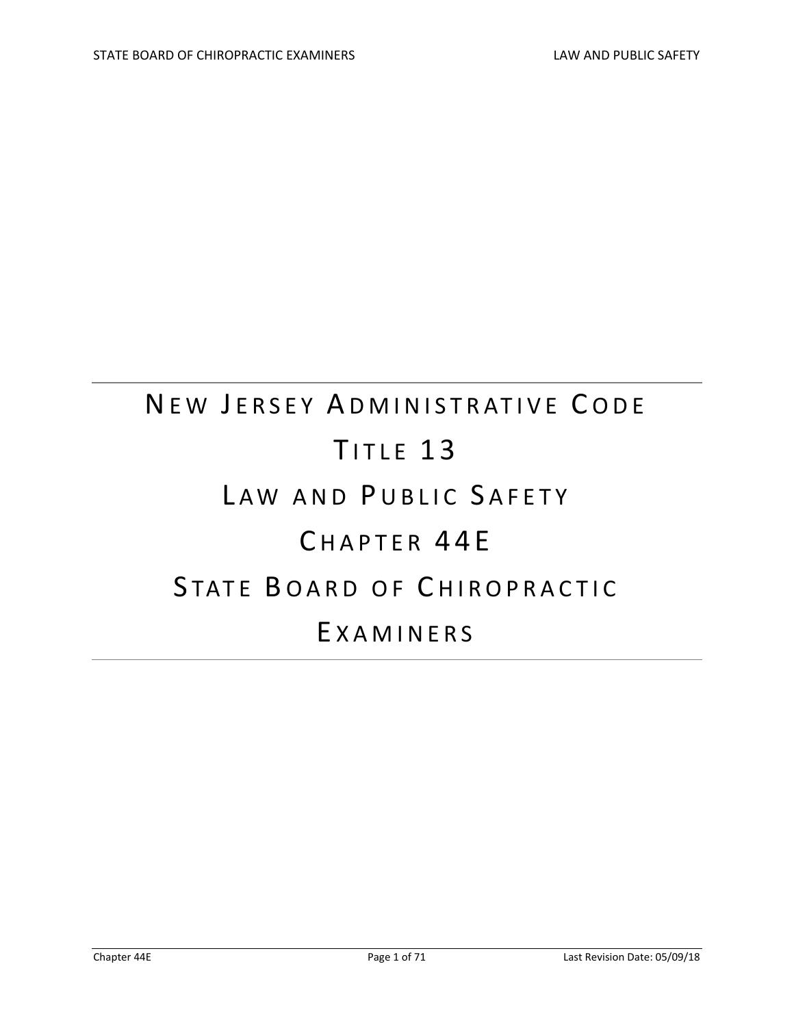# NEW JERSEY ADMINISTRATIVE CODE

# TITLE 13

# LAW AND PUBLIC SAFETY

# CHAPTER 44E

# STATE BOARD OF CHIROPRACTIC EXAMINERS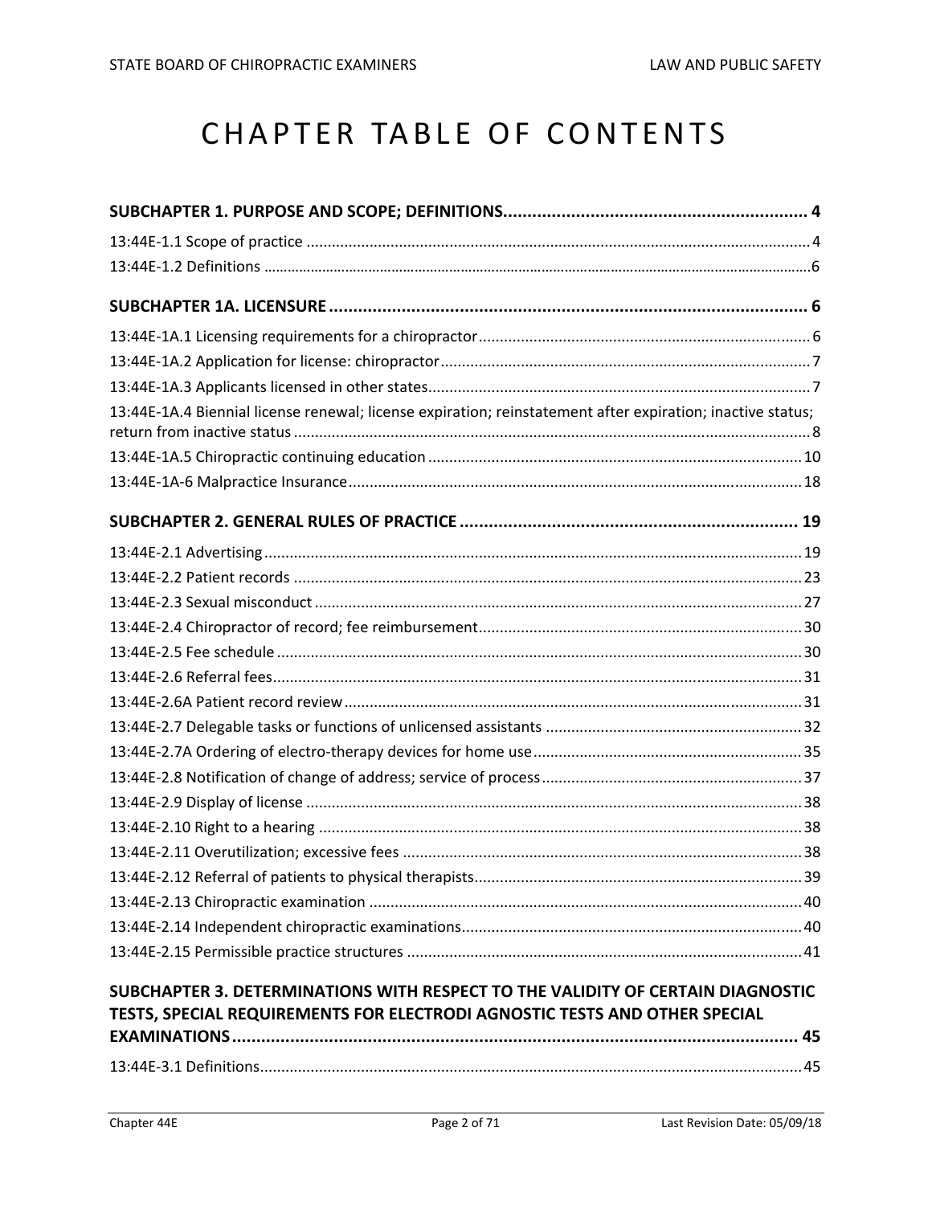# CHAPTER TABLE OF CONTENTS

**SUBCHAPTER 1. PURPOSE AND SCOPE; DEFINITIONS.............................................................. 4**

13:44E-1.1 Scope of practice ........................................................................................................................ 4

13:44E-1.2 Definitions ........................................................................................................................................ 6

**SUBCHAPTER 1A. LICENSURE ................................................................................................... 6**

13:44E-1A.1 Licensing requirements for a chiropractor .............................................................................. 6

13:44E-1A.2 Application for license: chiropractor ....................................................................................... 7

13:44E-1A.3 Applicants licensed in other states .......................................................................................... 7

13:44E-1A.4 Biennial license renewal; license expiration; reinstatement after expiration; inactive status; return from inactive status .......................................................................................................................... 8

13:44E-1A.5 Chiropractic continuing education ......................................................................................... 10

13:44E-1A-6 Malpractice Insurance ........................................................................................................... 18

**SUBCHAPTER 2. GENERAL RULES OF PRACTICE ...................................................................... 19**

13:44E-2.1 Advertising ............................................................................................................................... 19

13:44E-2.2 Patient records ......................................................................................................................... 23

13:44E-2.3 Sexual misconduct .................................................................................................................... 27

13:44E-2.4 Chiropractor of record; fee reimbursement ............................................................................ 30

13:44E-2.5 Fee schedule ............................................................................................................................. 30

13:44E-2.6 Referral fees ............................................................................................................................. 31

13:44E-2.6A Patient record review ............................................................................................................ 31

13:44E-2.7 Delegable tasks or functions of unlicensed assistants ............................................................ 32

13:44E-2.7A Ordering of electro-therapy devices for home use ............................................................... 35

13:44E-2.8 Notification of change of address; service of process ............................................................. 37

13:44E-2.9 Display of license ..................................................................................................................... 38

13:44E-2.10 Right to a hearing .................................................................................................................. 38

13:44E-2.11 Overutilization; excessive fees .............................................................................................. 38

13:44E-2.12 Referral of patients to physical therapists ............................................................................. 39

13:44E-2.13 Chiropractic examination ...................................................................................................... 40

13:44E-2.14 Independent chiropractic examinations ................................................................................ 40

13:44E-2.15 Permissible practice structures ............................................................................................. 41

**SUBCHAPTER 3. DETERMINATIONS WITH RESPECT TO THE VALIDITY OF CERTAIN DIAGNOSTIC TESTS, SPECIAL REQUIREMENTS FOR ELECTRODI AGNOSTIC TESTS AND OTHER SPECIAL EXAMINATIONS .................................................................................................................... 45**

13:44E-3.1 Definitions ................................................................................................................................ 45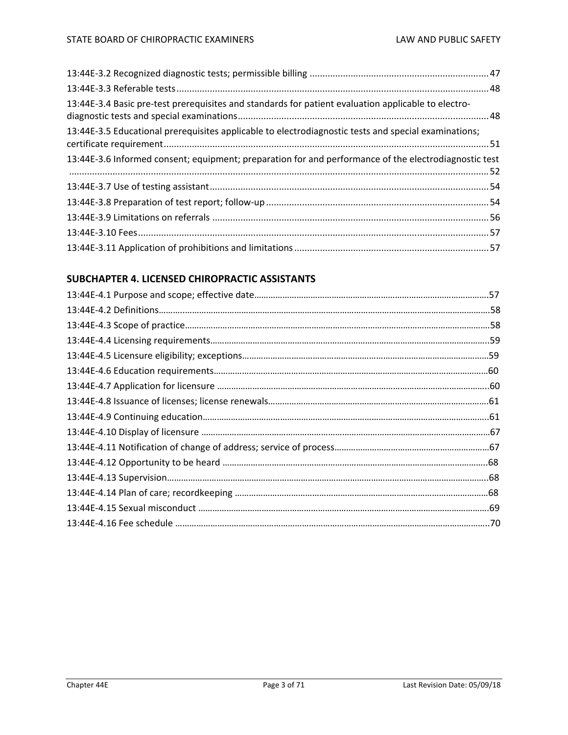13:44E-3.2 Recognized diagnostic tests; permissible billing ..... 47

13:44E-3.3 Referable tests ..... 48

13:44E-3.4 Basic pre-test prerequisites and standards for patient evaluation applicable to electro-diagnostic tests and special examinations ..... 48

13:44E-3.5 Educational prerequisites applicable to electrodiagnostic tests and special examinations; certificate requirement ..... 51

13:44E-3.6 Informed consent; equipment; preparation for and performance of the electrodiagnostic test ..... 52

13:44E-3.7 Use of testing assistant ..... 54

13:44E-3.8 Preparation of test report; follow-up ..... 54

13:44E-3.9 Limitations on referrals ..... 56

13:44E-3.10 Fees ..... 57

13:44E-3.11 Application of prohibitions and limitations ..... 57

## SUBCHAPTER 4. LICENSED CHIROPRACTIC ASSISTANTS

13:44E-4.1 Purpose and scope; effective date ..... 57

13:44E-4.2 Definitions ..... 58

13:44E-4.3 Scope of practice ..... 58

13:44E-4.4 Licensing requirements ..... 59

13:44E-4.5 Licensure eligibility; exceptions ..... 59

13:44E-4.6 Education requirements ..... 60

13:44E-4.7 Application for licensure ..... 60

13:44E-4.8 Issuance of licenses; license renewals ..... 61

13:44E-4.9 Continuing education ..... 61

13:44E-4.10 Display of licensure ..... 67

13:44E-4.11 Notification of change of address; service of process ..... 67

13:44E-4.12 Opportunity to be heard ..... 68

13:44E-4.13 Supervision ..... 68

13:44E-4.14 Plan of care; recordkeeping ..... 68

13:44E-4.15 Sexual misconduct ..... 69

13:44E-4.16 Fee schedule ..... 70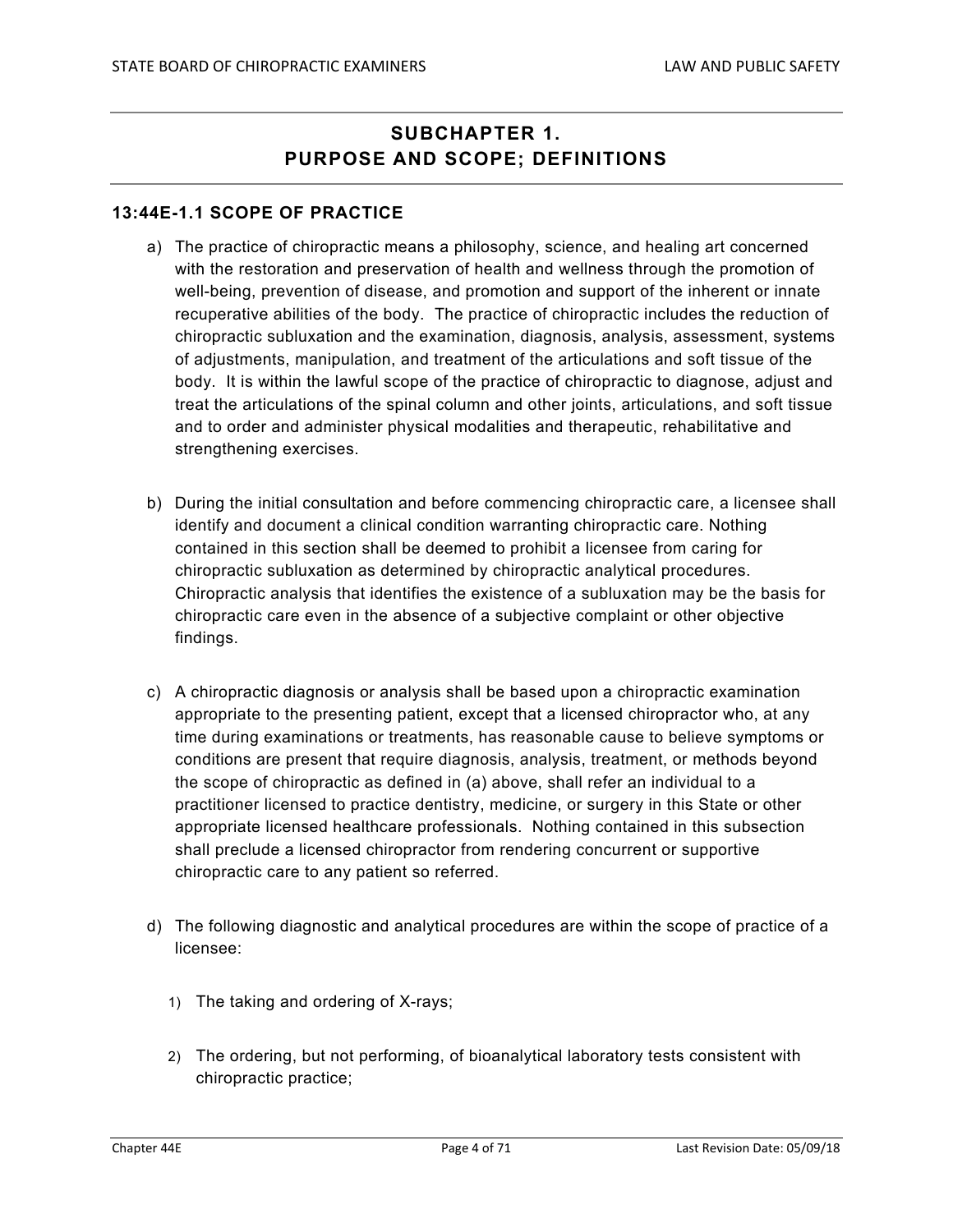## SUBCHAPTER 1.
## PURPOSE AND SCOPE; DEFINITIONS

### 13:44E-1.1 SCOPE OF PRACTICE

a) The practice of chiropractic means a philosophy, science, and healing art concerned with the restoration and preservation of health and wellness through the promotion of well-being, prevention of disease, and promotion and support of the inherent or innate recuperative abilities of the body. The practice of chiropractic includes the reduction of chiropractic subluxation and the examination, diagnosis, analysis, assessment, systems of adjustments, manipulation, and treatment of the articulations and soft tissue of the body. It is within the lawful scope of the practice of chiropractic to diagnose, adjust and treat the articulations of the spinal column and other joints, articulations, and soft tissue and to order and administer physical modalities and therapeutic, rehabilitative and strengthening exercises.

b) During the initial consultation and before commencing chiropractic care, a licensee shall identify and document a clinical condition warranting chiropractic care. Nothing contained in this section shall be deemed to prohibit a licensee from caring for chiropractic subluxation as determined by chiropractic analytical procedures. Chiropractic analysis that identifies the existence of a subluxation may be the basis for chiropractic care even in the absence of a subjective complaint or other objective findings.

c) A chiropractic diagnosis or analysis shall be based upon a chiropractic examination appropriate to the presenting patient, except that a licensed chiropractor who, at any time during examinations or treatments, has reasonable cause to believe symptoms or conditions are present that require diagnosis, analysis, treatment, or methods beyond the scope of chiropractic as defined in (a) above, shall refer an individual to a practitioner licensed to practice dentistry, medicine, or surgery in this State or other appropriate licensed healthcare professionals. Nothing contained in this subsection shall preclude a licensed chiropractor from rendering concurrent or supportive chiropractic care to any patient so referred.

d) The following diagnostic and analytical procedures are within the scope of practice of a licensee:

   1) The taking and ordering of X-rays;

   2) The ordering, but not performing, of bioanalytical laboratory tests consistent with chiropractic practice;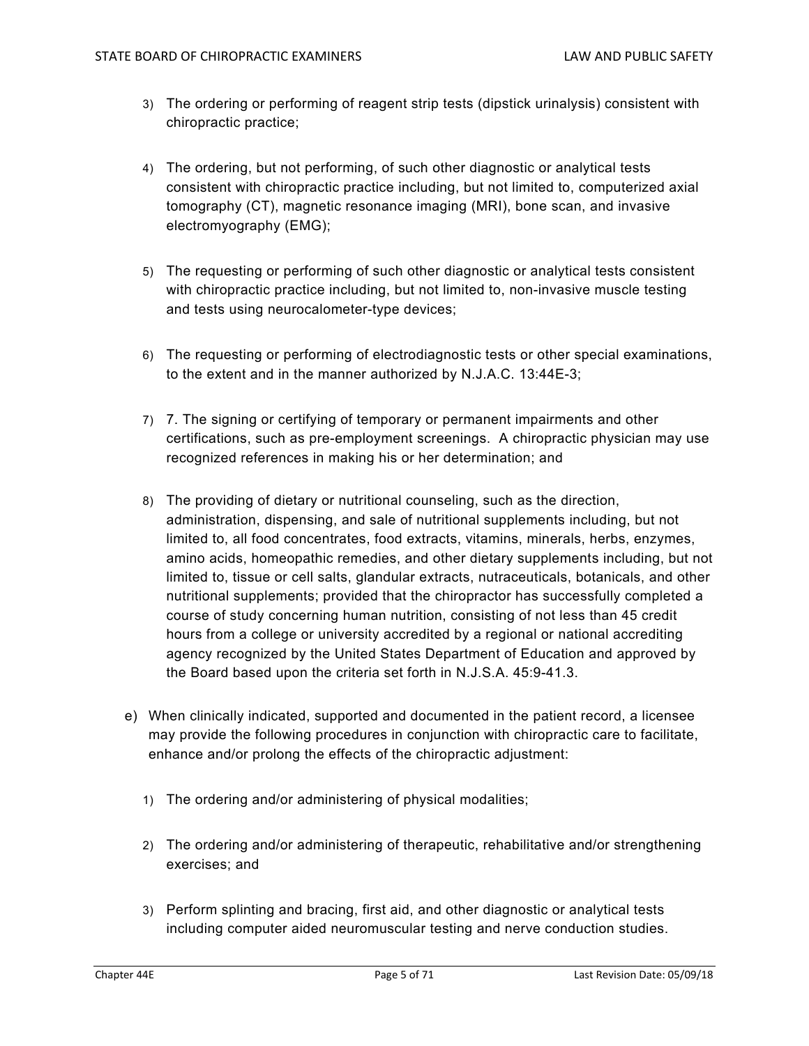3) The ordering or performing of reagent strip tests (dipstick urinalysis) consistent with chiropractic practice;

4) The ordering, but not performing, of such other diagnostic or analytical tests consistent with chiropractic practice including, but not limited to, computerized axial tomography (CT), magnetic resonance imaging (MRI), bone scan, and invasive electromyography (EMG);

5) The requesting or performing of such other diagnostic or analytical tests consistent with chiropractic practice including, but not limited to, non-invasive muscle testing and tests using neurocalometer-type devices;

6) The requesting or performing of electrodiagnostic tests or other special examinations, to the extent and in the manner authorized by N.J.A.C. 13:44E-3;

7) 7. The signing or certifying of temporary or permanent impairments and other certifications, such as pre-employment screenings. A chiropractic physician may use recognized references in making his or her determination; and

8) The providing of dietary or nutritional counseling, such as the direction, administration, dispensing, and sale of nutritional supplements including, but not limited to, all food concentrates, food extracts, vitamins, minerals, herbs, enzymes, amino acids, homeopathic remedies, and other dietary supplements including, but not limited to, tissue or cell salts, glandular extracts, nutraceuticals, botanicals, and other nutritional supplements; provided that the chiropractor has successfully completed a course of study concerning human nutrition, consisting of not less than 45 credit hours from a college or university accredited by a regional or national accrediting agency recognized by the United States Department of Education and approved by the Board based upon the criteria set forth in N.J.S.A. 45:9-41.3.

e) When clinically indicated, supported and documented in the patient record, a licensee may provide the following procedures in conjunction with chiropractic care to facilitate, enhance and/or prolong the effects of the chiropractic adjustment:

1) The ordering and/or administering of physical modalities;

2) The ordering and/or administering of therapeutic, rehabilitative and/or strengthening exercises; and

3) Perform splinting and bracing, first aid, and other diagnostic or analytical tests including computer aided neuromuscular testing and nerve conduction studies.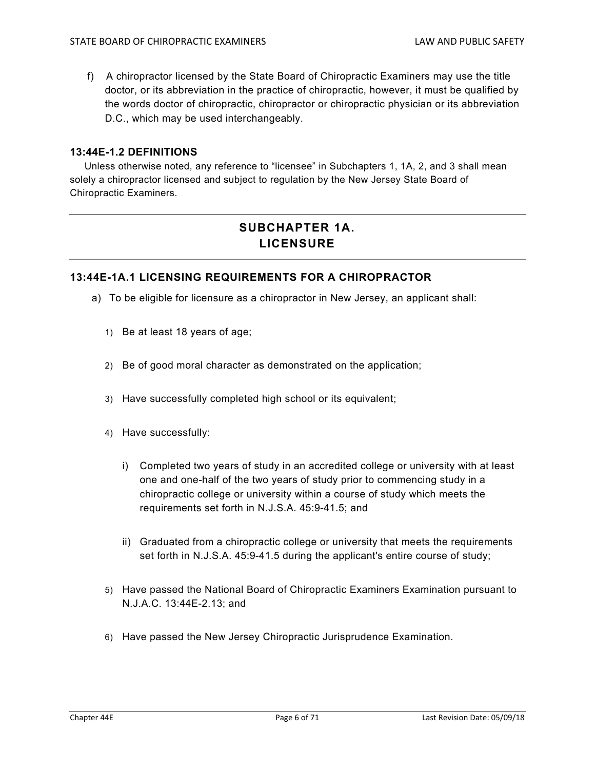f) A chiropractor licensed by the State Board of Chiropractic Examiners may use the title doctor, or its abbreviation in the practice of chiropractic, however, it must be qualified by the words doctor of chiropractic, chiropractor or chiropractic physician or its abbreviation D.C., which may be used interchangeably.

### 13:44E-1.2 DEFINITIONS

Unless otherwise noted, any reference to "licensee" in Subchapters 1, 1A, 2, and 3 shall mean solely a chiropractor licensed and subject to regulation by the New Jersey State Board of Chiropractic Examiners.

---

## SUBCHAPTER 1A. LICENSURE

---

### 13:44E-1A.1 LICENSING REQUIREMENTS FOR A CHIROPRACTOR

a) To be eligible for licensure as a chiropractor in New Jersey, an applicant shall:

1) Be at least 18 years of age;

2) Be of good moral character as demonstrated on the application;

3) Have successfully completed high school or its equivalent;

4) Have successfully:

i) Completed two years of study in an accredited college or university with at least one and one-half of the two years of study prior to commencing study in a chiropractic college or university within a course of study which meets the requirements set forth in N.J.S.A. 45:9-41.5; and

ii) Graduated from a chiropractic college or university that meets the requirements set forth in N.J.S.A. 45:9-41.5 during the applicant's entire course of study;

5) Have passed the National Board of Chiropractic Examiners Examination pursuant to N.J.A.C. 13:44E-2.13; and

6) Have passed the New Jersey Chiropractic Jurisprudence Examination.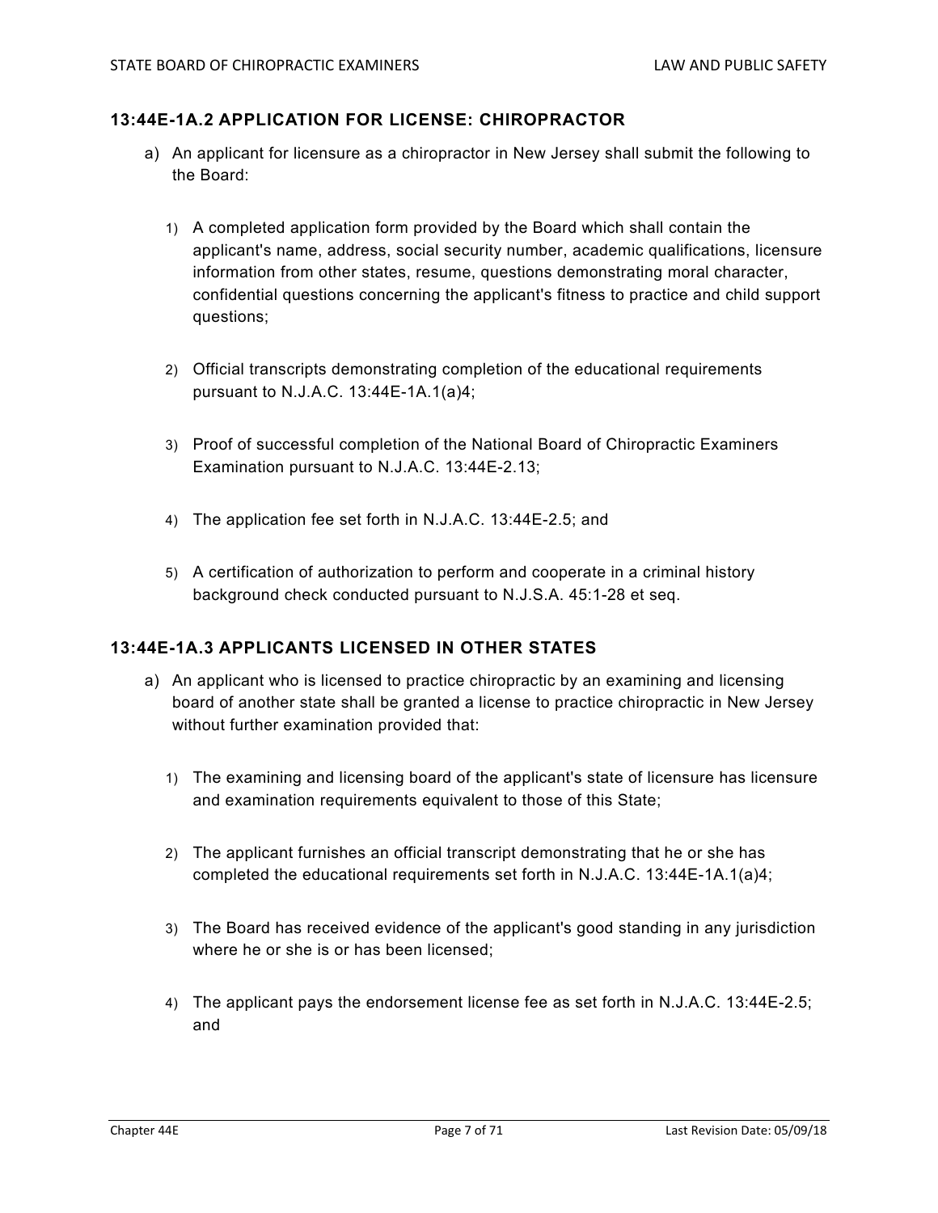### 13:44E-1A.2 APPLICATION FOR LICENSE: CHIROPRACTOR

a) An applicant for licensure as a chiropractor in New Jersey shall submit the following to the Board:

1) A completed application form provided by the Board which shall contain the applicant's name, address, social security number, academic qualifications, licensure information from other states, resume, questions demonstrating moral character, confidential questions concerning the applicant's fitness to practice and child support questions;

2) Official transcripts demonstrating completion of the educational requirements pursuant to N.J.A.C. 13:44E-1A.1(a)4;

3) Proof of successful completion of the National Board of Chiropractic Examiners Examination pursuant to N.J.A.C. 13:44E-2.13;

4) The application fee set forth in N.J.A.C. 13:44E-2.5; and

5) A certification of authorization to perform and cooperate in a criminal history background check conducted pursuant to N.J.S.A. 45:1-28 et seq.

### 13:44E-1A.3 APPLICANTS LICENSED IN OTHER STATES

a) An applicant who is licensed to practice chiropractic by an examining and licensing board of another state shall be granted a license to practice chiropractic in New Jersey without further examination provided that:

1) The examining and licensing board of the applicant's state of licensure has licensure and examination requirements equivalent to those of this State;

2) The applicant furnishes an official transcript demonstrating that he or she has completed the educational requirements set forth in N.J.A.C. 13:44E-1A.1(a)4;

3) The Board has received evidence of the applicant's good standing in any jurisdiction where he or she is or has been licensed;

4) The applicant pays the endorsement license fee as set forth in N.J.A.C. 13:44E-2.5; and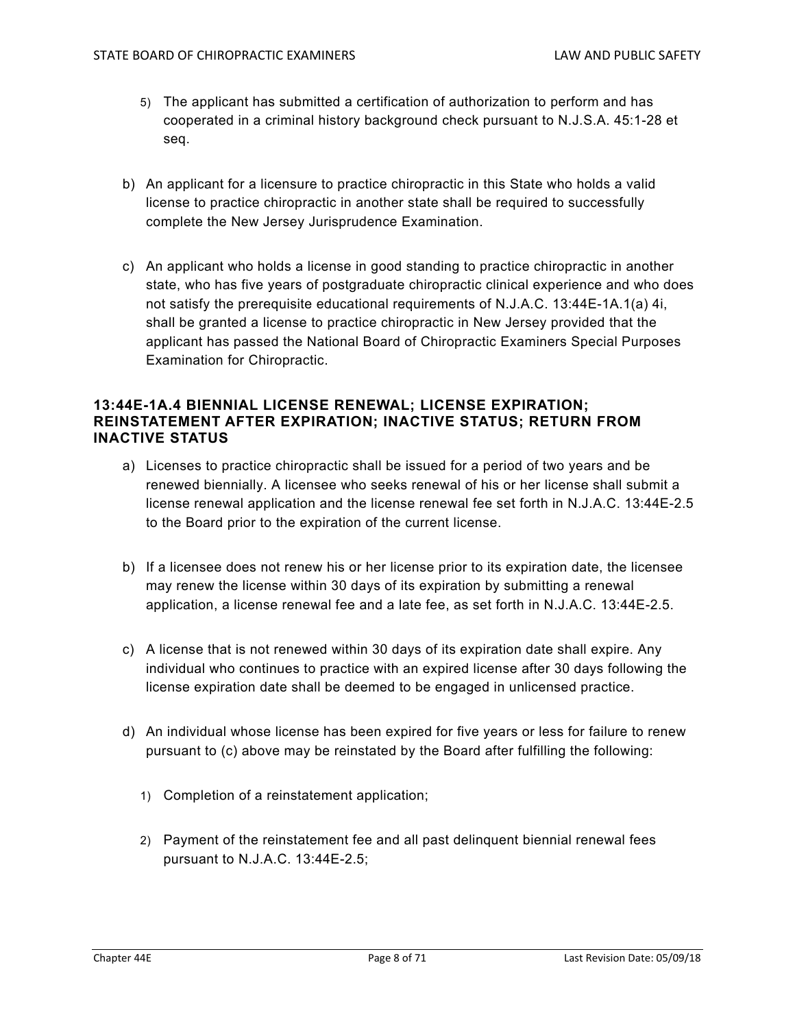5) The applicant has submitted a certification of authorization to perform and has cooperated in a criminal history background check pursuant to N.J.S.A. 45:1-28 et seq.

b) An applicant for a licensure to practice chiropractic in this State who holds a valid license to practice chiropractic in another state shall be required to successfully complete the New Jersey Jurisprudence Examination.

c) An applicant who holds a license in good standing to practice chiropractic in another state, who has five years of postgraduate chiropractic clinical experience and who does not satisfy the prerequisite educational requirements of N.J.A.C. 13:44E-1A.1(a) 4i, shall be granted a license to practice chiropractic in New Jersey provided that the applicant has passed the National Board of Chiropractic Examiners Special Purposes Examination for Chiropractic.

### 13:44E-1A.4 BIENNIAL LICENSE RENEWAL; LICENSE EXPIRATION; REINSTATEMENT AFTER EXPIRATION; INACTIVE STATUS; RETURN FROM INACTIVE STATUS

a) Licenses to practice chiropractic shall be issued for a period of two years and be renewed biennially. A licensee who seeks renewal of his or her license shall submit a license renewal application and the license renewal fee set forth in N.J.A.C. 13:44E-2.5 to the Board prior to the expiration of the current license.

b) If a licensee does not renew his or her license prior to its expiration date, the licensee may renew the license within 30 days of its expiration by submitting a renewal application, a license renewal fee and a late fee, as set forth in N.J.A.C. 13:44E-2.5.

c) A license that is not renewed within 30 days of its expiration date shall expire. Any individual who continues to practice with an expired license after 30 days following the license expiration date shall be deemed to be engaged in unlicensed practice.

d) An individual whose license has been expired for five years or less for failure to renew pursuant to (c) above may be reinstated by the Board after fulfilling the following:

1) Completion of a reinstatement application;

2) Payment of the reinstatement fee and all past delinquent biennial renewal fees pursuant to N.J.A.C. 13:44E-2.5;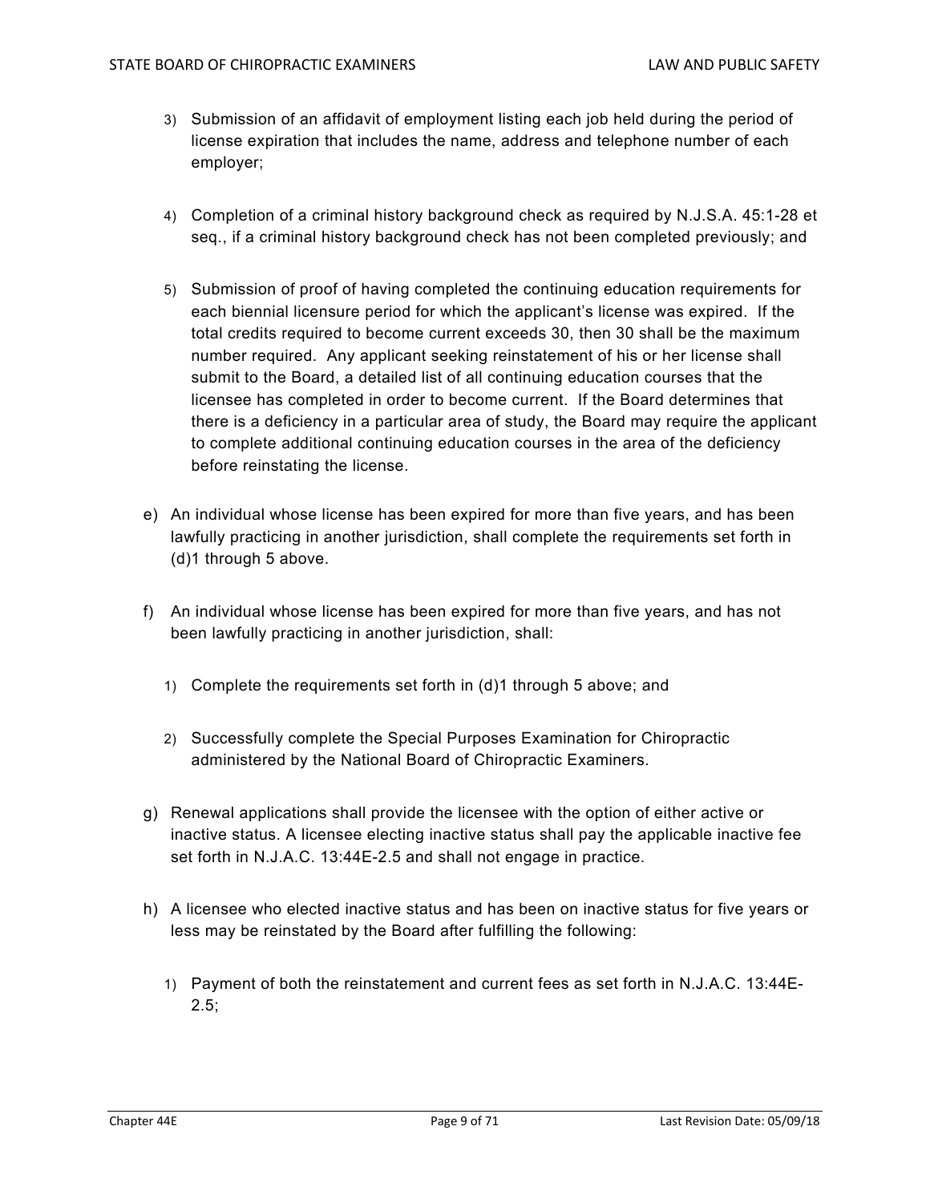3) Submission of an affidavit of employment listing each job held during the period of license expiration that includes the name, address and telephone number of each employer;

4) Completion of a criminal history background check as required by N.J.S.A. 45:1-28 et seq., if a criminal history background check has not been completed previously; and

5) Submission of proof of having completed the continuing education requirements for each biennial licensure period for which the applicant's license was expired. If the total credits required to become current exceeds 30, then 30 shall be the maximum number required. Any applicant seeking reinstatement of his or her license shall submit to the Board, a detailed list of all continuing education courses that the licensee has completed in order to become current. If the Board determines that there is a deficiency in a particular area of study, the Board may require the applicant to complete additional continuing education courses in the area of the deficiency before reinstating the license.

e) An individual whose license has been expired for more than five years, and has been lawfully practicing in another jurisdiction, shall complete the requirements set forth in (d)1 through 5 above.

f) An individual whose license has been expired for more than five years, and has not been lawfully practicing in another jurisdiction, shall:

1) Complete the requirements set forth in (d)1 through 5 above; and

2) Successfully complete the Special Purposes Examination for Chiropractic administered by the National Board of Chiropractic Examiners.

g) Renewal applications shall provide the licensee with the option of either active or inactive status. A licensee electing inactive status shall pay the applicable inactive fee set forth in N.J.A.C. 13:44E-2.5 and shall not engage in practice.

h) A licensee who elected inactive status and has been on inactive status for five years or less may be reinstated by the Board after fulfilling the following:

1) Payment of both the reinstatement and current fees as set forth in N.J.A.C. 13:44E-2.5;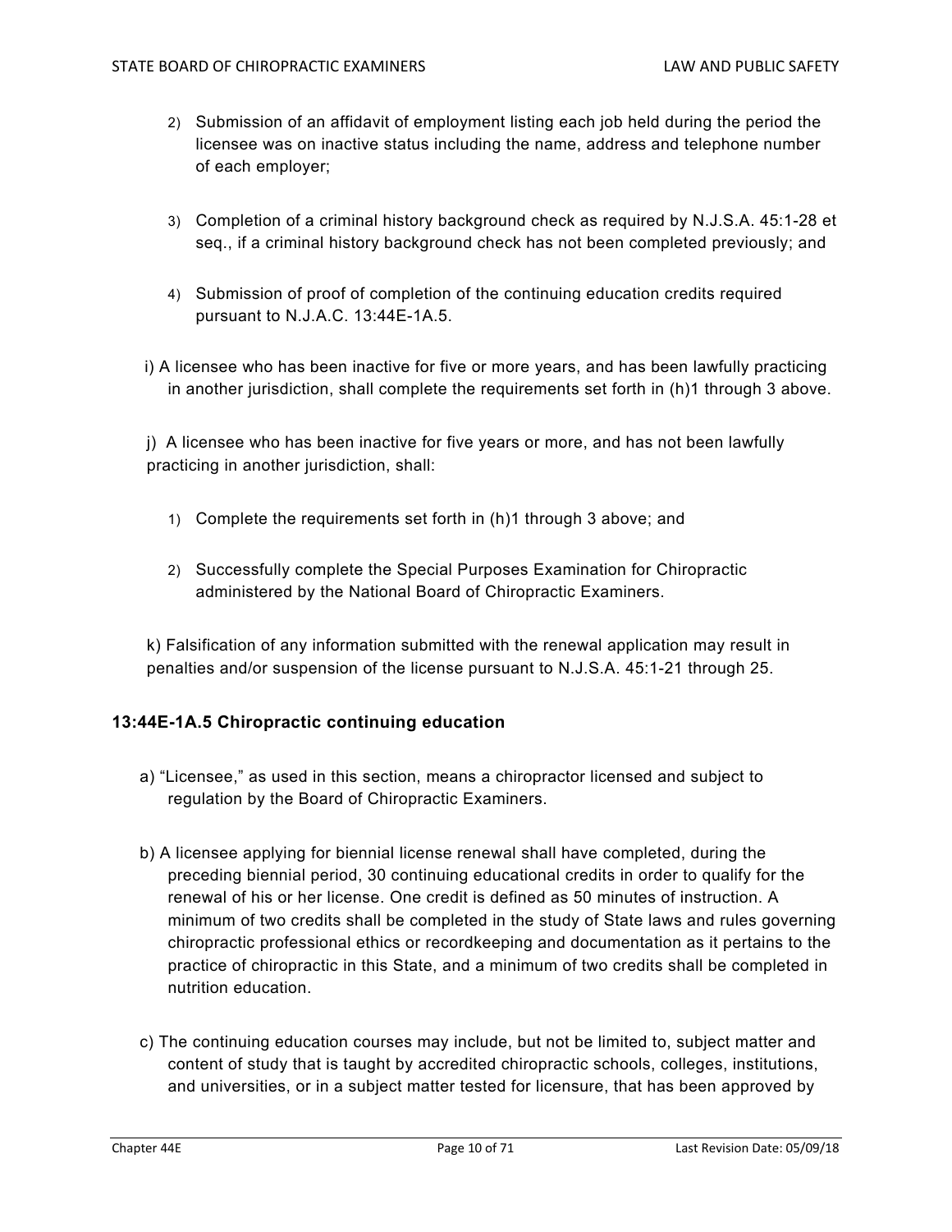2) Submission of an affidavit of employment listing each job held during the period the licensee was on inactive status including the name, address and telephone number of each employer;

3) Completion of a criminal history background check as required by N.J.S.A. 45:1-28 et seq., if a criminal history background check has not been completed previously; and

4) Submission of proof of completion of the continuing education credits required pursuant to N.J.A.C. 13:44E-1A.5.

i) A licensee who has been inactive for five or more years, and has been lawfully practicing in another jurisdiction, shall complete the requirements set forth in (h)1 through 3 above.

j) A licensee who has been inactive for five years or more, and has not been lawfully practicing in another jurisdiction, shall:

1) Complete the requirements set forth in (h)1 through 3 above; and

2) Successfully complete the Special Purposes Examination for Chiropractic administered by the National Board of Chiropractic Examiners.

k) Falsification of any information submitted with the renewal application may result in penalties and/or suspension of the license pursuant to N.J.S.A. 45:1-21 through 25.

### 13:44E-1A.5 Chiropractic continuing education

a) "Licensee," as used in this section, means a chiropractor licensed and subject to regulation by the Board of Chiropractic Examiners.

b) A licensee applying for biennial license renewal shall have completed, during the preceding biennial period, 30 continuing educational credits in order to qualify for the renewal of his or her license. One credit is defined as 50 minutes of instruction. A minimum of two credits shall be completed in the study of State laws and rules governing chiropractic professional ethics or recordkeeping and documentation as it pertains to the practice of chiropractic in this State, and a minimum of two credits shall be completed in nutrition education.

c) The continuing education courses may include, but not be limited to, subject matter and content of study that is taught by accredited chiropractic schools, colleges, institutions, and universities, or in a subject matter tested for licensure, that has been approved by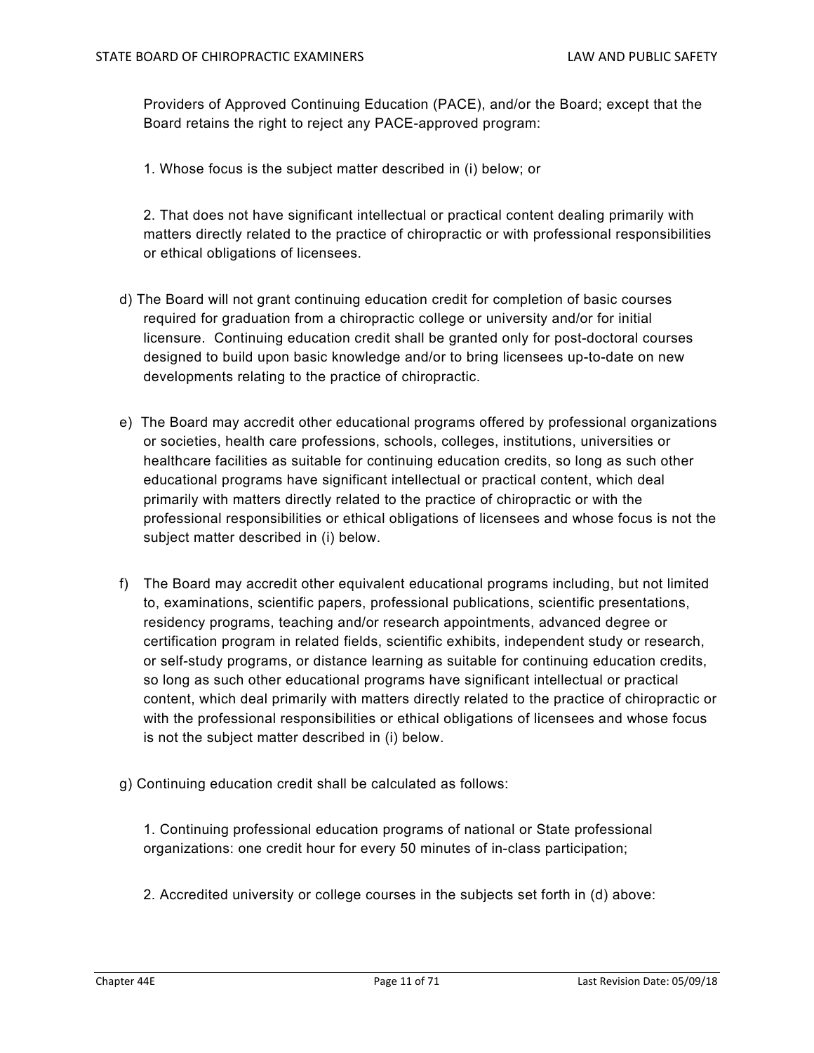Providers of Approved Continuing Education (PACE), and/or the Board; except that the Board retains the right to reject any PACE-approved program:

1. Whose focus is the subject matter described in (i) below; or

2. That does not have significant intellectual or practical content dealing primarily with matters directly related to the practice of chiropractic or with professional responsibilities or ethical obligations of licensees.

d) The Board will not grant continuing education credit for completion of basic courses required for graduation from a chiropractic college or university and/or for initial licensure. Continuing education credit shall be granted only for post-doctoral courses designed to build upon basic knowledge and/or to bring licensees up-to-date on new developments relating to the practice of chiropractic.

e) The Board may accredit other educational programs offered by professional organizations or societies, health care professions, schools, colleges, institutions, universities or healthcare facilities as suitable for continuing education credits, so long as such other educational programs have significant intellectual or practical content, which deal primarily with matters directly related to the practice of chiropractic or with the professional responsibilities or ethical obligations of licensees and whose focus is not the subject matter described in (i) below.

f) The Board may accredit other equivalent educational programs including, but not limited to, examinations, scientific papers, professional publications, scientific presentations, residency programs, teaching and/or research appointments, advanced degree or certification program in related fields, scientific exhibits, independent study or research, or self-study programs, or distance learning as suitable for continuing education credits, so long as such other educational programs have significant intellectual or practical content, which deal primarily with matters directly related to the practice of chiropractic or with the professional responsibilities or ethical obligations of licensees and whose focus is not the subject matter described in (i) below.

g) Continuing education credit shall be calculated as follows:

1. Continuing professional education programs of national or State professional organizations: one credit hour for every 50 minutes of in-class participation;

2. Accredited university or college courses in the subjects set forth in (d) above: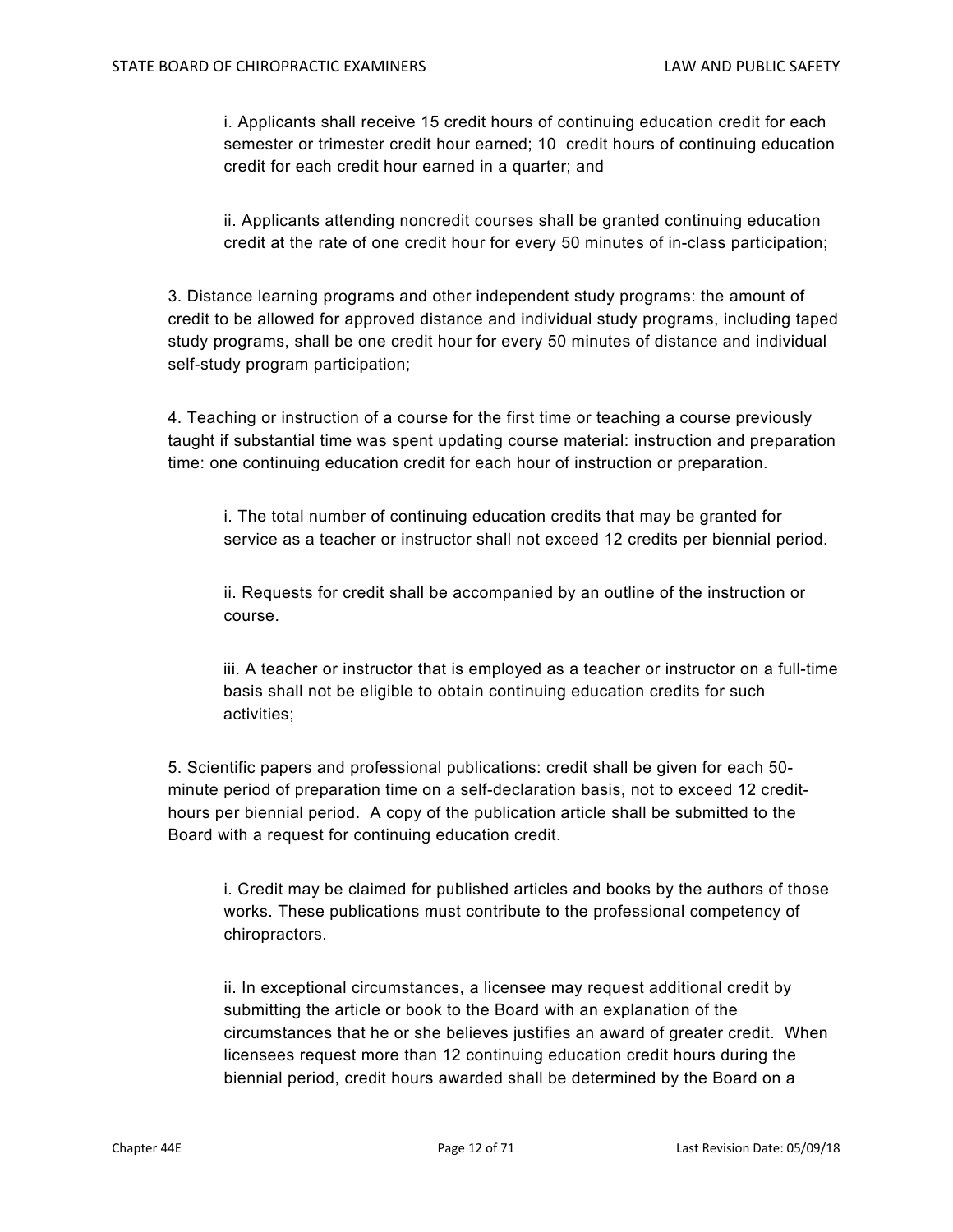i. Applicants shall receive 15 credit hours of continuing education credit for each semester or trimester credit hour earned; 10 credit hours of continuing education credit for each credit hour earned in a quarter; and

ii. Applicants attending noncredit courses shall be granted continuing education credit at the rate of one credit hour for every 50 minutes of in-class participation;

3. Distance learning programs and other independent study programs: the amount of credit to be allowed for approved distance and individual study programs, including taped study programs, shall be one credit hour for every 50 minutes of distance and individual self-study program participation;

4. Teaching or instruction of a course for the first time or teaching a course previously taught if substantial time was spent updating course material: instruction and preparation time: one continuing education credit for each hour of instruction or preparation.

i. The total number of continuing education credits that may be granted for service as a teacher or instructor shall not exceed 12 credits per biennial period.

ii. Requests for credit shall be accompanied by an outline of the instruction or course.

iii. A teacher or instructor that is employed as a teacher or instructor on a full-time basis shall not be eligible to obtain continuing education credits for such activities;

5. Scientific papers and professional publications: credit shall be given for each 50-minute period of preparation time on a self-declaration basis, not to exceed 12 credit-hours per biennial period. A copy of the publication article shall be submitted to the Board with a request for continuing education credit.

i. Credit may be claimed for published articles and books by the authors of those works. These publications must contribute to the professional competency of chiropractors.

ii. In exceptional circumstances, a licensee may request additional credit by submitting the article or book to the Board with an explanation of the circumstances that he or she believes justifies an award of greater credit. When licensees request more than 12 continuing education credit hours during the biennial period, credit hours awarded shall be determined by the Board on a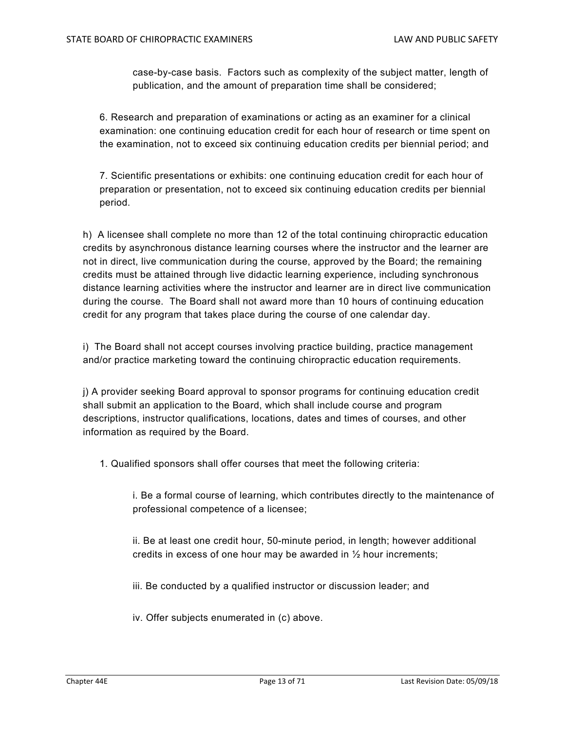case-by-case basis. Factors such as complexity of the subject matter, length of publication, and the amount of preparation time shall be considered;

6. Research and preparation of examinations or acting as an examiner for a clinical examination: one continuing education credit for each hour of research or time spent on the examination, not to exceed six continuing education credits per biennial period; and

7. Scientific presentations or exhibits: one continuing education credit for each hour of preparation or presentation, not to exceed six continuing education credits per biennial period.

h) A licensee shall complete no more than 12 of the total continuing chiropractic education credits by asynchronous distance learning courses where the instructor and the learner are not in direct, live communication during the course, approved by the Board; the remaining credits must be attained through live didactic learning experience, including synchronous distance learning activities where the instructor and learner are in direct live communication during the course. The Board shall not award more than 10 hours of continuing education credit for any program that takes place during the course of one calendar day.

i) The Board shall not accept courses involving practice building, practice management and/or practice marketing toward the continuing chiropractic education requirements.

j) A provider seeking Board approval to sponsor programs for continuing education credit shall submit an application to the Board, which shall include course and program descriptions, instructor qualifications, locations, dates and times of courses, and other information as required by the Board.

1. Qualified sponsors shall offer courses that meet the following criteria:

i. Be a formal course of learning, which contributes directly to the maintenance of professional competence of a licensee;

ii. Be at least one credit hour, 50-minute period, in length; however additional credits in excess of one hour may be awarded in ½ hour increments;

iii. Be conducted by a qualified instructor or discussion leader; and

iv. Offer subjects enumerated in (c) above.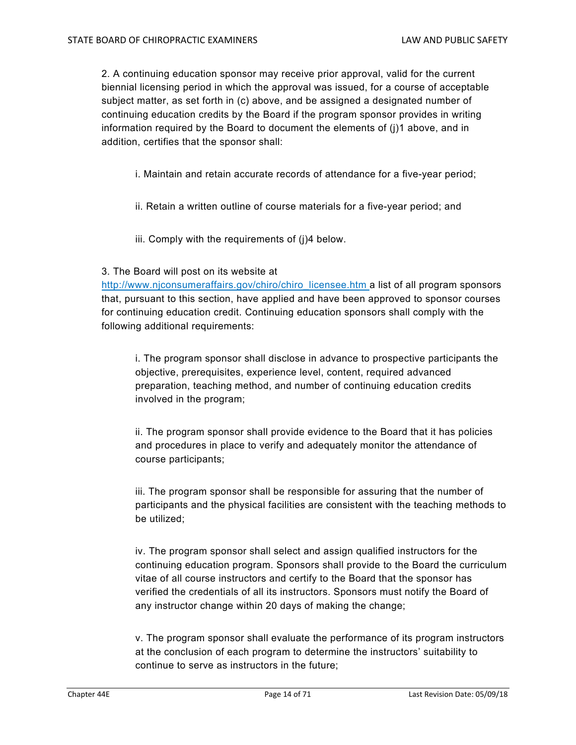2. A continuing education sponsor may receive prior approval, valid for the current biennial licensing period in which the approval was issued, for a course of acceptable subject matter, as set forth in (c) above, and be assigned a designated number of continuing education credits by the Board if the program sponsor provides in writing information required by the Board to document the elements of (j)1 above, and in addition, certifies that the sponsor shall:

i. Maintain and retain accurate records of attendance for a five-year period;

ii. Retain a written outline of course materials for a five-year period; and

iii. Comply with the requirements of (j)4 below.

3. The Board will post on its website at [http://www.njconsumeraffairs.gov/chiro/chiro_licensee.htm](http://www.njconsumeraffairs.gov/chiro/chiro_licensee.htm) a list of all program sponsors that, pursuant to this section, have applied and have been approved to sponsor courses for continuing education credit. Continuing education sponsors shall comply with the following additional requirements:

i. The program sponsor shall disclose in advance to prospective participants the objective, prerequisites, experience level, content, required advanced preparation, teaching method, and number of continuing education credits involved in the program;

ii. The program sponsor shall provide evidence to the Board that it has policies and procedures in place to verify and adequately monitor the attendance of course participants;

iii. The program sponsor shall be responsible for assuring that the number of participants and the physical facilities are consistent with the teaching methods to be utilized;

iv. The program sponsor shall select and assign qualified instructors for the continuing education program. Sponsors shall provide to the Board the curriculum vitae of all course instructors and certify to the Board that the sponsor has verified the credentials of all its instructors. Sponsors must notify the Board of any instructor change within 20 days of making the change;

v. The program sponsor shall evaluate the performance of its program instructors at the conclusion of each program to determine the instructors' suitability to continue to serve as instructors in the future;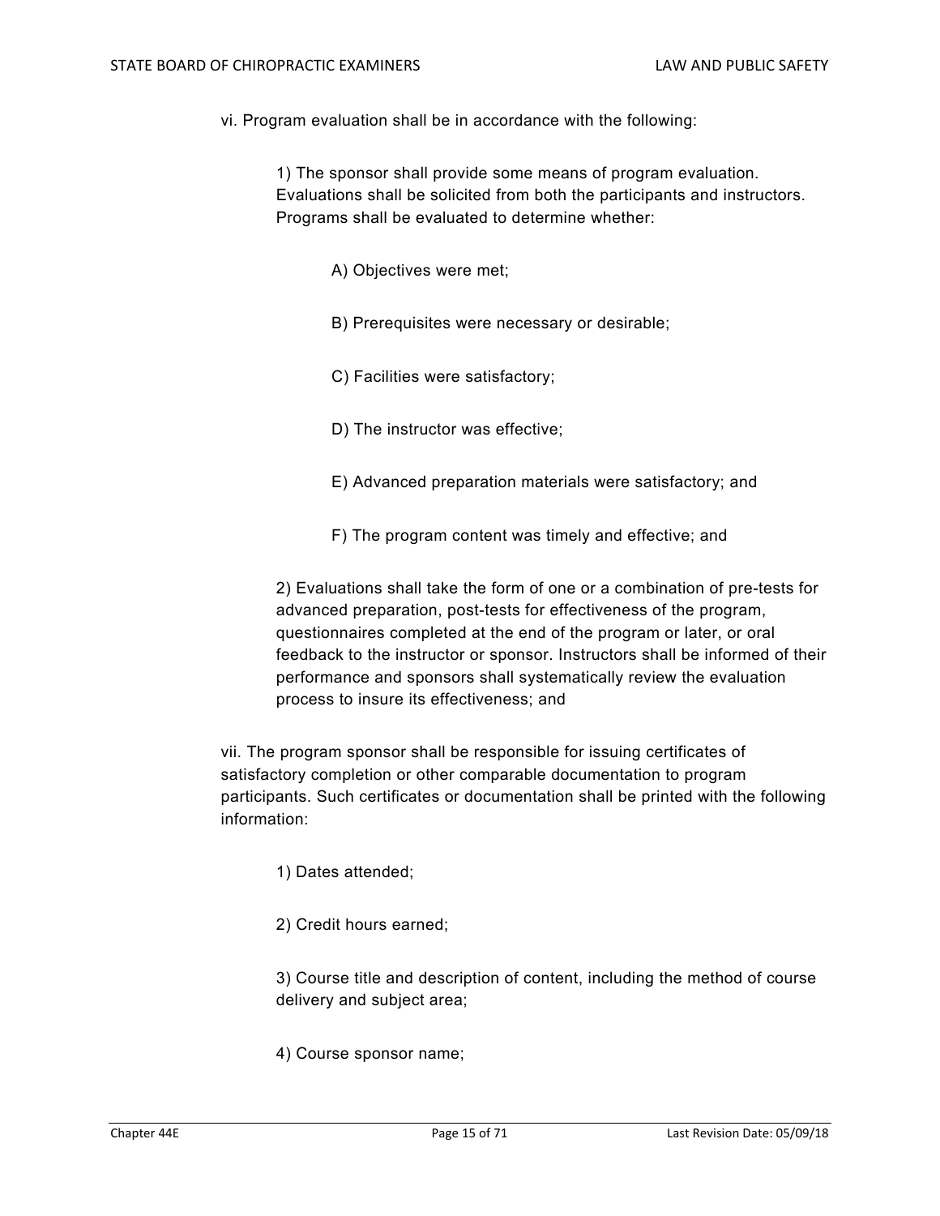vi. Program evaluation shall be in accordance with the following:

1) The sponsor shall provide some means of program evaluation. Evaluations shall be solicited from both the participants and instructors. Programs shall be evaluated to determine whether:

A) Objectives were met;

B) Prerequisites were necessary or desirable;

C) Facilities were satisfactory;

D) The instructor was effective;

E) Advanced preparation materials were satisfactory; and

F) The program content was timely and effective; and

2) Evaluations shall take the form of one or a combination of pre-tests for advanced preparation, post-tests for effectiveness of the program, questionnaires completed at the end of the program or later, or oral feedback to the instructor or sponsor. Instructors shall be informed of their performance and sponsors shall systematically review the evaluation process to insure its effectiveness; and

vii. The program sponsor shall be responsible for issuing certificates of satisfactory completion or other comparable documentation to program participants. Such certificates or documentation shall be printed with the following information:

1) Dates attended;

2) Credit hours earned;

3) Course title and description of content, including the method of course delivery and subject area;

4) Course sponsor name;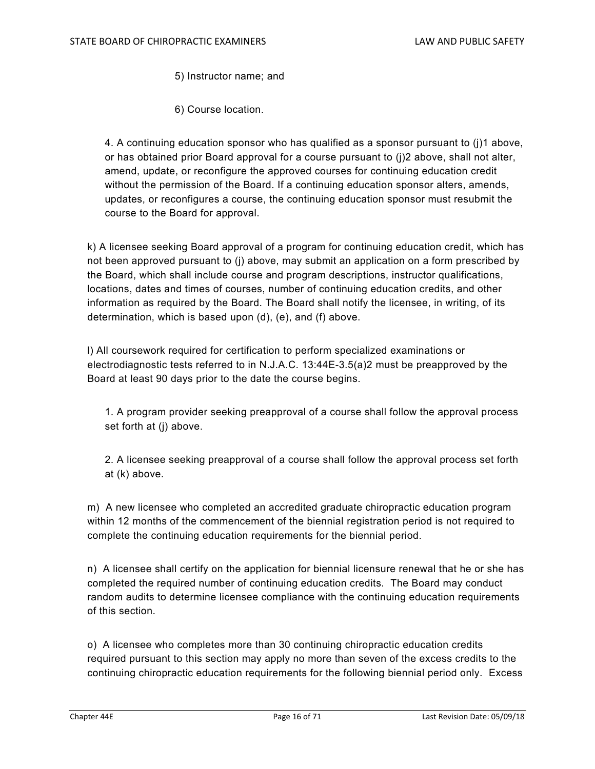5) Instructor name; and

6) Course location.

4. A continuing education sponsor who has qualified as a sponsor pursuant to (j)1 above, or has obtained prior Board approval for a course pursuant to (j)2 above, shall not alter, amend, update, or reconfigure the approved courses for continuing education credit without the permission of the Board. If a continuing education sponsor alters, amends, updates, or reconfigures a course, the continuing education sponsor must resubmit the course to the Board for approval.

k) A licensee seeking Board approval of a program for continuing education credit, which has not been approved pursuant to (j) above, may submit an application on a form prescribed by the Board, which shall include course and program descriptions, instructor qualifications, locations, dates and times of courses, number of continuing education credits, and other information as required by the Board. The Board shall notify the licensee, in writing, of its determination, which is based upon (d), (e), and (f) above.

l) All coursework required for certification to perform specialized examinations or electrodiagnostic tests referred to in N.J.A.C. 13:44E-3.5(a)2 must be preapproved by the Board at least 90 days prior to the date the course begins.

1. A program provider seeking preapproval of a course shall follow the approval process set forth at (j) above.

2. A licensee seeking preapproval of a course shall follow the approval process set forth at (k) above.

m) A new licensee who completed an accredited graduate chiropractic education program within 12 months of the commencement of the biennial registration period is not required to complete the continuing education requirements for the biennial period.

n) A licensee shall certify on the application for biennial licensure renewal that he or she has completed the required number of continuing education credits. The Board may conduct random audits to determine licensee compliance with the continuing education requirements of this section.

o) A licensee who completes more than 30 continuing chiropractic education credits required pursuant to this section may apply no more than seven of the excess credits to the continuing chiropractic education requirements for the following biennial period only. Excess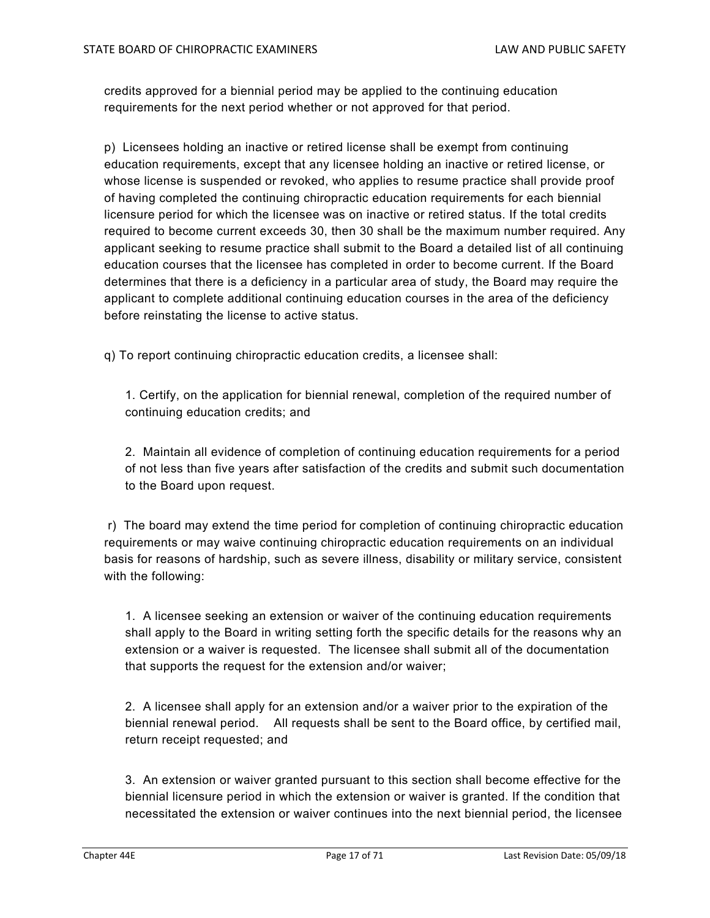credits approved for a biennial period may be applied to the continuing education requirements for the next period whether or not approved for that period.

p) Licensees holding an inactive or retired license shall be exempt from continuing education requirements, except that any licensee holding an inactive or retired license, or whose license is suspended or revoked, who applies to resume practice shall provide proof of having completed the continuing chiropractic education requirements for each biennial licensure period for which the licensee was on inactive or retired status. If the total credits required to become current exceeds 30, then 30 shall be the maximum number required. Any applicant seeking to resume practice shall submit to the Board a detailed list of all continuing education courses that the licensee has completed in order to become current. If the Board determines that there is a deficiency in a particular area of study, the Board may require the applicant to complete additional continuing education courses in the area of the deficiency before reinstating the license to active status.

q) To report continuing chiropractic education credits, a licensee shall:

1. Certify, on the application for biennial renewal, completion of the required number of continuing education credits; and

2. Maintain all evidence of completion of continuing education requirements for a period of not less than five years after satisfaction of the credits and submit such documentation to the Board upon request.

r) The board may extend the time period for completion of continuing chiropractic education requirements or may waive continuing chiropractic education requirements on an individual basis for reasons of hardship, such as severe illness, disability or military service, consistent with the following:

1. A licensee seeking an extension or waiver of the continuing education requirements shall apply to the Board in writing setting forth the specific details for the reasons why an extension or a waiver is requested. The licensee shall submit all of the documentation that supports the request for the extension and/or waiver;

2. A licensee shall apply for an extension and/or a waiver prior to the expiration of the biennial renewal period. All requests shall be sent to the Board office, by certified mail, return receipt requested; and

3. An extension or waiver granted pursuant to this section shall become effective for the biennial licensure period in which the extension or waiver is granted. If the condition that necessitated the extension or waiver continues into the next biennial period, the licensee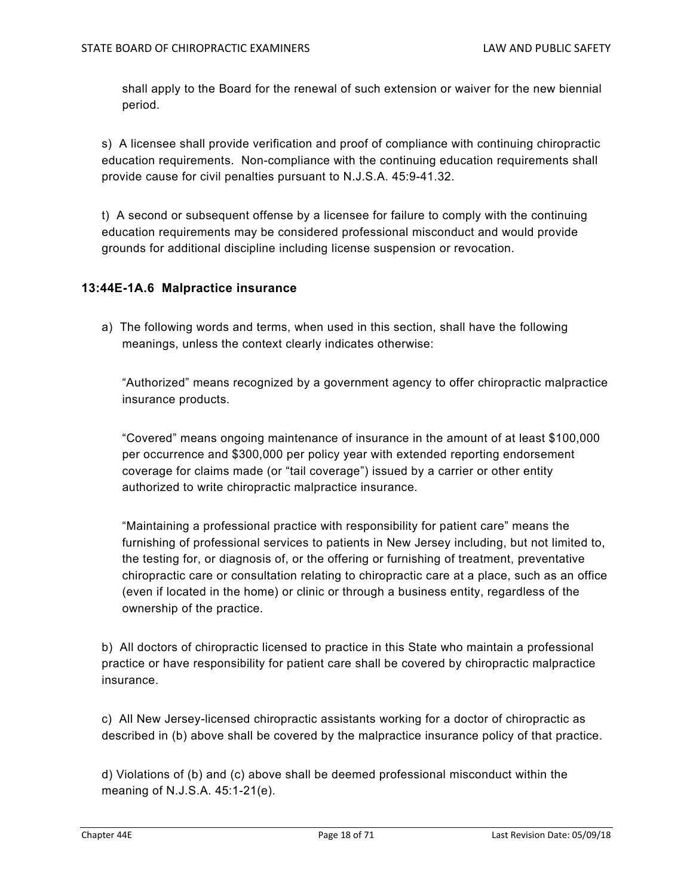shall apply to the Board for the renewal of such extension or waiver for the new biennial period.

s) A licensee shall provide verification and proof of compliance with continuing chiropractic education requirements. Non-compliance with the continuing education requirements shall provide cause for civil penalties pursuant to N.J.S.A. 45:9-41.32.

t) A second or subsequent offense by a licensee for failure to comply with the continuing education requirements may be considered professional misconduct and would provide grounds for additional discipline including license suspension or revocation.

### 13:44E-1A.6 Malpractice insurance

a) The following words and terms, when used in this section, shall have the following meanings, unless the context clearly indicates otherwise:

"Authorized" means recognized by a government agency to offer chiropractic malpractice insurance products.

"Covered" means ongoing maintenance of insurance in the amount of at least $100,000 per occurrence and $300,000 per policy year with extended reporting endorsement coverage for claims made (or "tail coverage") issued by a carrier or other entity authorized to write chiropractic malpractice insurance.

"Maintaining a professional practice with responsibility for patient care" means the furnishing of professional services to patients in New Jersey including, but not limited to, the testing for, or diagnosis of, or the offering or furnishing of treatment, preventative chiropractic care or consultation relating to chiropractic care at a place, such as an office (even if located in the home) or clinic or through a business entity, regardless of the ownership of the practice.

b) All doctors of chiropractic licensed to practice in this State who maintain a professional practice or have responsibility for patient care shall be covered by chiropractic malpractice insurance.

c) All New Jersey-licensed chiropractic assistants working for a doctor of chiropractic as described in (b) above shall be covered by the malpractice insurance policy of that practice.

d) Violations of (b) and (c) above shall be deemed professional misconduct within the meaning of N.J.S.A. 45:1-21(e).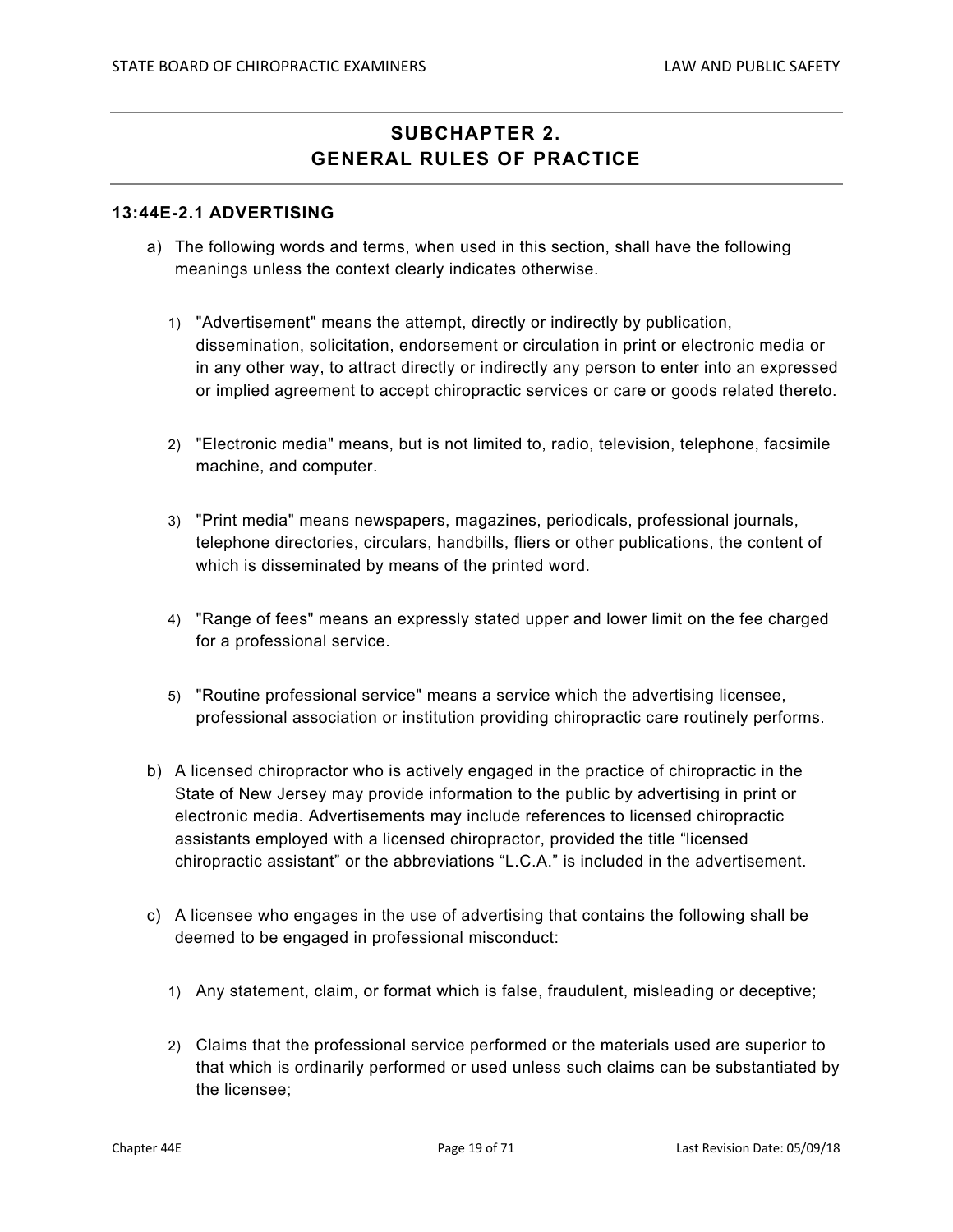# SUBCHAPTER 2. GENERAL RULES OF PRACTICE

## 13:44E-2.1 ADVERTISING

a) The following words and terms, when used in this section, shall have the following meanings unless the context clearly indicates otherwise.

   1) "Advertisement" means the attempt, directly or indirectly by publication, dissemination, solicitation, endorsement or circulation in print or electronic media or in any other way, to attract directly or indirectly any person to enter into an expressed or implied agreement to accept chiropractic services or care or goods related thereto.

   2) "Electronic media" means, but is not limited to, radio, television, telephone, facsimile machine, and computer.

   3) "Print media" means newspapers, magazines, periodicals, professional journals, telephone directories, circulars, handbills, fliers or other publications, the content of which is disseminated by means of the printed word.

   4) "Range of fees" means an expressly stated upper and lower limit on the fee charged for a professional service.

   5) "Routine professional service" means a service which the advertising licensee, professional association or institution providing chiropractic care routinely performs.

b) A licensed chiropractor who is actively engaged in the practice of chiropractic in the State of New Jersey may provide information to the public by advertising in print or electronic media. Advertisements may include references to licensed chiropractic assistants employed with a licensed chiropractor, provided the title "licensed chiropractic assistant" or the abbreviations "L.C.A." is included in the advertisement.

c) A licensee who engages in the use of advertising that contains the following shall be deemed to be engaged in professional misconduct:

   1) Any statement, claim, or format which is false, fraudulent, misleading or deceptive;

   2) Claims that the professional service performed or the materials used are superior to that which is ordinarily performed or used unless such claims can be substantiated by the licensee;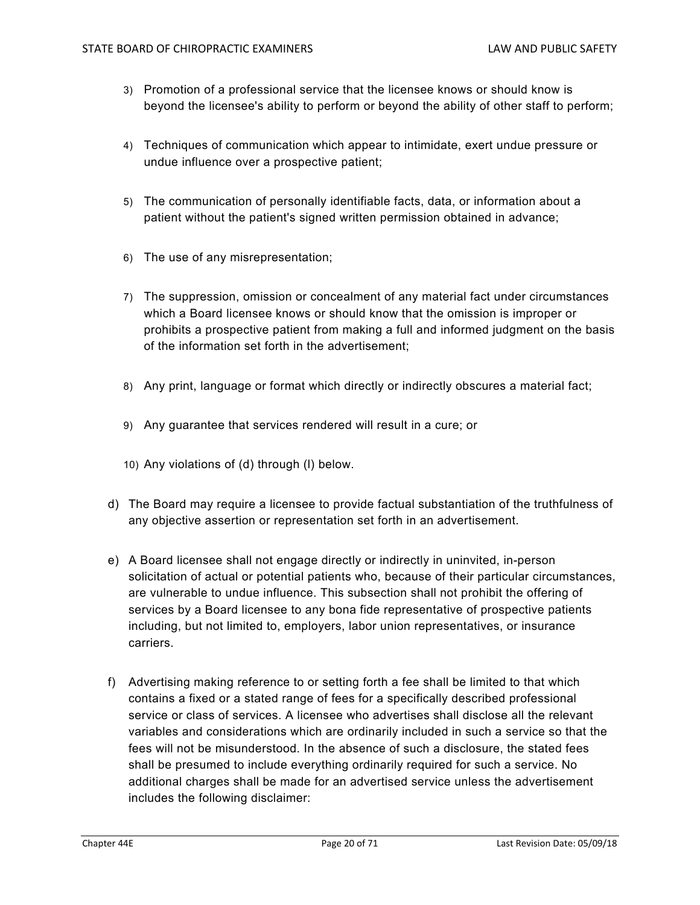3) Promotion of a professional service that the licensee knows or should know is beyond the licensee's ability to perform or beyond the ability of other staff to perform;

4) Techniques of communication which appear to intimidate, exert undue pressure or undue influence over a prospective patient;

5) The communication of personally identifiable facts, data, or information about a patient without the patient's signed written permission obtained in advance;

6) The use of any misrepresentation;

7) The suppression, omission or concealment of any material fact under circumstances which a Board licensee knows or should know that the omission is improper or prohibits a prospective patient from making a full and informed judgment on the basis of the information set forth in the advertisement;

8) Any print, language or format which directly or indirectly obscures a material fact;

9) Any guarantee that services rendered will result in a cure; or

10) Any violations of (d) through (l) below.

d) The Board may require a licensee to provide factual substantiation of the truthfulness of any objective assertion or representation set forth in an advertisement.

e) A Board licensee shall not engage directly or indirectly in uninvited, in-person solicitation of actual or potential patients who, because of their particular circumstances, are vulnerable to undue influence. This subsection shall not prohibit the offering of services by a Board licensee to any bona fide representative of prospective patients including, but not limited to, employers, labor union representatives, or insurance carriers.

f) Advertising making reference to or setting forth a fee shall be limited to that which contains a fixed or a stated range of fees for a specifically described professional service or class of services. A licensee who advertises shall disclose all the relevant variables and considerations which are ordinarily included in such a service so that the fees will not be misunderstood. In the absence of such a disclosure, the stated fees shall be presumed to include everything ordinarily required for such a service. No additional charges shall be made for an advertised service unless the advertisement includes the following disclaimer: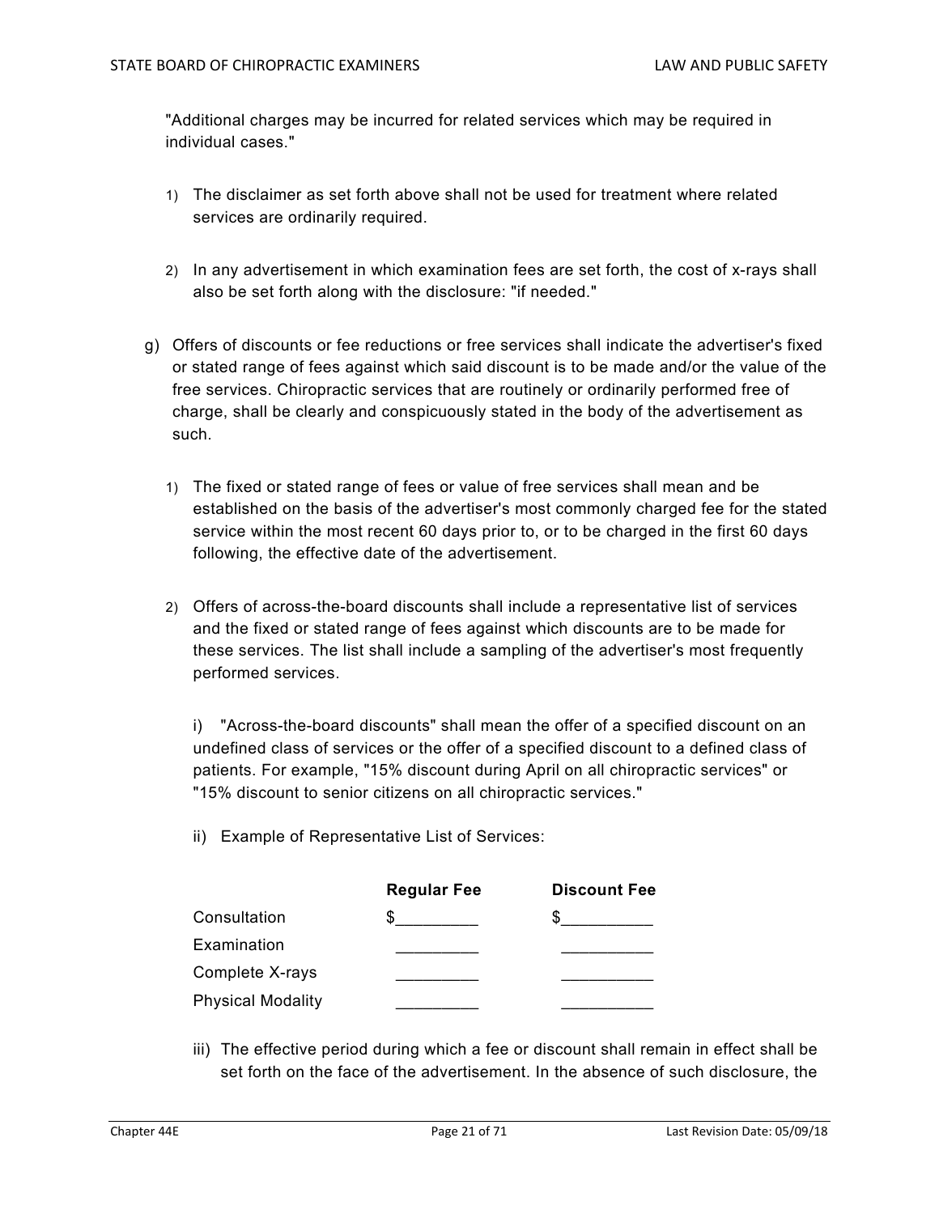"Additional charges may be incurred for related services which may be required in individual cases."

1) The disclaimer as set forth above shall not be used for treatment where related services are ordinarily required.

2) In any advertisement in which examination fees are set forth, the cost of x-rays shall also be set forth along with the disclosure: "if needed."

g) Offers of discounts or fee reductions or free services shall indicate the advertiser's fixed or stated range of fees against which said discount is to be made and/or the value of the free services. Chiropractic services that are routinely or ordinarily performed free of charge, shall be clearly and conspicuously stated in the body of the advertisement as such.

1) The fixed or stated range of fees or value of free services shall mean and be established on the basis of the advertiser's most commonly charged fee for the stated service within the most recent 60 days prior to, or to be charged in the first 60 days following, the effective date of the advertisement.

2) Offers of across-the-board discounts shall include a representative list of services and the fixed or stated range of fees against which discounts are to be made for these services. The list shall include a sampling of the advertiser's most frequently performed services.

i) "Across-the-board discounts" shall mean the offer of a specified discount on an undefined class of services or the offer of a specified discount to a defined class of patients. For example, "15% discount during April on all chiropractic services" or "15% discount to senior citizens on all chiropractic services."

ii) Example of Representative List of Services:

| | **Regular Fee** | **Discount Fee** |
|---|---|---|
| Consultation | $_________ | $__________ |
| Examination | _________ | __________ |
| Complete X-rays | _________ | __________ |
| Physical Modality | _________ | __________ |

iii) The effective period during which a fee or discount shall remain in effect shall be set forth on the face of the advertisement. In the absence of such disclosure, the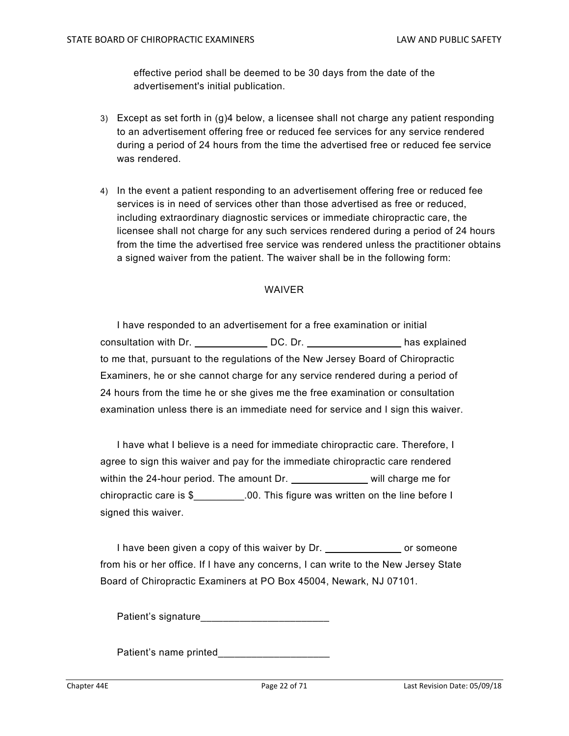effective period shall be deemed to be 30 days from the date of the advertisement's initial publication.

3) Except as set forth in (g)4 below, a licensee shall not charge any patient responding to an advertisement offering free or reduced fee services for any service rendered during a period of 24 hours from the time the advertised free or reduced fee service was rendered.

4) In the event a patient responding to an advertisement offering free or reduced fee services is in need of services other than those advertised as free or reduced, including extraordinary diagnostic services or immediate chiropractic care, the licensee shall not charge for any such services rendered during a period of 24 hours from the time the advertised free service was rendered unless the practitioner obtains a signed waiver from the patient. The waiver shall be in the following form:

WAIVER

I have responded to an advertisement for a free examination or initial consultation with Dr. _____________ DC. Dr. _________________ has explained to me that, pursuant to the regulations of the New Jersey Board of Chiropractic Examiners, he or she cannot charge for any service rendered during a period of 24 hours from the time he or she gives me the free examination or consultation examination unless there is an immediate need for service and I sign this waiver.

I have what I believe is a need for immediate chiropractic care. Therefore, I agree to sign this waiver and pay for the immediate chiropractic care rendered within the 24-hour period. The amount Dr. ______________ will charge me for chiropractic care is $_________.00. This figure was written on the line before I signed this waiver.

I have been given a copy of this waiver by Dr. ______________ or someone from his or her office. If I have any concerns, I can write to the New Jersey State Board of Chiropractic Examiners at PO Box 45004, Newark, NJ 07101.

Patient's signature_______________________

Patient's name printed____________________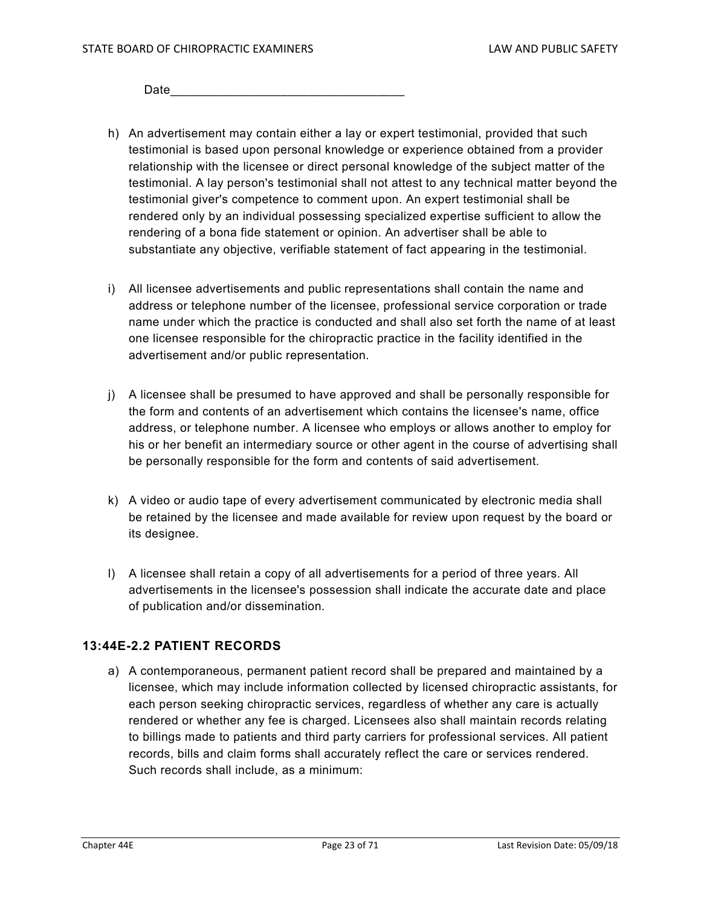Date___________________________________

h) An advertisement may contain either a lay or expert testimonial, provided that such testimonial is based upon personal knowledge or experience obtained from a provider relationship with the licensee or direct personal knowledge of the subject matter of the testimonial. A lay person's testimonial shall not attest to any technical matter beyond the testimonial giver's competence to comment upon. An expert testimonial shall be rendered only by an individual possessing specialized expertise sufficient to allow the rendering of a bona fide statement or opinion. An advertiser shall be able to substantiate any objective, verifiable statement of fact appearing in the testimonial.

i) All licensee advertisements and public representations shall contain the name and address or telephone number of the licensee, professional service corporation or trade name under which the practice is conducted and shall also set forth the name of at least one licensee responsible for the chiropractic practice in the facility identified in the advertisement and/or public representation.

j) A licensee shall be presumed to have approved and shall be personally responsible for the form and contents of an advertisement which contains the licensee's name, office address, or telephone number. A licensee who employs or allows another to employ for his or her benefit an intermediary source or other agent in the course of advertising shall be personally responsible for the form and contents of said advertisement.

k) A video or audio tape of every advertisement communicated by electronic media shall be retained by the licensee and made available for review upon request by the board or its designee.

l) A licensee shall retain a copy of all advertisements for a period of three years. All advertisements in the licensee's possession shall indicate the accurate date and place of publication and/or dissemination.

### 13:44E-2.2 PATIENT RECORDS

a) A contemporaneous, permanent patient record shall be prepared and maintained by a licensee, which may include information collected by licensed chiropractic assistants, for each person seeking chiropractic services, regardless of whether any care is actually rendered or whether any fee is charged. Licensees also shall maintain records relating to billings made to patients and third party carriers for professional services. All patient records, bills and claim forms shall accurately reflect the care or services rendered. Such records shall include, as a minimum: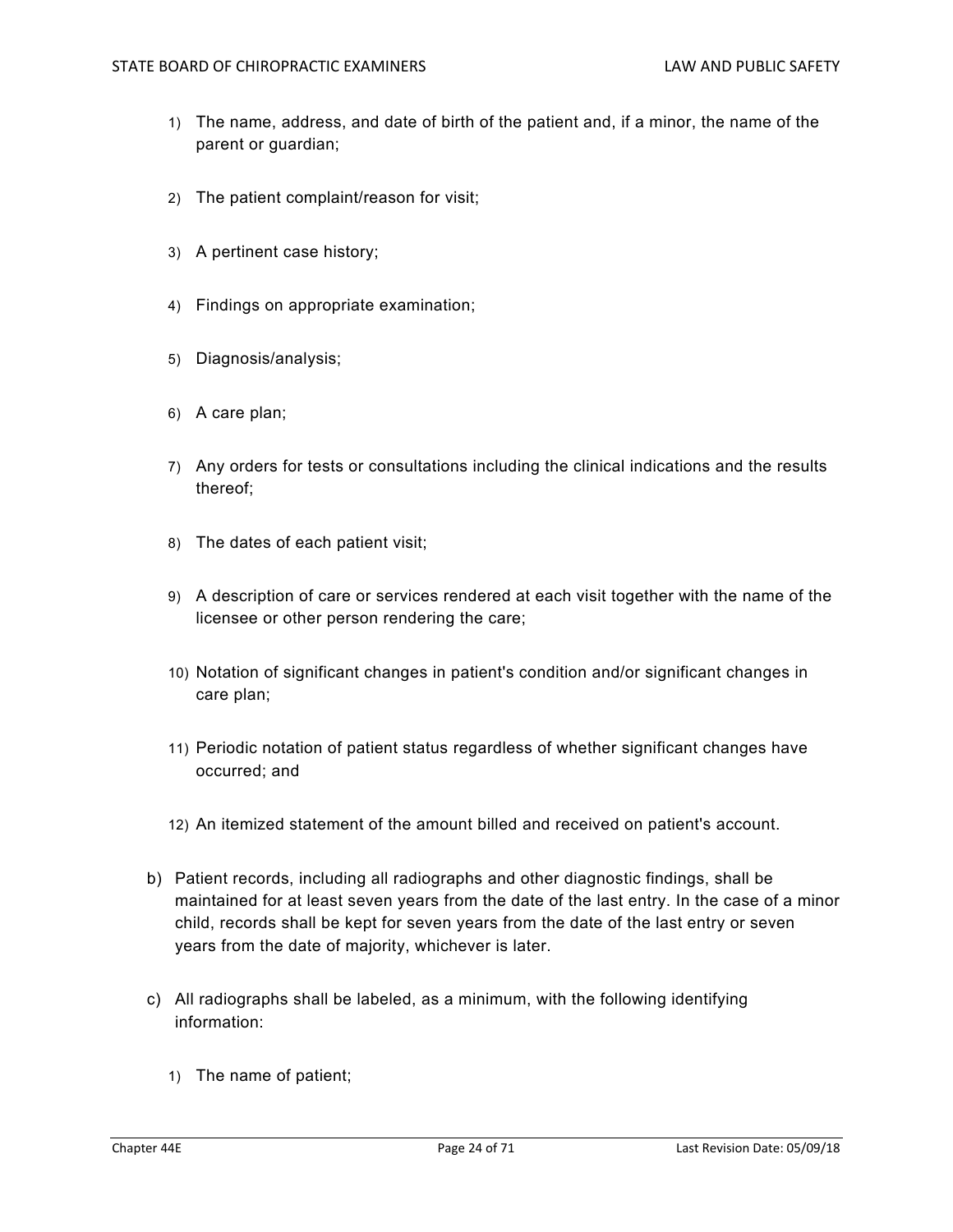1) The name, address, and date of birth of the patient and, if a minor, the name of the parent or guardian;

2) The patient complaint/reason for visit;

3) A pertinent case history;

4) Findings on appropriate examination;

5) Diagnosis/analysis;

6) A care plan;

7) Any orders for tests or consultations including the clinical indications and the results thereof;

8) The dates of each patient visit;

9) A description of care or services rendered at each visit together with the name of the licensee or other person rendering the care;

10) Notation of significant changes in patient's condition and/or significant changes in care plan;

11) Periodic notation of patient status regardless of whether significant changes have occurred; and

12) An itemized statement of the amount billed and received on patient's account.

b) Patient records, including all radiographs and other diagnostic findings, shall be maintained for at least seven years from the date of the last entry. In the case of a minor child, records shall be kept for seven years from the date of the last entry or seven years from the date of majority, whichever is later.

c) All radiographs shall be labeled, as a minimum, with the following identifying information:

1) The name of patient;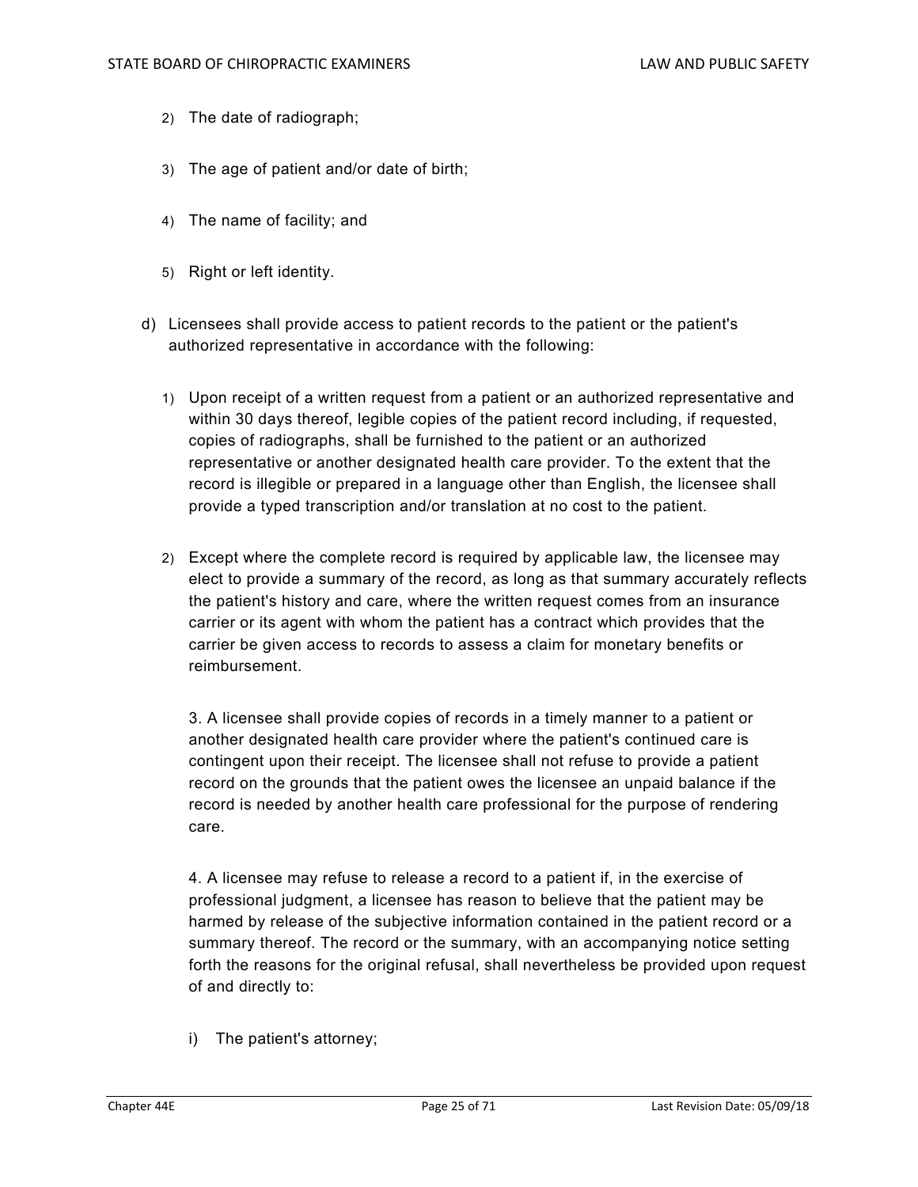2) The date of radiograph;

3) The age of patient and/or date of birth;

4) The name of facility; and

5) Right or left identity.

d) Licensees shall provide access to patient records to the patient or the patient's authorized representative in accordance with the following:

1) Upon receipt of a written request from a patient or an authorized representative and within 30 days thereof, legible copies of the patient record including, if requested, copies of radiographs, shall be furnished to the patient or an authorized representative or another designated health care provider. To the extent that the record is illegible or prepared in a language other than English, the licensee shall provide a typed transcription and/or translation at no cost to the patient.

2) Except where the complete record is required by applicable law, the licensee may elect to provide a summary of the record, as long as that summary accurately reflects the patient's history and care, where the written request comes from an insurance carrier or its agent with whom the patient has a contract which provides that the carrier be given access to records to assess a claim for monetary benefits or reimbursement.

3. A licensee shall provide copies of records in a timely manner to a patient or another designated health care provider where the patient's continued care is contingent upon their receipt. The licensee shall not refuse to provide a patient record on the grounds that the patient owes the licensee an unpaid balance if the record is needed by another health care professional for the purpose of rendering care.

4. A licensee may refuse to release a record to a patient if, in the exercise of professional judgment, a licensee has reason to believe that the patient may be harmed by release of the subjective information contained in the patient record or a summary thereof. The record or the summary, with an accompanying notice setting forth the reasons for the original refusal, shall nevertheless be provided upon request of and directly to:

i) The patient's attorney;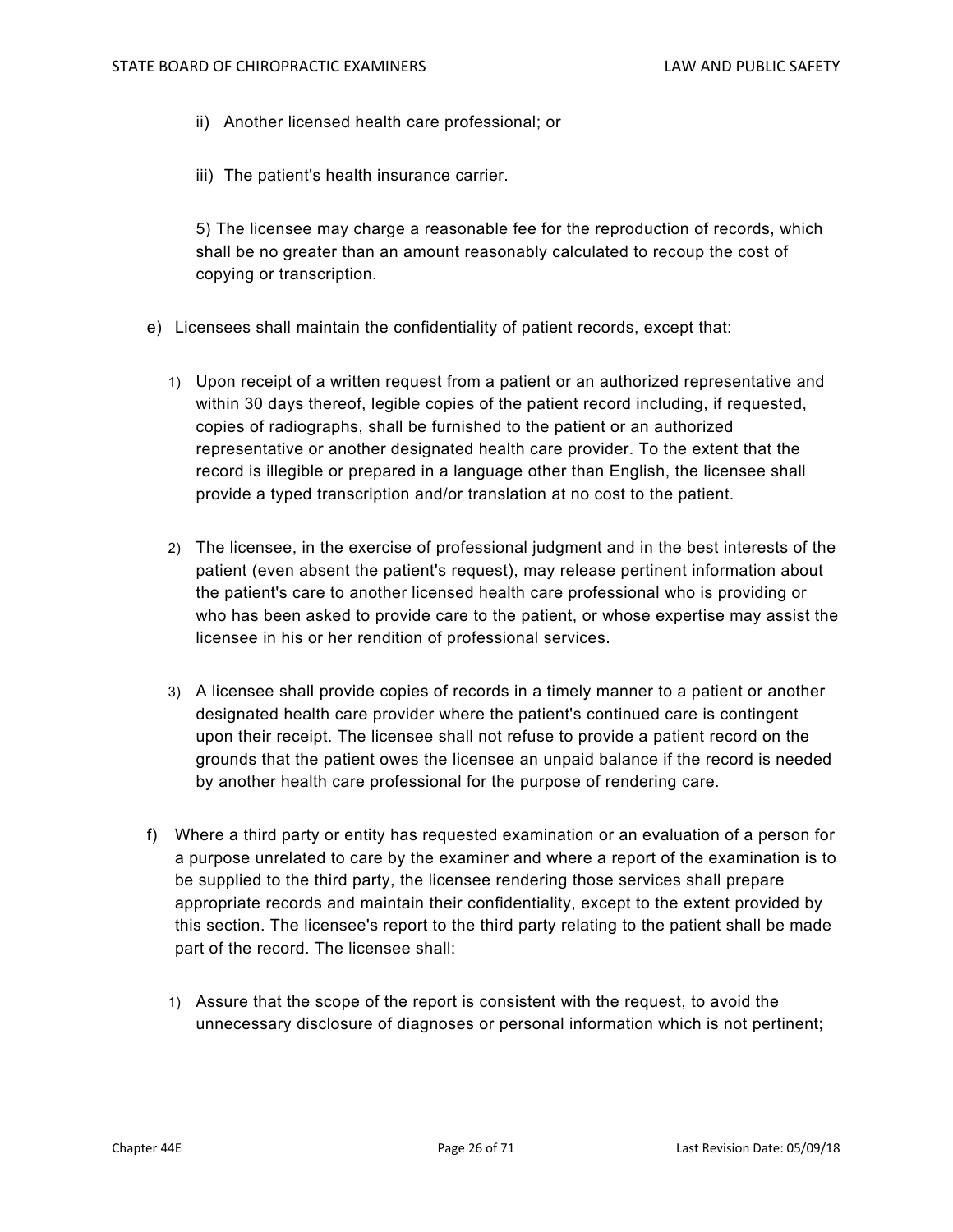ii) Another licensed health care professional; or

iii) The patient's health insurance carrier.

5) The licensee may charge a reasonable fee for the reproduction of records, which shall be no greater than an amount reasonably calculated to recoup the cost of copying or transcription.

e) Licensees shall maintain the confidentiality of patient records, except that:

1) Upon receipt of a written request from a patient or an authorized representative and within 30 days thereof, legible copies of the patient record including, if requested, copies of radiographs, shall be furnished to the patient or an authorized representative or another designated health care provider. To the extent that the record is illegible or prepared in a language other than English, the licensee shall provide a typed transcription and/or translation at no cost to the patient.

2) The licensee, in the exercise of professional judgment and in the best interests of the patient (even absent the patient's request), may release pertinent information about the patient's care to another licensed health care professional who is providing or who has been asked to provide care to the patient, or whose expertise may assist the licensee in his or her rendition of professional services.

3) A licensee shall provide copies of records in a timely manner to a patient or another designated health care provider where the patient's continued care is contingent upon their receipt. The licensee shall not refuse to provide a patient record on the grounds that the patient owes the licensee an unpaid balance if the record is needed by another health care professional for the purpose of rendering care.

f) Where a third party or entity has requested examination or an evaluation of a person for a purpose unrelated to care by the examiner and where a report of the examination is to be supplied to the third party, the licensee rendering those services shall prepare appropriate records and maintain their confidentiality, except to the extent provided by this section. The licensee's report to the third party relating to the patient shall be made part of the record. The licensee shall:

1) Assure that the scope of the report is consistent with the request, to avoid the unnecessary disclosure of diagnoses or personal information which is not pertinent;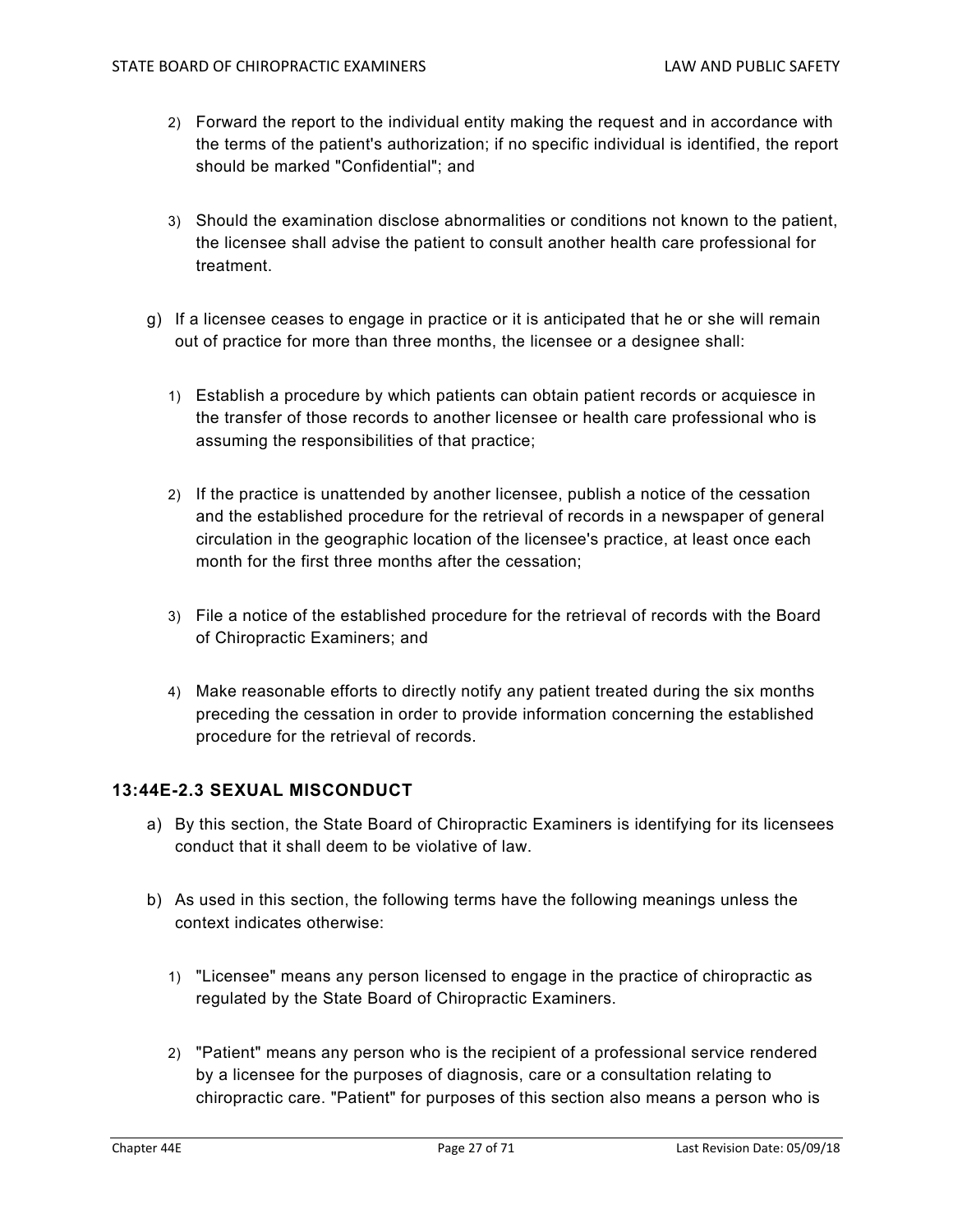2) Forward the report to the individual entity making the request and in accordance with the terms of the patient's authorization; if no specific individual is identified, the report should be marked "Confidential"; and

3) Should the examination disclose abnormalities or conditions not known to the patient, the licensee shall advise the patient to consult another health care professional for treatment.

g) If a licensee ceases to engage in practice or it is anticipated that he or she will remain out of practice for more than three months, the licensee or a designee shall:

1) Establish a procedure by which patients can obtain patient records or acquiesce in the transfer of those records to another licensee or health care professional who is assuming the responsibilities of that practice;

2) If the practice is unattended by another licensee, publish a notice of the cessation and the established procedure for the retrieval of records in a newspaper of general circulation in the geographic location of the licensee's practice, at least once each month for the first three months after the cessation;

3) File a notice of the established procedure for the retrieval of records with the Board of Chiropractic Examiners; and

4) Make reasonable efforts to directly notify any patient treated during the six months preceding the cessation in order to provide information concerning the established procedure for the retrieval of records.

### 13:44E-2.3 SEXUAL MISCONDUCT

a) By this section, the State Board of Chiropractic Examiners is identifying for its licensees conduct that it shall deem to be violative of law.

b) As used in this section, the following terms have the following meanings unless the context indicates otherwise:

1) "Licensee" means any person licensed to engage in the practice of chiropractic as regulated by the State Board of Chiropractic Examiners.

2) "Patient" means any person who is the recipient of a professional service rendered by a licensee for the purposes of diagnosis, care or a consultation relating to chiropractic care. "Patient" for purposes of this section also means a person who is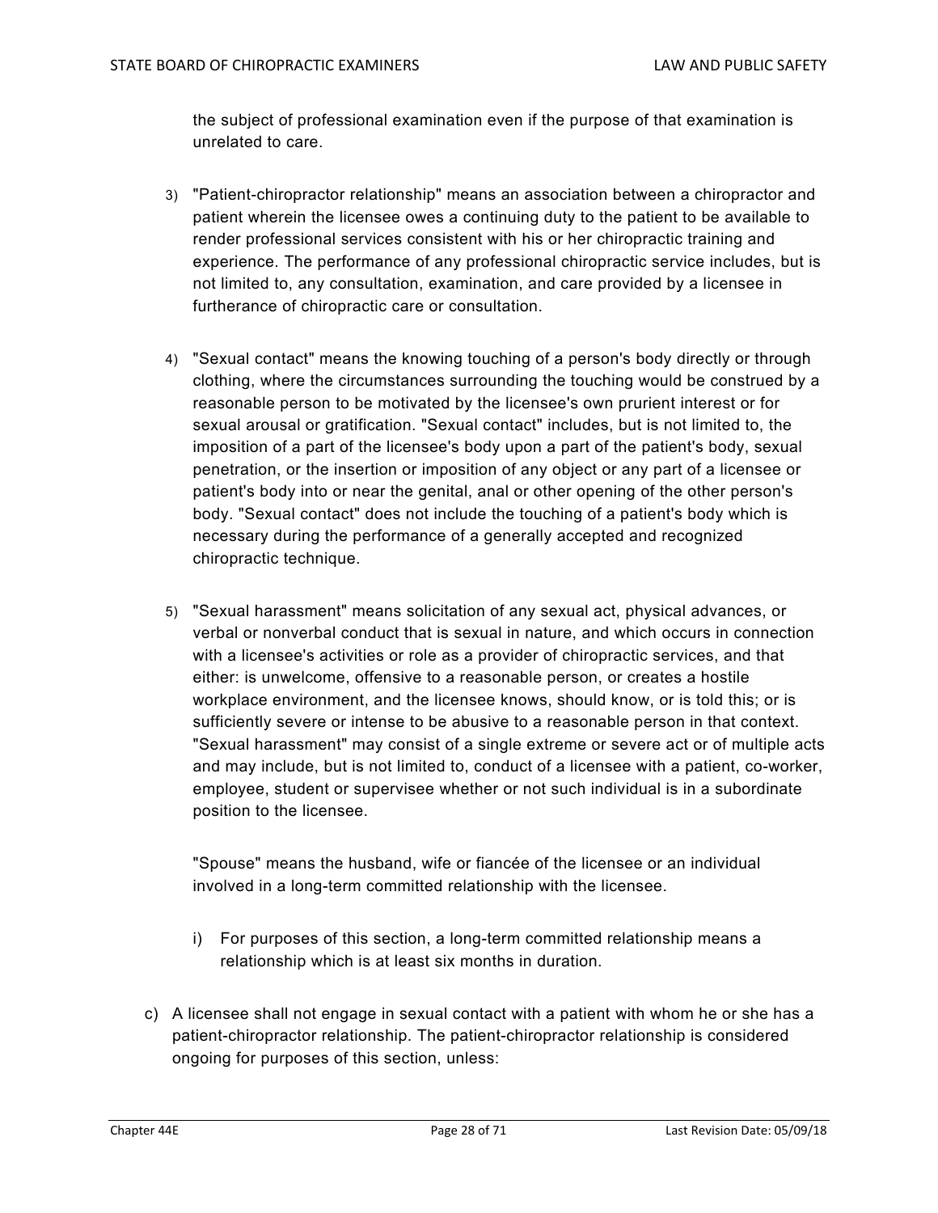the subject of professional examination even if the purpose of that examination is unrelated to care.

3) "Patient-chiropractor relationship" means an association between a chiropractor and patient wherein the licensee owes a continuing duty to the patient to be available to render professional services consistent with his or her chiropractic training and experience. The performance of any professional chiropractic service includes, but is not limited to, any consultation, examination, and care provided by a licensee in furtherance of chiropractic care or consultation.

4) "Sexual contact" means the knowing touching of a person's body directly or through clothing, where the circumstances surrounding the touching would be construed by a reasonable person to be motivated by the licensee's own prurient interest or for sexual arousal or gratification. "Sexual contact" includes, but is not limited to, the imposition of a part of the licensee's body upon a part of the patient's body, sexual penetration, or the insertion or imposition of any object or any part of a licensee or patient's body into or near the genital, anal or other opening of the other person's body. "Sexual contact" does not include the touching of a patient's body which is necessary during the performance of a generally accepted and recognized chiropractic technique.

5) "Sexual harassment" means solicitation of any sexual act, physical advances, or verbal or nonverbal conduct that is sexual in nature, and which occurs in connection with a licensee's activities or role as a provider of chiropractic services, and that either: is unwelcome, offensive to a reasonable person, or creates a hostile workplace environment, and the licensee knows, should know, or is told this; or is sufficiently severe or intense to be abusive to a reasonable person in that context. "Sexual harassment" may consist of a single extreme or severe act or of multiple acts and may include, but is not limited to, conduct of a licensee with a patient, co-worker, employee, student or supervisee whether or not such individual is in a subordinate position to the licensee.

   "Spouse" means the husband, wife or fiancée of the licensee or an individual involved in a long-term committed relationship with the licensee.

   i) For purposes of this section, a long-term committed relationship means a relationship which is at least six months in duration.

c) A licensee shall not engage in sexual contact with a patient with whom he or she has a patient-chiropractor relationship. The patient-chiropractor relationship is considered ongoing for purposes of this section, unless: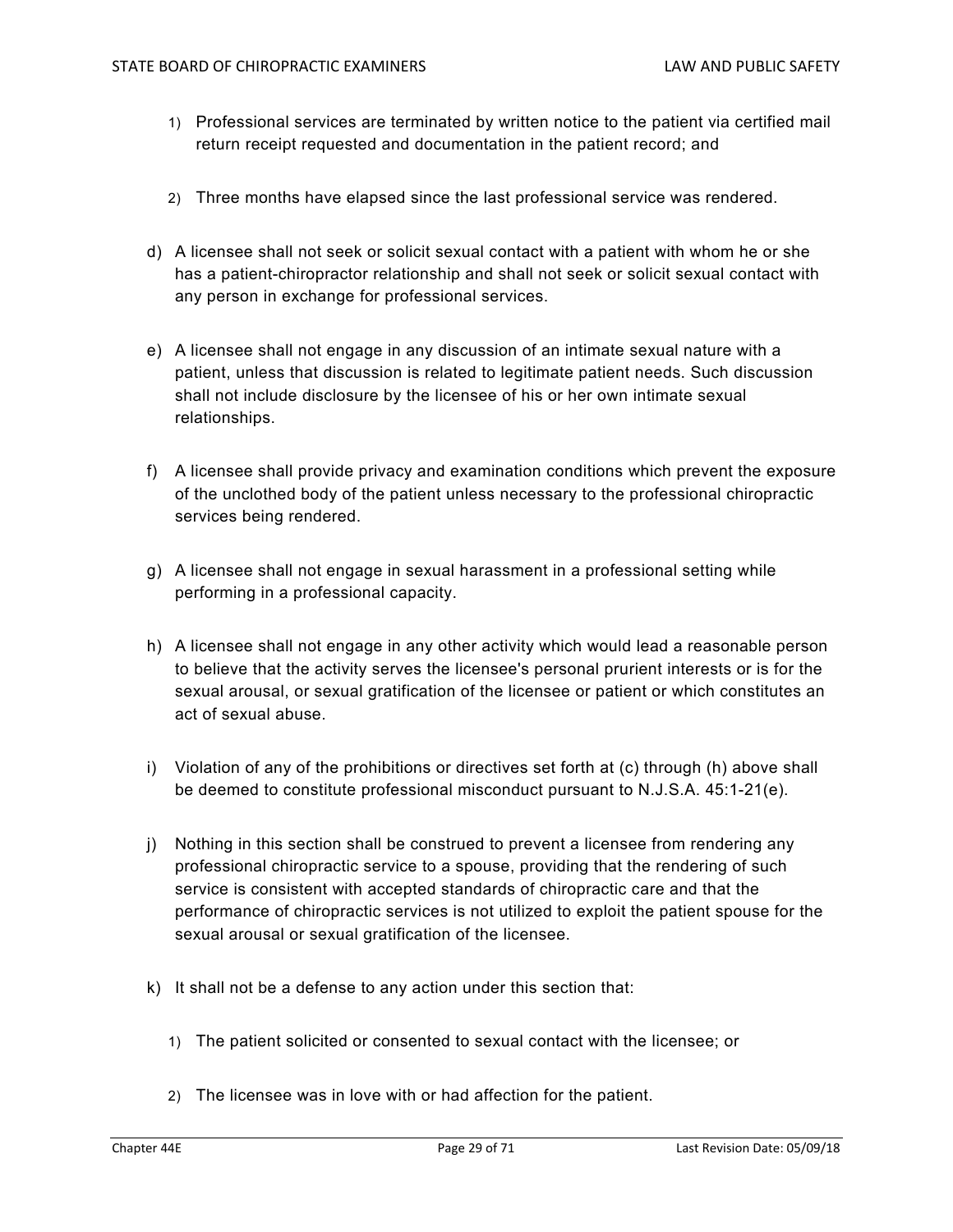1) Professional services are terminated by written notice to the patient via certified mail return receipt requested and documentation in the patient record; and

2) Three months have elapsed since the last professional service was rendered.

d) A licensee shall not seek or solicit sexual contact with a patient with whom he or she has a patient-chiropractor relationship and shall not seek or solicit sexual contact with any person in exchange for professional services.

e) A licensee shall not engage in any discussion of an intimate sexual nature with a patient, unless that discussion is related to legitimate patient needs. Such discussion shall not include disclosure by the licensee of his or her own intimate sexual relationships.

f) A licensee shall provide privacy and examination conditions which prevent the exposure of the unclothed body of the patient unless necessary to the professional chiropractic services being rendered.

g) A licensee shall not engage in sexual harassment in a professional setting while performing in a professional capacity.

h) A licensee shall not engage in any other activity which would lead a reasonable person to believe that the activity serves the licensee's personal prurient interests or is for the sexual arousal, or sexual gratification of the licensee or patient or which constitutes an act of sexual abuse.

i) Violation of any of the prohibitions or directives set forth at (c) through (h) above shall be deemed to constitute professional misconduct pursuant to N.J.S.A. 45:1-21(e).

j) Nothing in this section shall be construed to prevent a licensee from rendering any professional chiropractic service to a spouse, providing that the rendering of such service is consistent with accepted standards of chiropractic care and that the performance of chiropractic services is not utilized to exploit the patient spouse for the sexual arousal or sexual gratification of the licensee.

k) It shall not be a defense to any action under this section that:

1) The patient solicited or consented to sexual contact with the licensee; or

2) The licensee was in love with or had affection for the patient.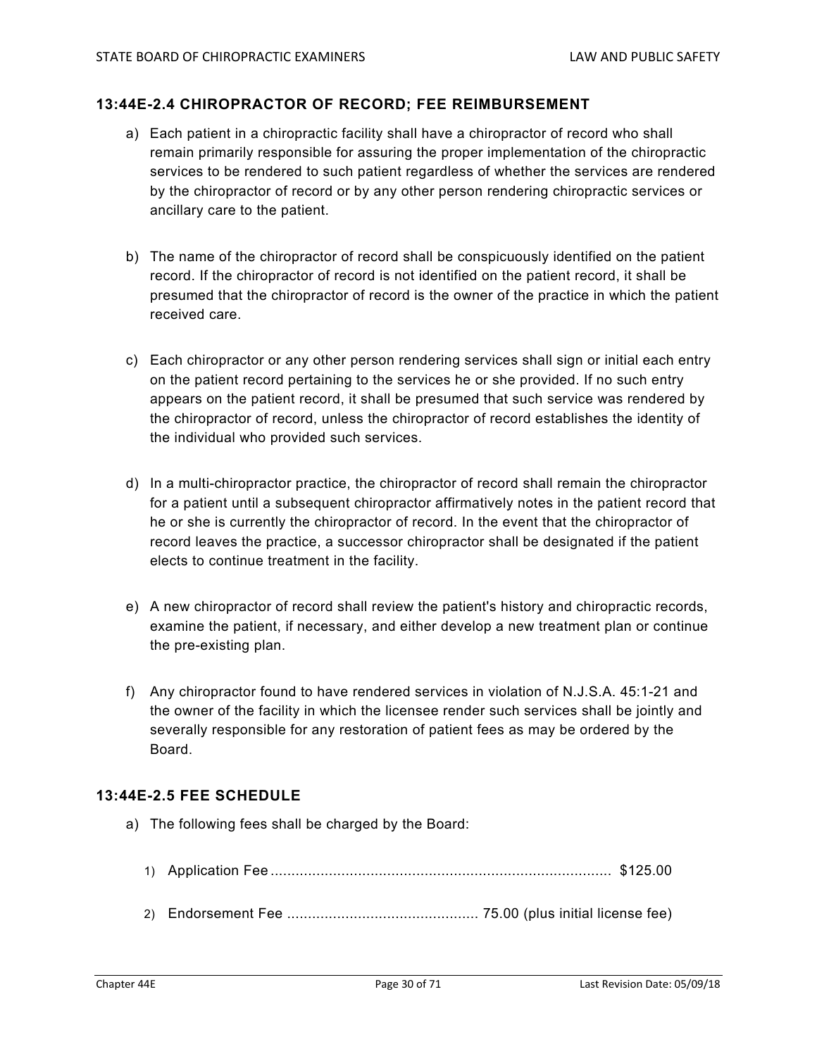### 13:44E-2.4 CHIROPRACTOR OF RECORD; FEE REIMBURSEMENT

a) Each patient in a chiropractic facility shall have a chiropractor of record who shall remain primarily responsible for assuring the proper implementation of the chiropractic services to be rendered to such patient regardless of whether the services are rendered by the chiropractor of record or by any other person rendering chiropractic services or ancillary care to the patient.

b) The name of the chiropractor of record shall be conspicuously identified on the patient record. If the chiropractor of record is not identified on the patient record, it shall be presumed that the chiropractor of record is the owner of the practice in which the patient received care.

c) Each chiropractor or any other person rendering services shall sign or initial each entry on the patient record pertaining to the services he or she provided. If no such entry appears on the patient record, it shall be presumed that such service was rendered by the chiropractor of record, unless the chiropractor of record establishes the identity of the individual who provided such services.

d) In a multi-chiropractor practice, the chiropractor of record shall remain the chiropractor for a patient until a subsequent chiropractor affirmatively notes in the patient record that he or she is currently the chiropractor of record. In the event that the chiropractor of record leaves the practice, a successor chiropractor shall be designated if the patient elects to continue treatment in the facility.

e) A new chiropractor of record shall review the patient's history and chiropractic records, examine the patient, if necessary, and either develop a new treatment plan or continue the pre-existing plan.

f) Any chiropractor found to have rendered services in violation of N.J.S.A. 45:1-21 and the owner of the facility in which the licensee render such services shall be jointly and severally responsible for any restoration of patient fees as may be ordered by the Board.

### 13:44E-2.5 FEE SCHEDULE

a) The following fees shall be charged by the Board:

1) Application Fee .................................................................................. $125.00

2) Endorsement Fee .............................................. 75.00 (plus initial license fee)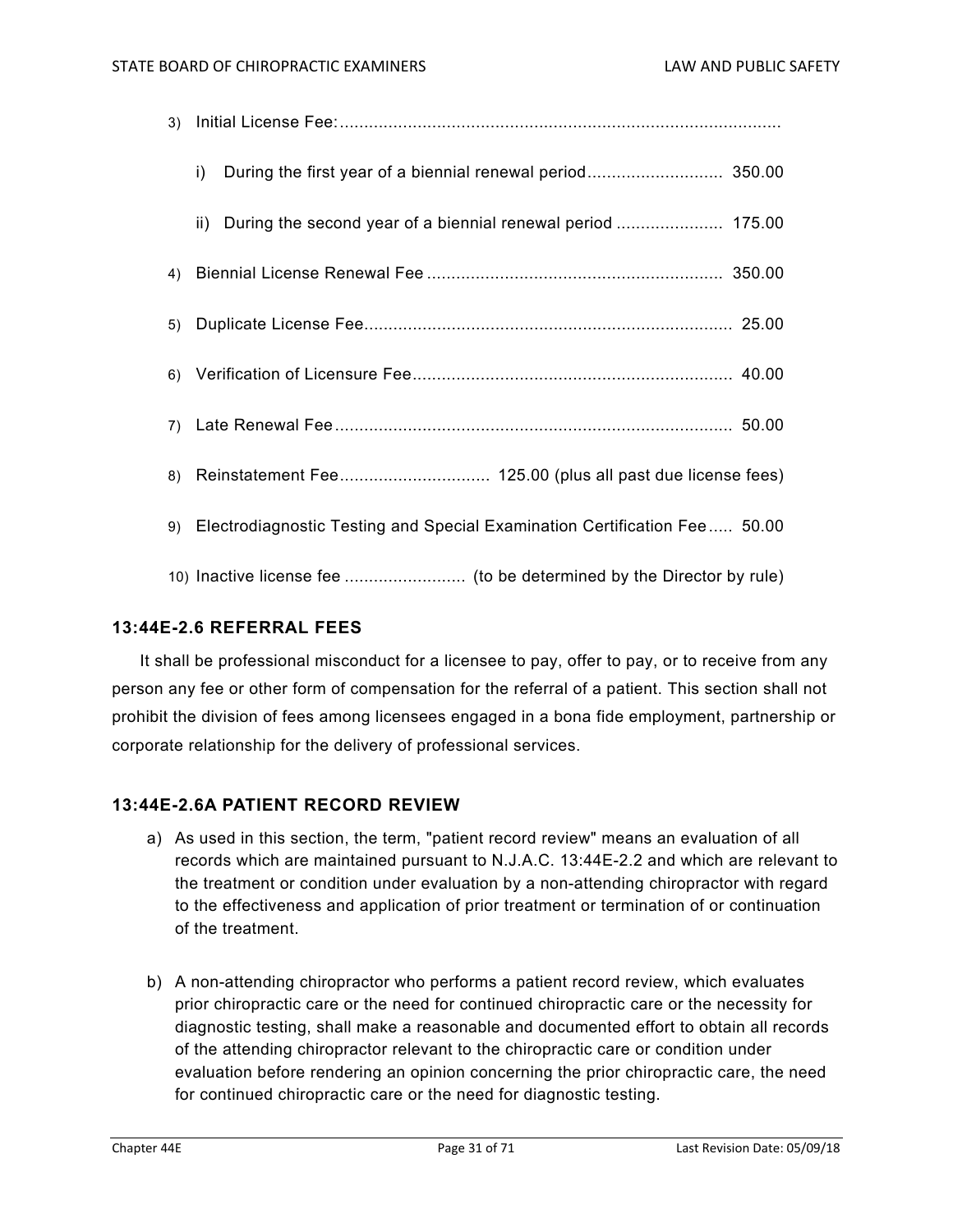3) Initial License Fee:............................................................................................

   i) During the first year of a biennial renewal period............................ 350.00

   ii) During the second year of a biennial renewal period ...................... 175.00

4) Biennial License Renewal Fee ............................................................. 350.00

5) Duplicate License Fee........................................................................... 25.00

6) Verification of Licensure Fee.................................................................. 40.00

7) Late Renewal Fee .................................................................................. 50.00

8) Reinstatement Fee............................... 125.00 (plus all past due license fees)

9) Electrodiagnostic Testing and Special Examination Certification Fee..... 50.00

10) Inactive license fee ......................... (to be determined by the Director by rule)

### 13:44E-2.6 REFERRAL FEES

It shall be professional misconduct for a licensee to pay, offer to pay, or to receive from any person any fee or other form of compensation for the referral of a patient. This section shall not prohibit the division of fees among licensees engaged in a bona fide employment, partnership or corporate relationship for the delivery of professional services.

### 13:44E-2.6A PATIENT RECORD REVIEW

a) As used in this section, the term, "patient record review" means an evaluation of all records which are maintained pursuant to N.J.A.C. 13:44E-2.2 and which are relevant to the treatment or condition under evaluation by a non-attending chiropractor with regard to the effectiveness and application of prior treatment or termination of or continuation of the treatment.

b) A non-attending chiropractor who performs a patient record review, which evaluates prior chiropractic care or the need for continued chiropractic care or the necessity for diagnostic testing, shall make a reasonable and documented effort to obtain all records of the attending chiropractor relevant to the chiropractic care or condition under evaluation before rendering an opinion concerning the prior chiropractic care, the need for continued chiropractic care or the need for diagnostic testing.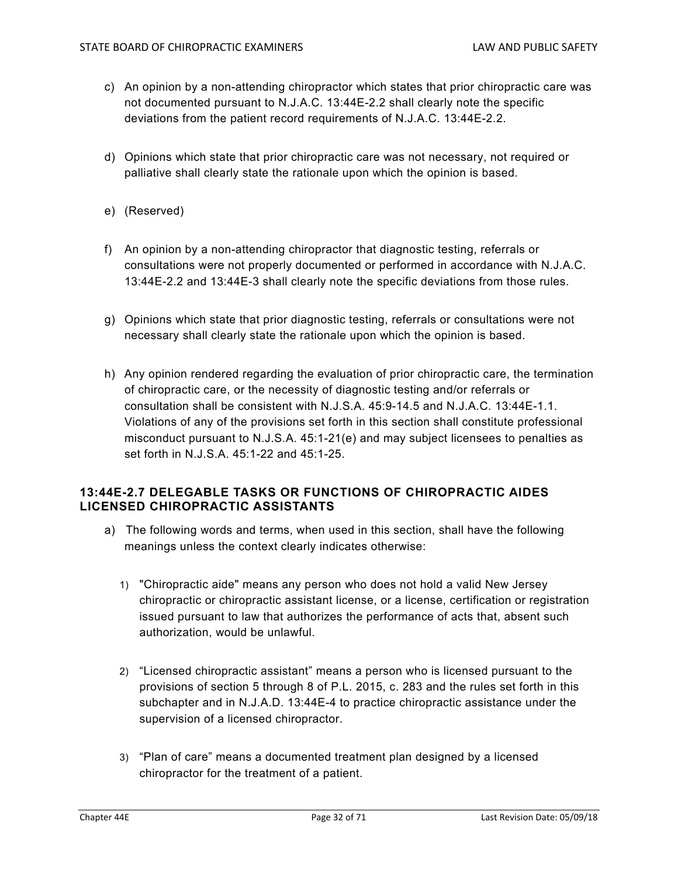c) An opinion by a non-attending chiropractor which states that prior chiropractic care was not documented pursuant to N.J.A.C. 13:44E-2.2 shall clearly note the specific deviations from the patient record requirements of N.J.A.C. 13:44E-2.2.

d) Opinions which state that prior chiropractic care was not necessary, not required or palliative shall clearly state the rationale upon which the opinion is based.

e) (Reserved)

f) An opinion by a non-attending chiropractor that diagnostic testing, referrals or consultations were not properly documented or performed in accordance with N.J.A.C. 13:44E-2.2 and 13:44E-3 shall clearly note the specific deviations from those rules.

g) Opinions which state that prior diagnostic testing, referrals or consultations were not necessary shall clearly state the rationale upon which the opinion is based.

h) Any opinion rendered regarding the evaluation of prior chiropractic care, the termination of chiropractic care, or the necessity of diagnostic testing and/or referrals or consultation shall be consistent with N.J.S.A. 45:9-14.5 and N.J.A.C. 13:44E-1.1. Violations of any of the provisions set forth in this section shall constitute professional misconduct pursuant to N.J.S.A. 45:1-21(e) and may subject licensees to penalties as set forth in N.J.S.A. 45:1-22 and 45:1-25.

### 13:44E-2.7 DELEGABLE TASKS OR FUNCTIONS OF CHIROPRACTIC AIDES LICENSED CHIROPRACTIC ASSISTANTS

a) The following words and terms, when used in this section, shall have the following meanings unless the context clearly indicates otherwise:

   1) "Chiropractic aide" means any person who does not hold a valid New Jersey chiropractic or chiropractic assistant license, or a license, certification or registration issued pursuant to law that authorizes the performance of acts that, absent such authorization, would be unlawful.

   2) "Licensed chiropractic assistant" means a person who is licensed pursuant to the provisions of section 5 through 8 of P.L. 2015, c. 283 and the rules set forth in this subchapter and in N.J.A.D. 13:44E-4 to practice chiropractic assistance under the supervision of a licensed chiropractor.

   3) "Plan of care" means a documented treatment plan designed by a licensed chiropractor for the treatment of a patient.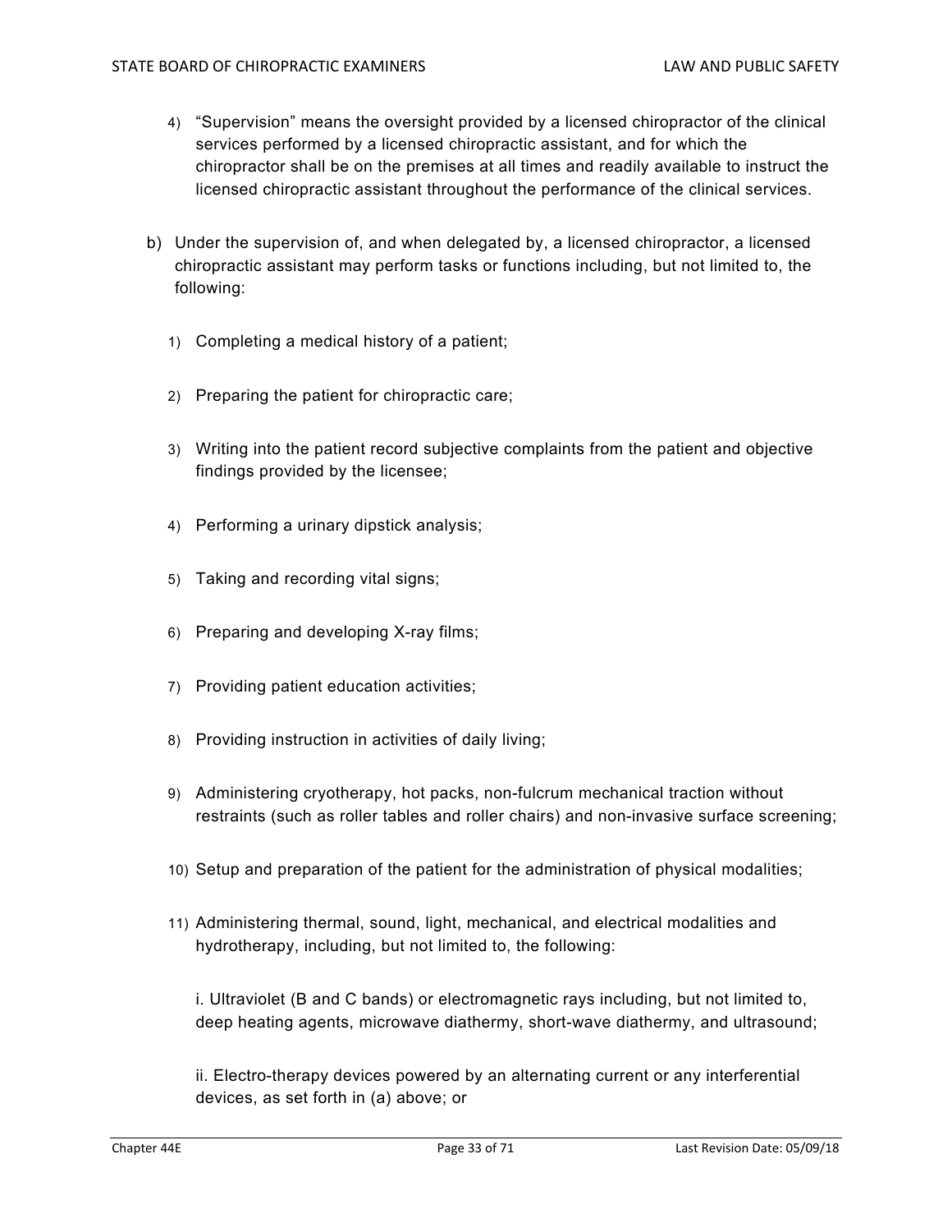4) "Supervision" means the oversight provided by a licensed chiropractor of the clinical services performed by a licensed chiropractic assistant, and for which the chiropractor shall be on the premises at all times and readily available to instruct the licensed chiropractic assistant throughout the performance of the clinical services.

b) Under the supervision of, and when delegated by, a licensed chiropractor, a licensed chiropractic assistant may perform tasks or functions including, but not limited to, the following:

1) Completing a medical history of a patient;

2) Preparing the patient for chiropractic care;

3) Writing into the patient record subjective complaints from the patient and objective findings provided by the licensee;

4) Performing a urinary dipstick analysis;

5) Taking and recording vital signs;

6) Preparing and developing X-ray films;

7) Providing patient education activities;

8) Providing instruction in activities of daily living;

9) Administering cryotherapy, hot packs, non-fulcrum mechanical traction without restraints (such as roller tables and roller chairs) and non-invasive surface screening;

10) Setup and preparation of the patient for the administration of physical modalities;

11) Administering thermal, sound, light, mechanical, and electrical modalities and hydrotherapy, including, but not limited to, the following:

i. Ultraviolet (B and C bands) or electromagnetic rays including, but not limited to, deep heating agents, microwave diathermy, short-wave diathermy, and ultrasound;

ii. Electro-therapy devices powered by an alternating current or any interferential devices, as set forth in (a) above; or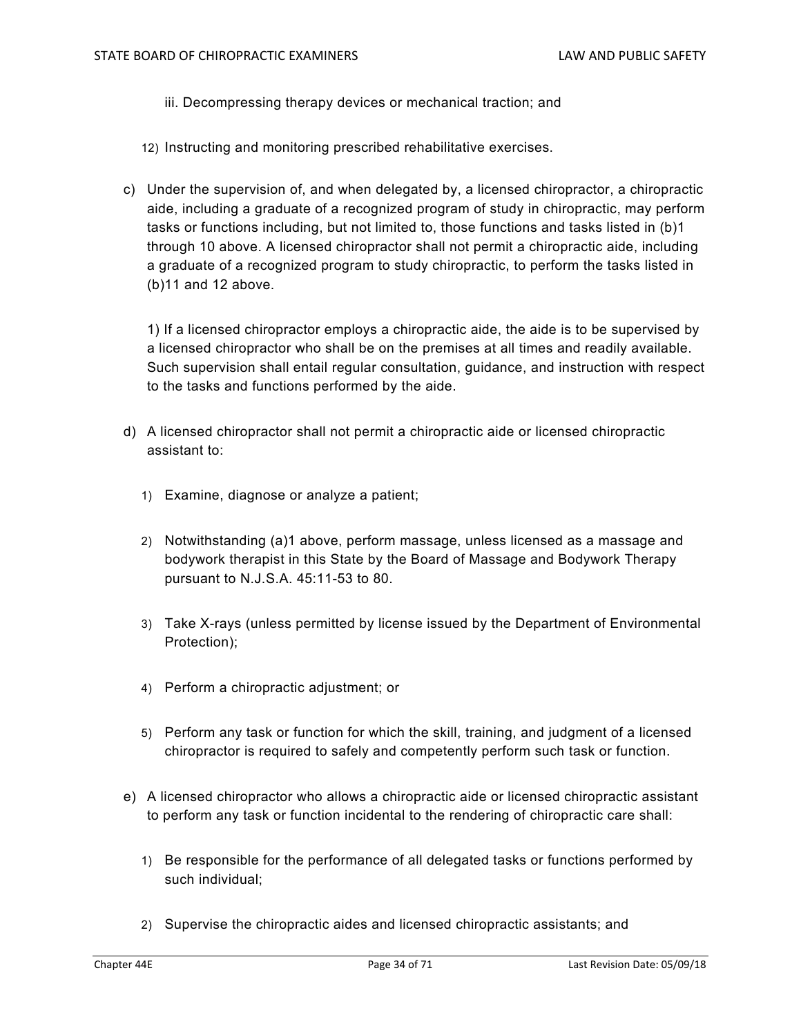iii. Decompressing therapy devices or mechanical traction; and

12) Instructing and monitoring prescribed rehabilitative exercises.

c) Under the supervision of, and when delegated by, a licensed chiropractor, a chiropractic aide, including a graduate of a recognized program of study in chiropractic, may perform tasks or functions including, but not limited to, those functions and tasks listed in (b)1 through 10 above. A licensed chiropractor shall not permit a chiropractic aide, including a graduate of a recognized program to study chiropractic, to perform the tasks listed in (b)11 and 12 above.

1) If a licensed chiropractor employs a chiropractic aide, the aide is to be supervised by a licensed chiropractor who shall be on the premises at all times and readily available. Such supervision shall entail regular consultation, guidance, and instruction with respect to the tasks and functions performed by the aide.

d) A licensed chiropractor shall not permit a chiropractic aide or licensed chiropractic assistant to:

1) Examine, diagnose or analyze a patient;

2) Notwithstanding (a)1 above, perform massage, unless licensed as a massage and bodywork therapist in this State by the Board of Massage and Bodywork Therapy pursuant to N.J.S.A. 45:11-53 to 80.

3) Take X-rays (unless permitted by license issued by the Department of Environmental Protection);

4) Perform a chiropractic adjustment; or

5) Perform any task or function for which the skill, training, and judgment of a licensed chiropractor is required to safely and competently perform such task or function.

e) A licensed chiropractor who allows a chiropractic aide or licensed chiropractic assistant to perform any task or function incidental to the rendering of chiropractic care shall:

1) Be responsible for the performance of all delegated tasks or functions performed by such individual;

2) Supervise the chiropractic aides and licensed chiropractic assistants; and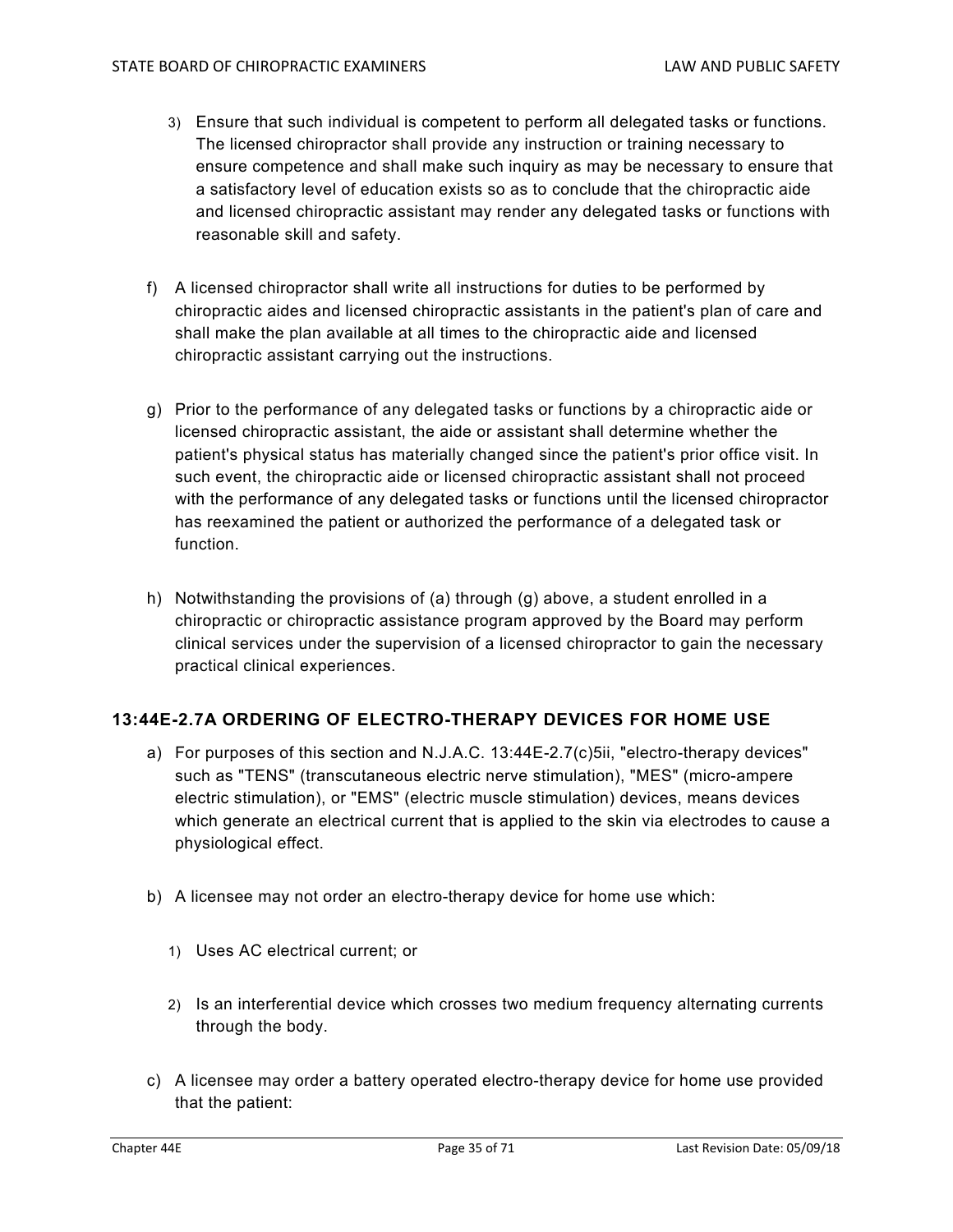3) Ensure that such individual is competent to perform all delegated tasks or functions. The licensed chiropractor shall provide any instruction or training necessary to ensure competence and shall make such inquiry as may be necessary to ensure that a satisfactory level of education exists so as to conclude that the chiropractic aide and licensed chiropractic assistant may render any delegated tasks or functions with reasonable skill and safety.

f) A licensed chiropractor shall write all instructions for duties to be performed by chiropractic aides and licensed chiropractic assistants in the patient's plan of care and shall make the plan available at all times to the chiropractic aide and licensed chiropractic assistant carrying out the instructions.

g) Prior to the performance of any delegated tasks or functions by a chiropractic aide or licensed chiropractic assistant, the aide or assistant shall determine whether the patient's physical status has materially changed since the patient's prior office visit. In such event, the chiropractic aide or licensed chiropractic assistant shall not proceed with the performance of any delegated tasks or functions until the licensed chiropractor has reexamined the patient or authorized the performance of a delegated task or function.

h) Notwithstanding the provisions of (a) through (g) above, a student enrolled in a chiropractic or chiropractic assistance program approved by the Board may perform clinical services under the supervision of a licensed chiropractor to gain the necessary practical clinical experiences.

### 13:44E-2.7A ORDERING OF ELECTRO-THERAPY DEVICES FOR HOME USE

a) For purposes of this section and N.J.A.C. 13:44E-2.7(c)5ii, "electro-therapy devices" such as "TENS" (transcutaneous electric nerve stimulation), "MES" (micro-ampere electric stimulation), or "EMS" (electric muscle stimulation) devices, means devices which generate an electrical current that is applied to the skin via electrodes to cause a physiological effect.

b) A licensee may not order an electro-therapy device for home use which:

   1) Uses AC electrical current; or

   2) Is an interferential device which crosses two medium frequency alternating currents through the body.

c) A licensee may order a battery operated electro-therapy device for home use provided that the patient: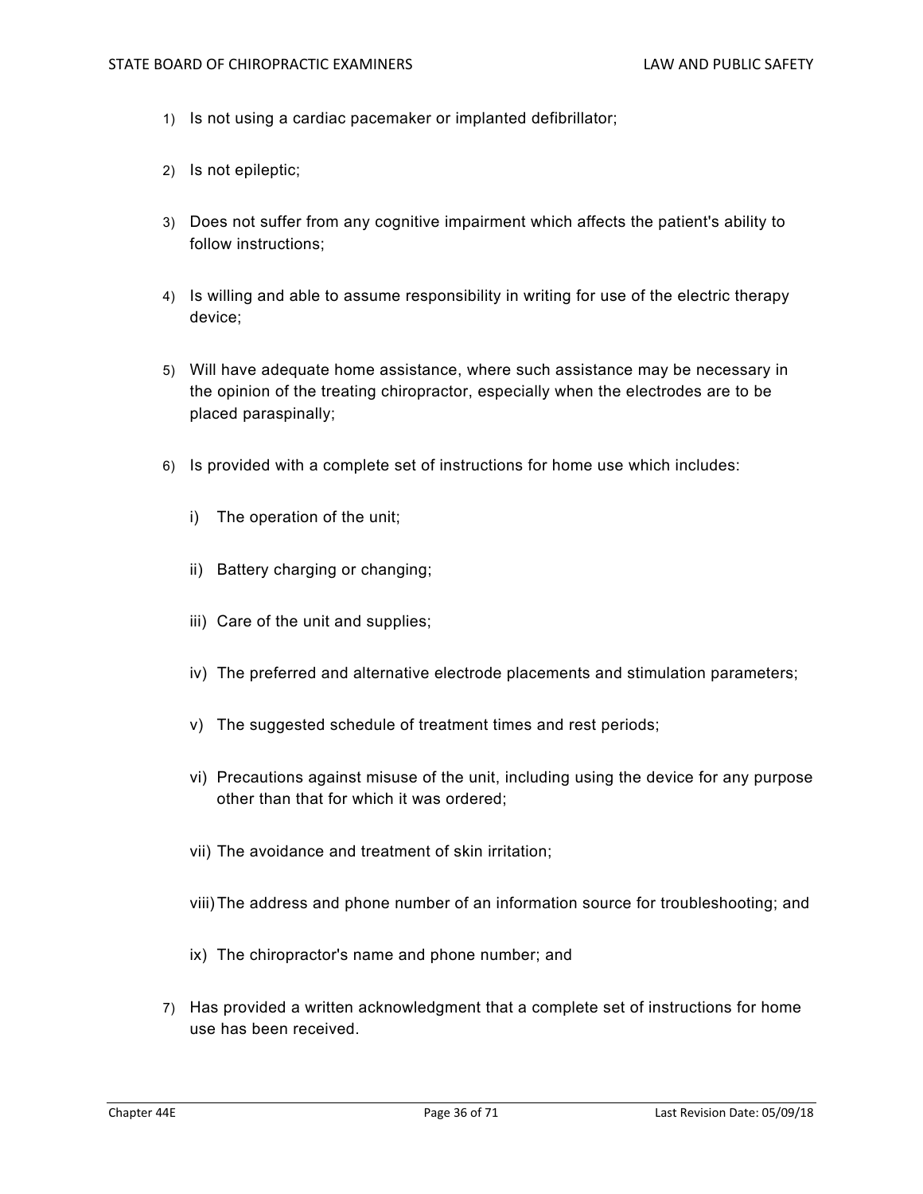1) Is not using a cardiac pacemaker or implanted defibrillator;

2) Is not epileptic;

3) Does not suffer from any cognitive impairment which affects the patient's ability to follow instructions;

4) Is willing and able to assume responsibility in writing for use of the electric therapy device;

5) Will have adequate home assistance, where such assistance may be necessary in the opinion of the treating chiropractor, especially when the electrodes are to be placed paraspinally;

6) Is provided with a complete set of instructions for home use which includes:

   i) The operation of the unit;

   ii) Battery charging or changing;

   iii) Care of the unit and supplies;

   iv) The preferred and alternative electrode placements and stimulation parameters;

   v) The suggested schedule of treatment times and rest periods;

   vi) Precautions against misuse of the unit, including using the device for any purpose other than that for which it was ordered;

   vii) The avoidance and treatment of skin irritation;

   viii) The address and phone number of an information source for troubleshooting; and

   ix) The chiropractor's name and phone number; and

7) Has provided a written acknowledgment that a complete set of instructions for home use has been received.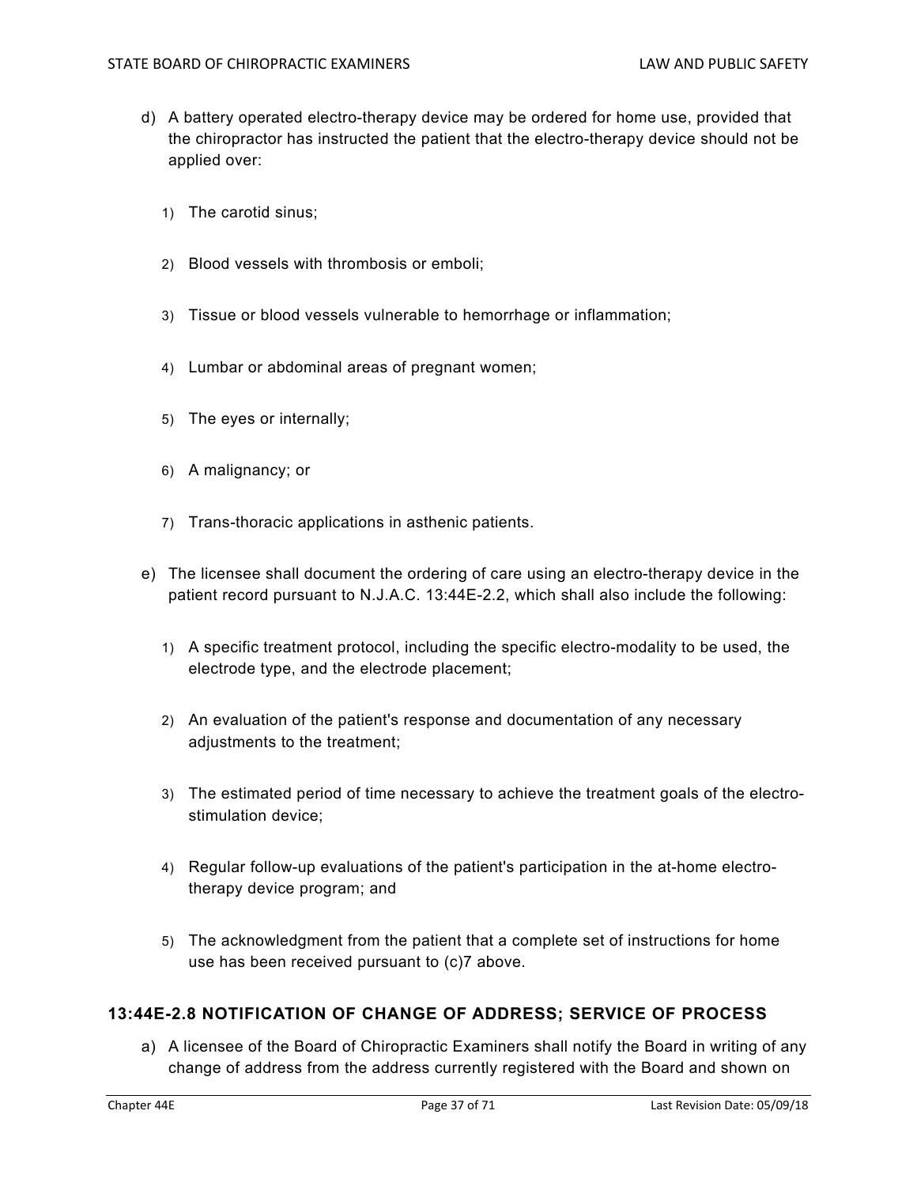d) A battery operated electro-therapy device may be ordered for home use, provided that the chiropractor has instructed the patient that the electro-therapy device should not be applied over:

   1) The carotid sinus;

   2) Blood vessels with thrombosis or emboli;

   3) Tissue or blood vessels vulnerable to hemorrhage or inflammation;

   4) Lumbar or abdominal areas of pregnant women;

   5) The eyes or internally;

   6) A malignancy; or

   7) Trans-thoracic applications in asthenic patients.

e) The licensee shall document the ordering of care using an electro-therapy device in the patient record pursuant to N.J.A.C. 13:44E-2.2, which shall also include the following:

   1) A specific treatment protocol, including the specific electro-modality to be used, the electrode type, and the electrode placement;

   2) An evaluation of the patient's response and documentation of any necessary adjustments to the treatment;

   3) The estimated period of time necessary to achieve the treatment goals of the electro-stimulation device;

   4) Regular follow-up evaluations of the patient's participation in the at-home electro-therapy device program; and

   5) The acknowledgment from the patient that a complete set of instructions for home use has been received pursuant to (c)7 above.

### 13:44E-2.8 NOTIFICATION OF CHANGE OF ADDRESS; SERVICE OF PROCESS

a) A licensee of the Board of Chiropractic Examiners shall notify the Board in writing of any change of address from the address currently registered with the Board and shown on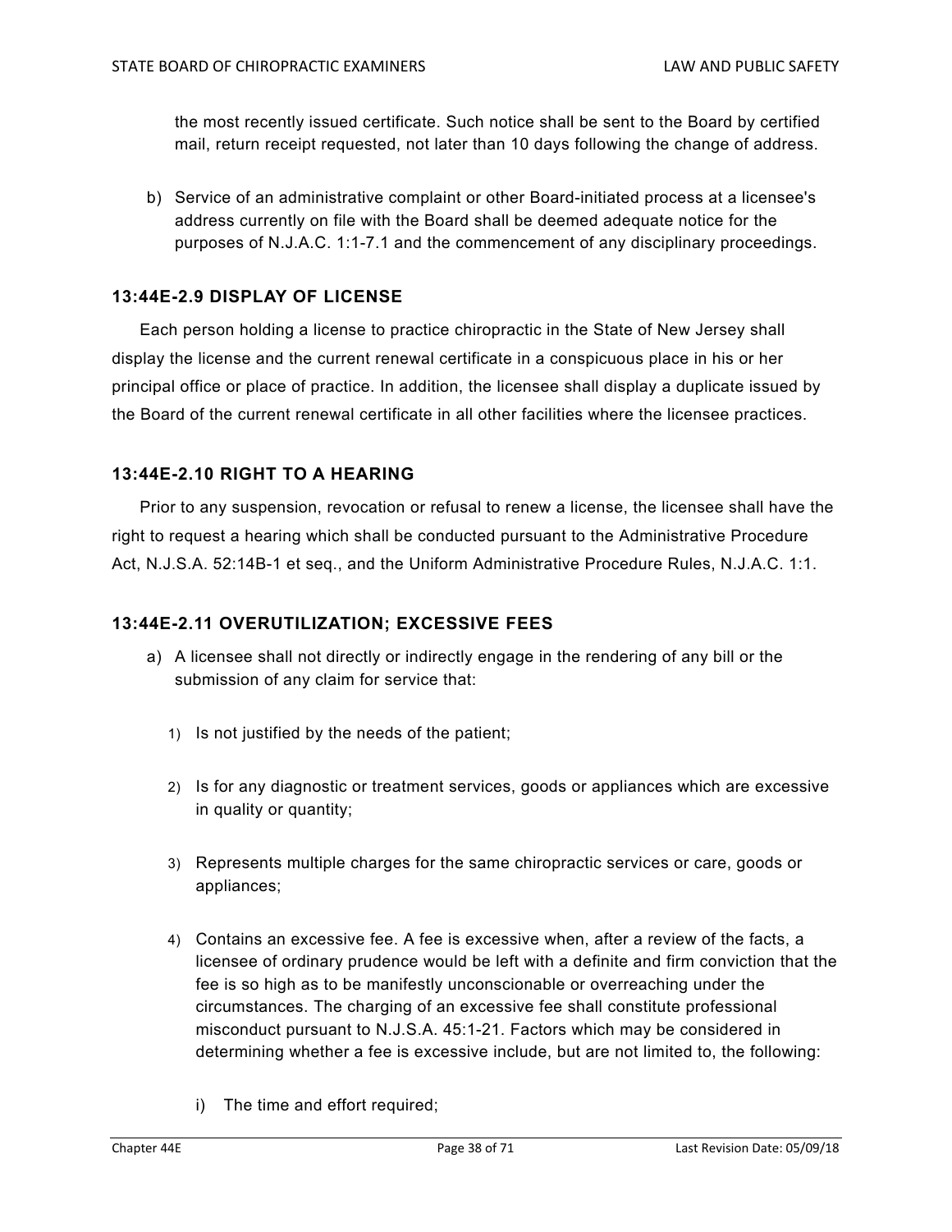the most recently issued certificate. Such notice shall be sent to the Board by certified mail, return receipt requested, not later than 10 days following the change of address.

b) Service of an administrative complaint or other Board-initiated process at a licensee's address currently on file with the Board shall be deemed adequate notice for the purposes of N.J.A.C. 1:1-7.1 and the commencement of any disciplinary proceedings.

### 13:44E-2.9 DISPLAY OF LICENSE

Each person holding a license to practice chiropractic in the State of New Jersey shall display the license and the current renewal certificate in a conspicuous place in his or her principal office or place of practice. In addition, the licensee shall display a duplicate issued by the Board of the current renewal certificate in all other facilities where the licensee practices.

### 13:44E-2.10 RIGHT TO A HEARING

Prior to any suspension, revocation or refusal to renew a license, the licensee shall have the right to request a hearing which shall be conducted pursuant to the Administrative Procedure Act, N.J.S.A. 52:14B-1 et seq., and the Uniform Administrative Procedure Rules, N.J.A.C. 1:1.

### 13:44E-2.11 OVERUTILIZATION; EXCESSIVE FEES

a) A licensee shall not directly or indirectly engage in the rendering of any bill or the submission of any claim for service that:

1) Is not justified by the needs of the patient;

2) Is for any diagnostic or treatment services, goods or appliances which are excessive in quality or quantity;

3) Represents multiple charges for the same chiropractic services or care, goods or appliances;

4) Contains an excessive fee. A fee is excessive when, after a review of the facts, a licensee of ordinary prudence would be left with a definite and firm conviction that the fee is so high as to be manifestly unconscionable or overreaching under the circumstances. The charging of an excessive fee shall constitute professional misconduct pursuant to N.J.S.A. 45:1-21. Factors which may be considered in determining whether a fee is excessive include, but are not limited to, the following:

i) The time and effort required;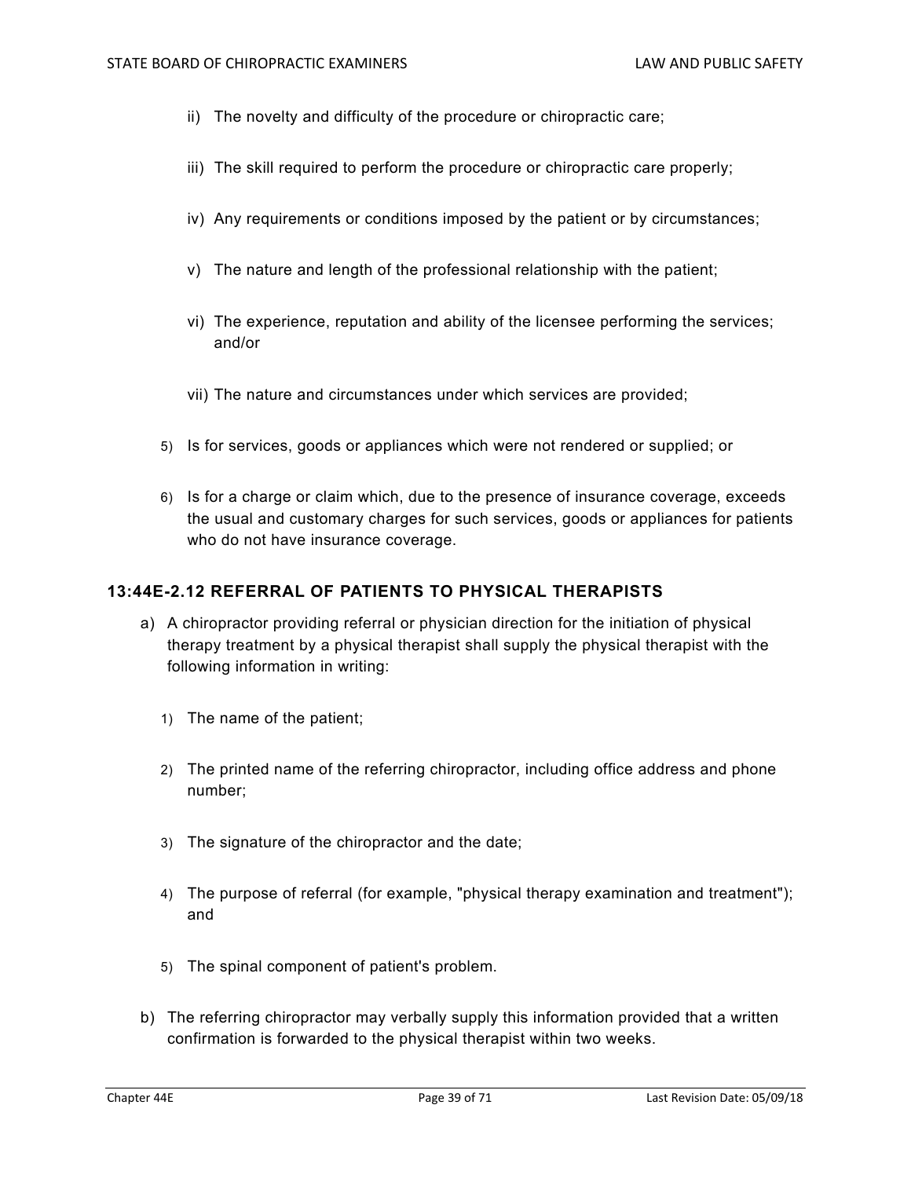ii) The novelty and difficulty of the procedure or chiropractic care;

iii) The skill required to perform the procedure or chiropractic care properly;

iv) Any requirements or conditions imposed by the patient or by circumstances;

v) The nature and length of the professional relationship with the patient;

vi) The experience, reputation and ability of the licensee performing the services; and/or

vii) The nature and circumstances under which services are provided;

5) Is for services, goods or appliances which were not rendered or supplied; or

6) Is for a charge or claim which, due to the presence of insurance coverage, exceeds the usual and customary charges for such services, goods or appliances for patients who do not have insurance coverage.

### 13:44E-2.12 REFERRAL OF PATIENTS TO PHYSICAL THERAPISTS

a) A chiropractor providing referral or physician direction for the initiation of physical therapy treatment by a physical therapist shall supply the physical therapist with the following information in writing:

1) The name of the patient;

2) The printed name of the referring chiropractor, including office address and phone number;

3) The signature of the chiropractor and the date;

4) The purpose of referral (for example, "physical therapy examination and treatment"); and

5) The spinal component of patient's problem.

b) The referring chiropractor may verbally supply this information provided that a written confirmation is forwarded to the physical therapist within two weeks.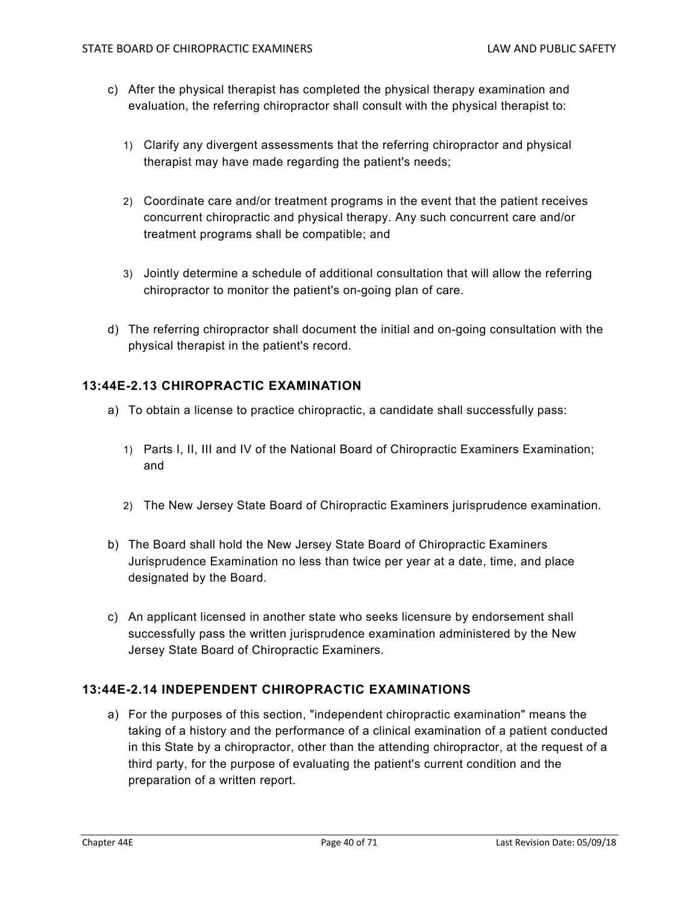c) After the physical therapist has completed the physical therapy examination and evaluation, the referring chiropractor shall consult with the physical therapist to:

   1) Clarify any divergent assessments that the referring chiropractor and physical therapist may have made regarding the patient's needs;

   2) Coordinate care and/or treatment programs in the event that the patient receives concurrent chiropractic and physical therapy. Any such concurrent care and/or treatment programs shall be compatible; and

   3) Jointly determine a schedule of additional consultation that will allow the referring chiropractor to monitor the patient's on-going plan of care.

d) The referring chiropractor shall document the initial and on-going consultation with the physical therapist in the patient's record.

### 13:44E-2.13 CHIROPRACTIC EXAMINATION

a) To obtain a license to practice chiropractic, a candidate shall successfully pass:

   1) Parts I, II, III and IV of the National Board of Chiropractic Examiners Examination; and

   2) The New Jersey State Board of Chiropractic Examiners jurisprudence examination.

b) The Board shall hold the New Jersey State Board of Chiropractic Examiners Jurisprudence Examination no less than twice per year at a date, time, and place designated by the Board.

c) An applicant licensed in another state who seeks licensure by endorsement shall successfully pass the written jurisprudence examination administered by the New Jersey State Board of Chiropractic Examiners.

### 13:44E-2.14 INDEPENDENT CHIROPRACTIC EXAMINATIONS

a) For the purposes of this section, "independent chiropractic examination" means the taking of a history and the performance of a clinical examination of a patient conducted in this State by a chiropractor, other than the attending chiropractor, at the request of a third party, for the purpose of evaluating the patient's current condition and the preparation of a written report.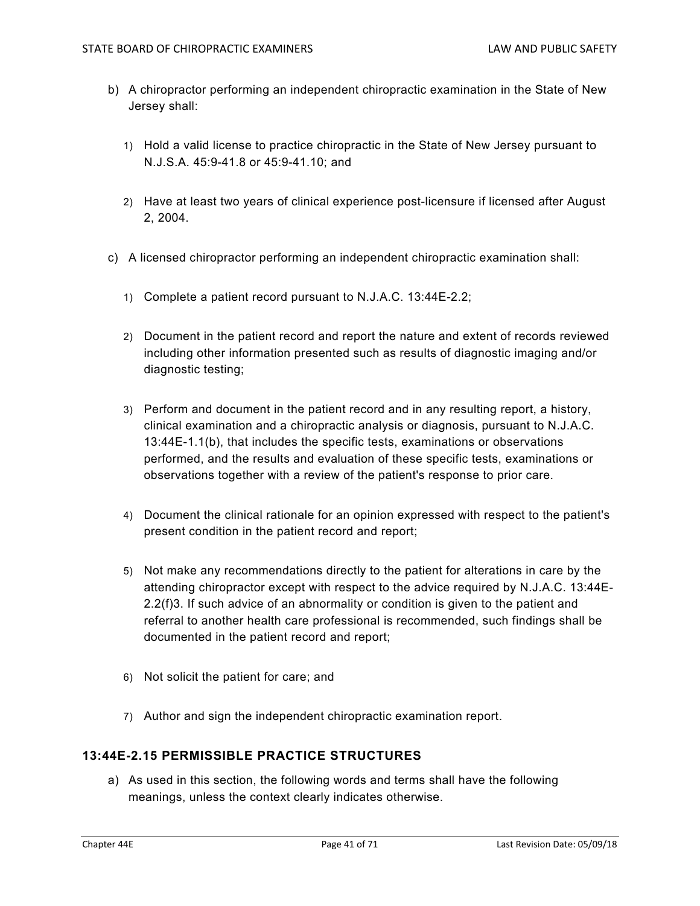b) A chiropractor performing an independent chiropractic examination in the State of New Jersey shall:

   1) Hold a valid license to practice chiropractic in the State of New Jersey pursuant to N.J.S.A. 45:9-41.8 or 45:9-41.10; and

   2) Have at least two years of clinical experience post-licensure if licensed after August 2, 2004.

c) A licensed chiropractor performing an independent chiropractic examination shall:

   1) Complete a patient record pursuant to N.J.A.C. 13:44E-2.2;

   2) Document in the patient record and report the nature and extent of records reviewed including other information presented such as results of diagnostic imaging and/or diagnostic testing;

   3) Perform and document in the patient record and in any resulting report, a history, clinical examination and a chiropractic analysis or diagnosis, pursuant to N.J.A.C. 13:44E-1.1(b), that includes the specific tests, examinations or observations performed, and the results and evaluation of these specific tests, examinations or observations together with a review of the patient's response to prior care.

   4) Document the clinical rationale for an opinion expressed with respect to the patient's present condition in the patient record and report;

   5) Not make any recommendations directly to the patient for alterations in care by the attending chiropractor except with respect to the advice required by N.J.A.C. 13:44E-2.2(f)3. If such advice of an abnormality or condition is given to the patient and referral to another health care professional is recommended, such findings shall be documented in the patient record and report;

   6) Not solicit the patient for care; and

   7) Author and sign the independent chiropractic examination report.

### 13:44E-2.15 PERMISSIBLE PRACTICE STRUCTURES

a) As used in this section, the following words and terms shall have the following meanings, unless the context clearly indicates otherwise.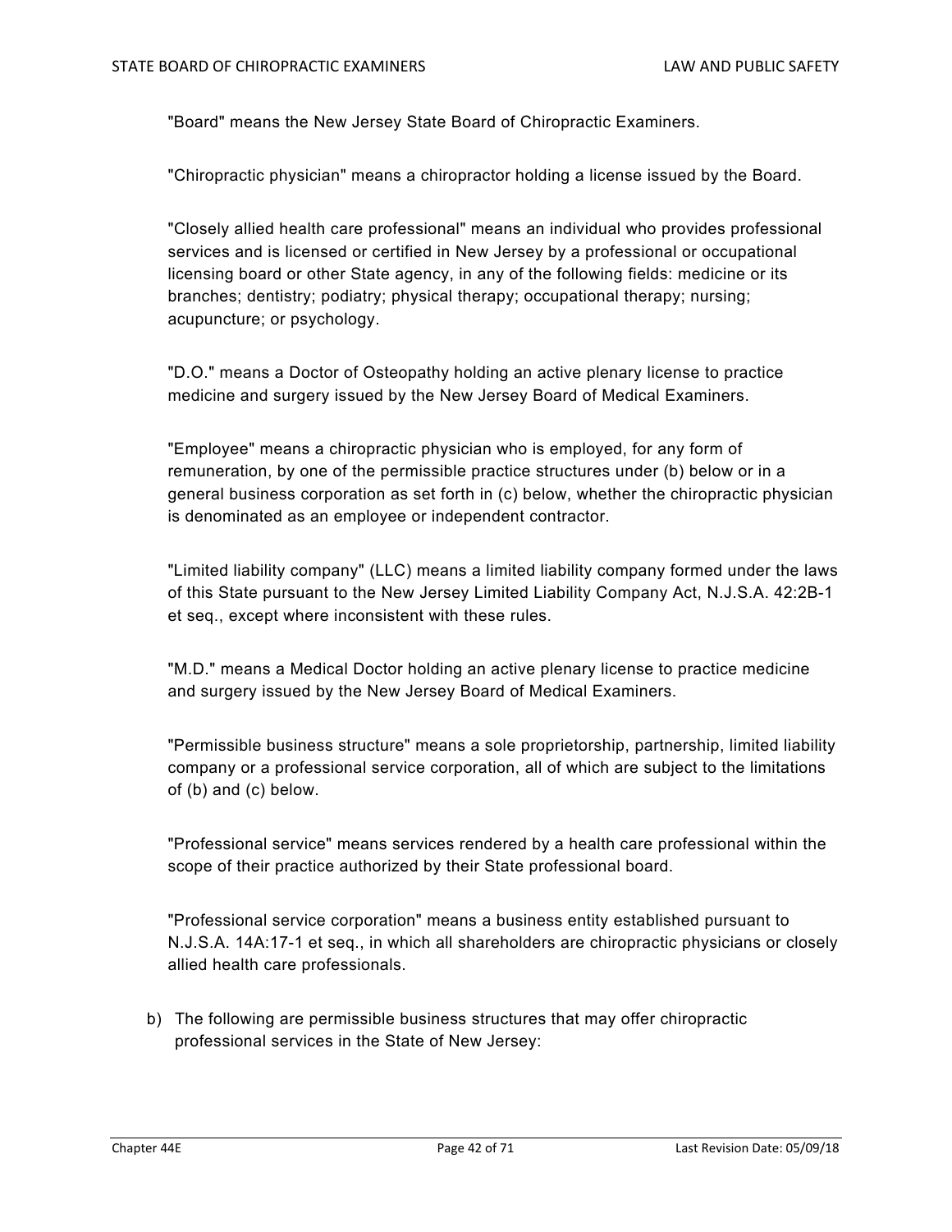"Board" means the New Jersey State Board of Chiropractic Examiners.

"Chiropractic physician" means a chiropractor holding a license issued by the Board.

"Closely allied health care professional" means an individual who provides professional services and is licensed or certified in New Jersey by a professional or occupational licensing board or other State agency, in any of the following fields: medicine or its branches; dentistry; podiatry; physical therapy; occupational therapy; nursing; acupuncture; or psychology.

"D.O." means a Doctor of Osteopathy holding an active plenary license to practice medicine and surgery issued by the New Jersey Board of Medical Examiners.

"Employee" means a chiropractic physician who is employed, for any form of remuneration, by one of the permissible practice structures under (b) below or in a general business corporation as set forth in (c) below, whether the chiropractic physician is denominated as an employee or independent contractor.

"Limited liability company" (LLC) means a limited liability company formed under the laws of this State pursuant to the New Jersey Limited Liability Company Act, N.J.S.A. 42:2B-1 et seq., except where inconsistent with these rules.

"M.D." means a Medical Doctor holding an active plenary license to practice medicine and surgery issued by the New Jersey Board of Medical Examiners.

"Permissible business structure" means a sole proprietorship, partnership, limited liability company or a professional service corporation, all of which are subject to the limitations of (b) and (c) below.

"Professional service" means services rendered by a health care professional within the scope of their practice authorized by their State professional board.

"Professional service corporation" means a business entity established pursuant to N.J.S.A. 14A:17-1 et seq., in which all shareholders are chiropractic physicians or closely allied health care professionals.

b) The following are permissible business structures that may offer chiropractic professional services in the State of New Jersey: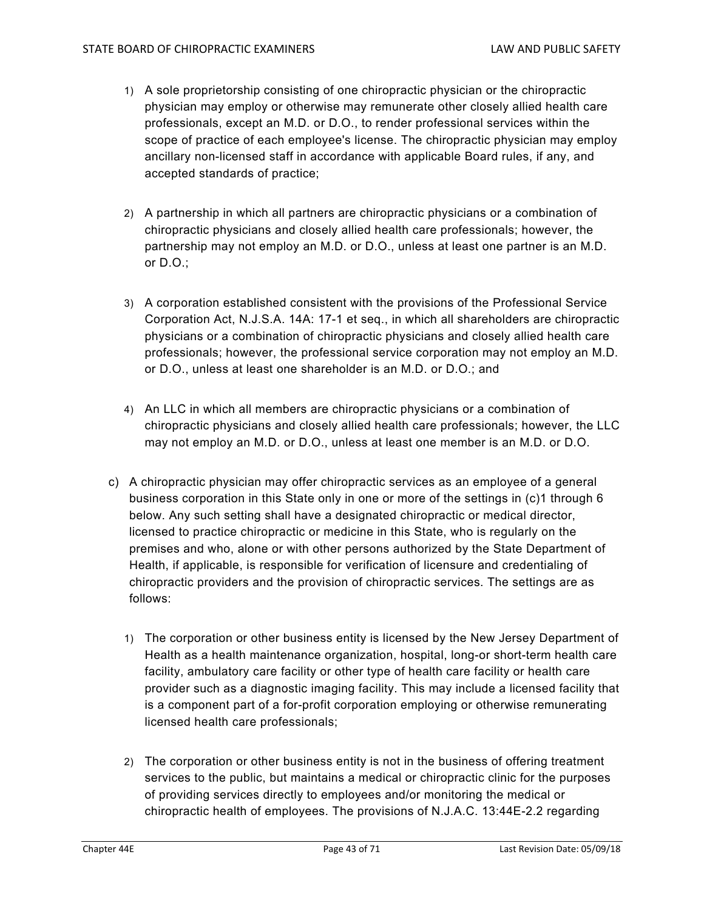1) A sole proprietorship consisting of one chiropractic physician or the chiropractic physician may employ or otherwise may remunerate other closely allied health care professionals, except an M.D. or D.O., to render professional services within the scope of practice of each employee's license. The chiropractic physician may employ ancillary non-licensed staff in accordance with applicable Board rules, if any, and accepted standards of practice;

2) A partnership in which all partners are chiropractic physicians or a combination of chiropractic physicians and closely allied health care professionals; however, the partnership may not employ an M.D. or D.O., unless at least one partner is an M.D. or D.O.;

3) A corporation established consistent with the provisions of the Professional Service Corporation Act, N.J.S.A. 14A: 17-1 et seq., in which all shareholders are chiropractic physicians or a combination of chiropractic physicians and closely allied health care professionals; however, the professional service corporation may not employ an M.D. or D.O., unless at least one shareholder is an M.D. or D.O.; and

4) An LLC in which all members are chiropractic physicians or a combination of chiropractic physicians and closely allied health care professionals; however, the LLC may not employ an M.D. or D.O., unless at least one member is an M.D. or D.O.

c) A chiropractic physician may offer chiropractic services as an employee of a general business corporation in this State only in one or more of the settings in (c)1 through 6 below. Any such setting shall have a designated chiropractic or medical director, licensed to practice chiropractic or medicine in this State, who is regularly on the premises and who, alone or with other persons authorized by the State Department of Health, if applicable, is responsible for verification of licensure and credentialing of chiropractic providers and the provision of chiropractic services. The settings are as follows:

1) The corporation or other business entity is licensed by the New Jersey Department of Health as a health maintenance organization, hospital, long-or short-term health care facility, ambulatory care facility or other type of health care facility or health care provider such as a diagnostic imaging facility. This may include a licensed facility that is a component part of a for-profit corporation employing or otherwise remunerating licensed health care professionals;

2) The corporation or other business entity is not in the business of offering treatment services to the public, but maintains a medical or chiropractic clinic for the purposes of providing services directly to employees and/or monitoring the medical or chiropractic health of employees. The provisions of N.J.A.C. 13:44E-2.2 regarding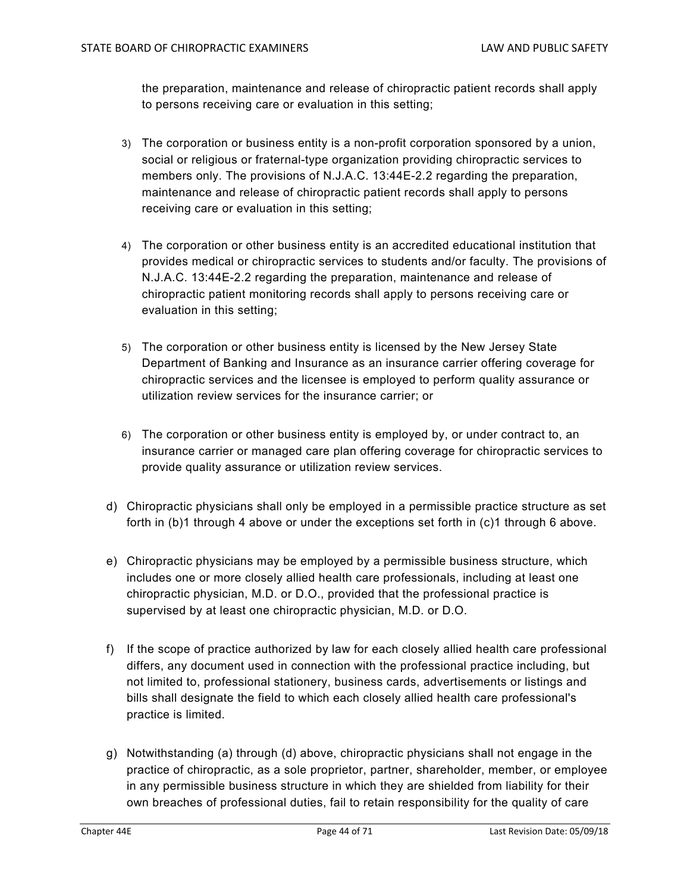the preparation, maintenance and release of chiropractic patient records shall apply to persons receiving care or evaluation in this setting;

3) The corporation or business entity is a non-profit corporation sponsored by a union, social or religious or fraternal-type organization providing chiropractic services to members only. The provisions of N.J.A.C. 13:44E-2.2 regarding the preparation, maintenance and release of chiropractic patient records shall apply to persons receiving care or evaluation in this setting;

4) The corporation or other business entity is an accredited educational institution that provides medical or chiropractic services to students and/or faculty. The provisions of N.J.A.C. 13:44E-2.2 regarding the preparation, maintenance and release of chiropractic patient monitoring records shall apply to persons receiving care or evaluation in this setting;

5) The corporation or other business entity is licensed by the New Jersey State Department of Banking and Insurance as an insurance carrier offering coverage for chiropractic services and the licensee is employed to perform quality assurance or utilization review services for the insurance carrier; or

6) The corporation or other business entity is employed by, or under contract to, an insurance carrier or managed care plan offering coverage for chiropractic services to provide quality assurance or utilization review services.

d) Chiropractic physicians shall only be employed in a permissible practice structure as set forth in (b)1 through 4 above or under the exceptions set forth in (c)1 through 6 above.

e) Chiropractic physicians may be employed by a permissible business structure, which includes one or more closely allied health care professionals, including at least one chiropractic physician, M.D. or D.O., provided that the professional practice is supervised by at least one chiropractic physician, M.D. or D.O.

f) If the scope of practice authorized by law for each closely allied health care professional differs, any document used in connection with the professional practice including, but not limited to, professional stationery, business cards, advertisements or listings and bills shall designate the field to which each closely allied health care professional's practice is limited.

g) Notwithstanding (a) through (d) above, chiropractic physicians shall not engage in the practice of chiropractic, as a sole proprietor, partner, shareholder, member, or employee in any permissible business structure in which they are shielded from liability for their own breaches of professional duties, fail to retain responsibility for the quality of care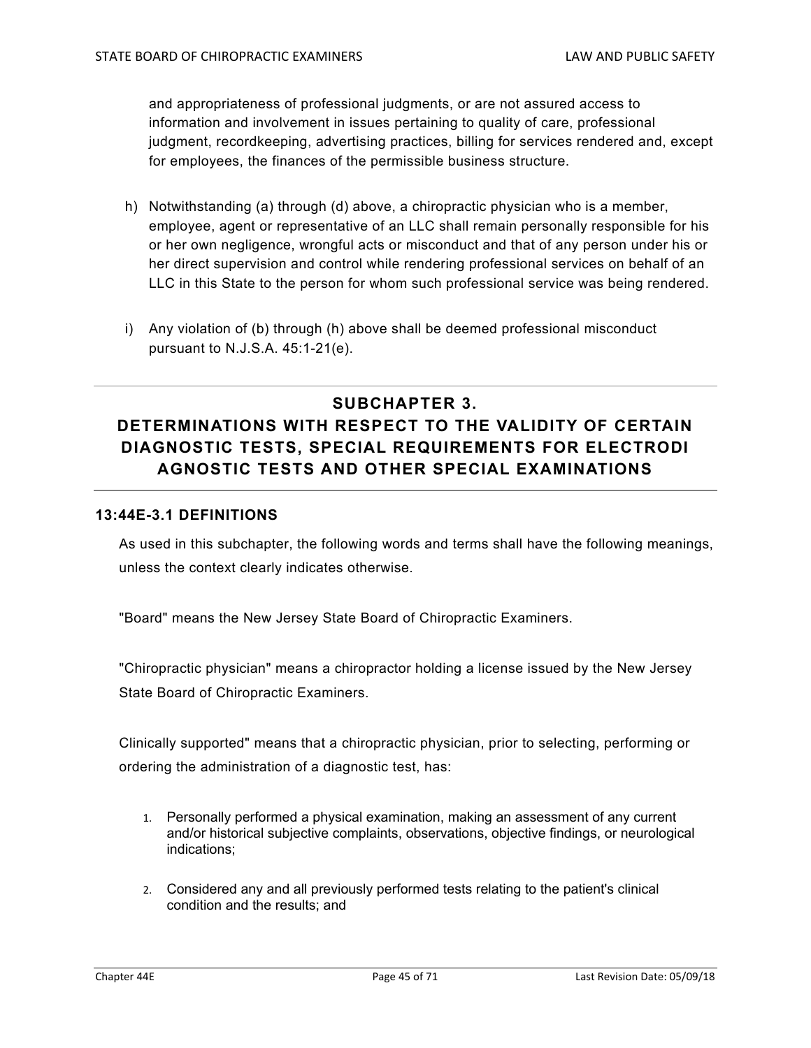and appropriateness of professional judgments, or are not assured access to information and involvement in issues pertaining to quality of care, professional judgment, recordkeeping, advertising practices, billing for services rendered and, except for employees, the finances of the permissible business structure.

h) Notwithstanding (a) through (d) above, a chiropractic physician who is a member, employee, agent or representative of an LLC shall remain personally responsible for his or her own negligence, wrongful acts or misconduct and that of any person under his or her direct supervision and control while rendering professional services on behalf of an LLC in this State to the person for whom such professional service was being rendered.

i) Any violation of (b) through (h) above shall be deemed professional misconduct pursuant to N.J.S.A. 45:1-21(e).

## SUBCHAPTER 3. DETERMINATIONS WITH RESPECT TO THE VALIDITY OF CERTAIN DIAGNOSTIC TESTS, SPECIAL REQUIREMENTS FOR ELECTRODI AGNOSTIC TESTS AND OTHER SPECIAL EXAMINATIONS

### 13:44E-3.1 DEFINITIONS

As used in this subchapter, the following words and terms shall have the following meanings, unless the context clearly indicates otherwise.

"Board" means the New Jersey State Board of Chiropractic Examiners.

"Chiropractic physician" means a chiropractor holding a license issued by the New Jersey State Board of Chiropractic Examiners.

Clinically supported" means that a chiropractic physician, prior to selecting, performing or ordering the administration of a diagnostic test, has:

1. Personally performed a physical examination, making an assessment of any current and/or historical subjective complaints, observations, objective findings, or neurological indications;
2. Considered any and all previously performed tests relating to the patient's clinical condition and the results; and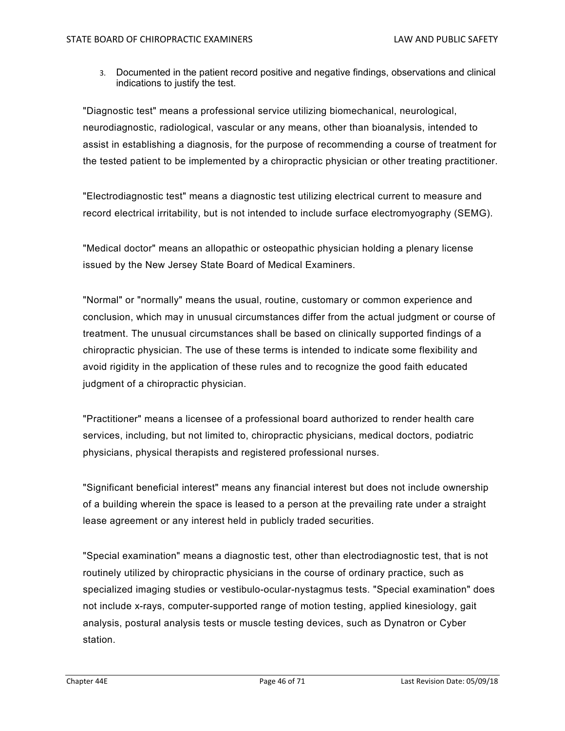3. Documented in the patient record positive and negative findings, observations and clinical indications to justify the test.

"Diagnostic test" means a professional service utilizing biomechanical, neurological, neurodiagnostic, radiological, vascular or any means, other than bioanalysis, intended to assist in establishing a diagnosis, for the purpose of recommending a course of treatment for the tested patient to be implemented by a chiropractic physician or other treating practitioner.

"Electrodiagnostic test" means a diagnostic test utilizing electrical current to measure and record electrical irritability, but is not intended to include surface electromyography (SEMG).

"Medical doctor" means an allopathic or osteopathic physician holding a plenary license issued by the New Jersey State Board of Medical Examiners.

"Normal" or "normally" means the usual, routine, customary or common experience and conclusion, which may in unusual circumstances differ from the actual judgment or course of treatment. The unusual circumstances shall be based on clinically supported findings of a chiropractic physician. The use of these terms is intended to indicate some flexibility and avoid rigidity in the application of these rules and to recognize the good faith educated judgment of a chiropractic physician.

"Practitioner" means a licensee of a professional board authorized to render health care services, including, but not limited to, chiropractic physicians, medical doctors, podiatric physicians, physical therapists and registered professional nurses.

"Significant beneficial interest" means any financial interest but does not include ownership of a building wherein the space is leased to a person at the prevailing rate under a straight lease agreement or any interest held in publicly traded securities.

"Special examination" means a diagnostic test, other than electrodiagnostic test, that is not routinely utilized by chiropractic physicians in the course of ordinary practice, such as specialized imaging studies or vestibulo-ocular-nystagmus tests. "Special examination" does not include x-rays, computer-supported range of motion testing, applied kinesiology, gait analysis, postural analysis tests or muscle testing devices, such as Dynatron or Cyber station.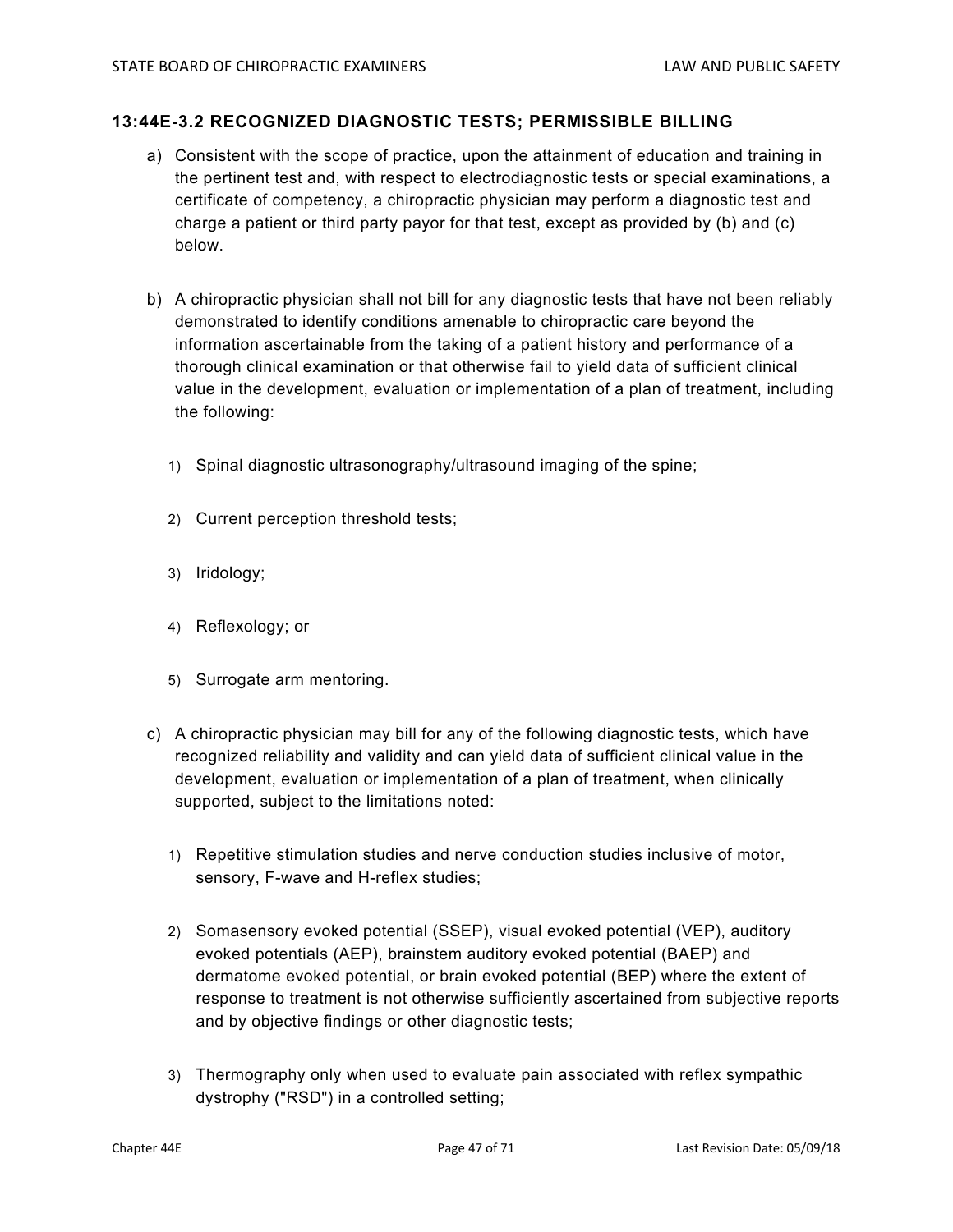## 13:44E-3.2 RECOGNIZED DIAGNOSTIC TESTS; PERMISSIBLE BILLING

a) Consistent with the scope of practice, upon the attainment of education and training in the pertinent test and, with respect to electrodiagnostic tests or special examinations, a certificate of competency, a chiropractic physician may perform a diagnostic test and charge a patient or third party payor for that test, except as provided by (b) and (c) below.

b) A chiropractic physician shall not bill for any diagnostic tests that have not been reliably demonstrated to identify conditions amenable to chiropractic care beyond the information ascertainable from the taking of a patient history and performance of a thorough clinical examination or that otherwise fail to yield data of sufficient clinical value in the development, evaluation or implementation of a plan of treatment, including the following:

   1) Spinal diagnostic ultrasonography/ultrasound imaging of the spine;

   2) Current perception threshold tests;

   3) Iridology;

   4) Reflexology; or

   5) Surrogate arm mentoring.

c) A chiropractic physician may bill for any of the following diagnostic tests, which have recognized reliability and validity and can yield data of sufficient clinical value in the development, evaluation or implementation of a plan of treatment, when clinically supported, subject to the limitations noted:

   1) Repetitive stimulation studies and nerve conduction studies inclusive of motor, sensory, F-wave and H-reflex studies;

   2) Somasensory evoked potential (SSEP), visual evoked potential (VEP), auditory evoked potentials (AEP), brainstem auditory evoked potential (BAEP) and dermatome evoked potential, or brain evoked potential (BEP) where the extent of response to treatment is not otherwise sufficiently ascertained from subjective reports and by objective findings or other diagnostic tests;

   3) Thermography only when used to evaluate pain associated with reflex sympathetic dystrophy ("RSD") in a controlled setting;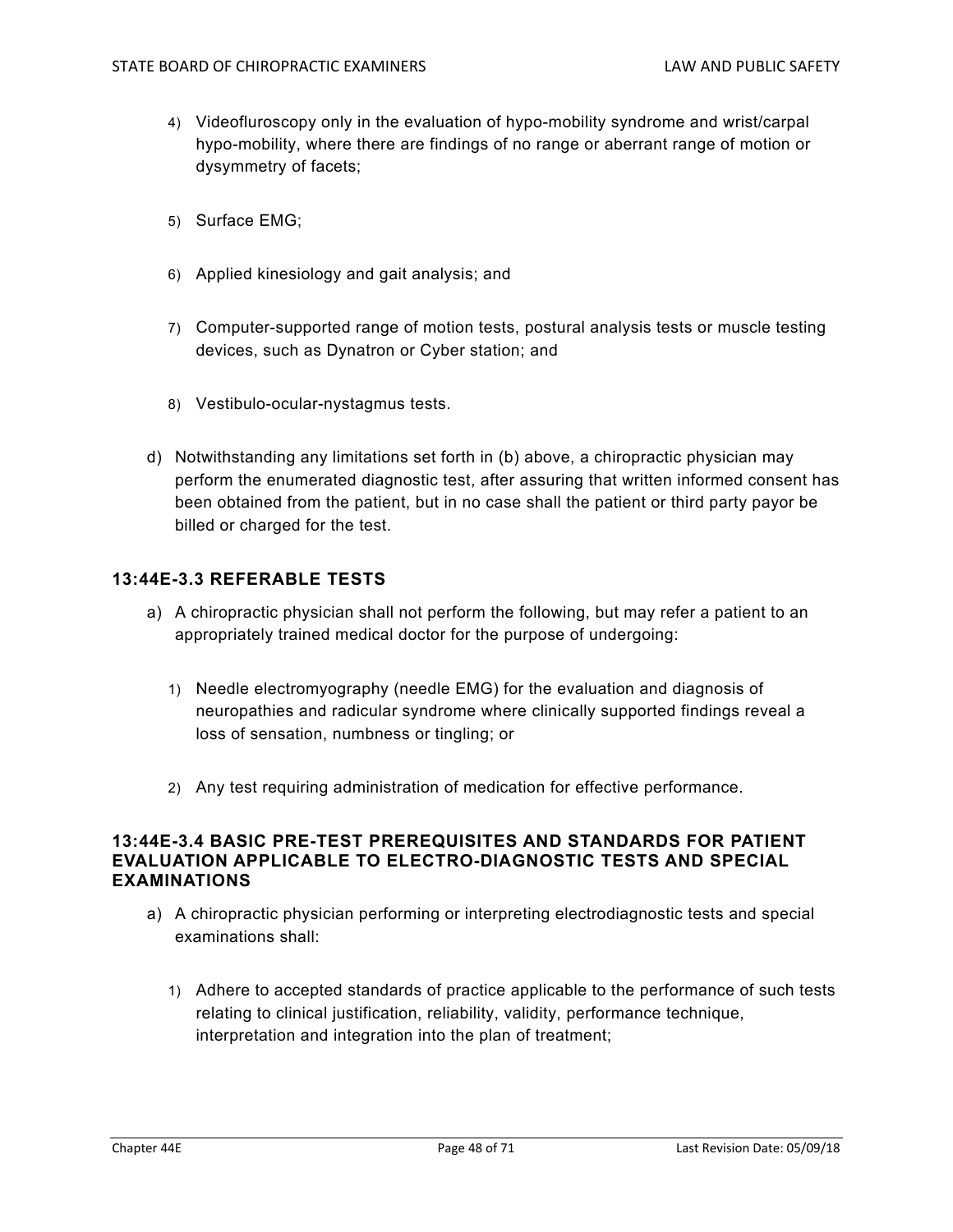4) Videofluroscopy only in the evaluation of hypo-mobility syndrome and wrist/carpal hypo-mobility, where there are findings of no range or aberrant range of motion or dysymmetry of facets;

5) Surface EMG;

6) Applied kinesiology and gait analysis; and

7) Computer-supported range of motion tests, postural analysis tests or muscle testing devices, such as Dynatron or Cyber station; and

8) Vestibulo-ocular-nystagmus tests.

d) Notwithstanding any limitations set forth in (b) above, a chiropractic physician may perform the enumerated diagnostic test, after assuring that written informed consent has been obtained from the patient, but in no case shall the patient or third party payor be billed or charged for the test.

### 13:44E-3.3 REFERABLE TESTS

a) A chiropractic physician shall not perform the following, but may refer a patient to an appropriately trained medical doctor for the purpose of undergoing:

1) Needle electromyography (needle EMG) for the evaluation and diagnosis of neuropathies and radicular syndrome where clinically supported findings reveal a loss of sensation, numbness or tingling; or

2) Any test requiring administration of medication for effective performance.

### 13:44E-3.4 BASIC PRE-TEST PREREQUISITES AND STANDARDS FOR PATIENT EVALUATION APPLICABLE TO ELECTRO-DIAGNOSTIC TESTS AND SPECIAL EXAMINATIONS

a) A chiropractic physician performing or interpreting electrodiagnostic tests and special examinations shall:

1) Adhere to accepted standards of practice applicable to the performance of such tests relating to clinical justification, reliability, validity, performance technique, interpretation and integration into the plan of treatment;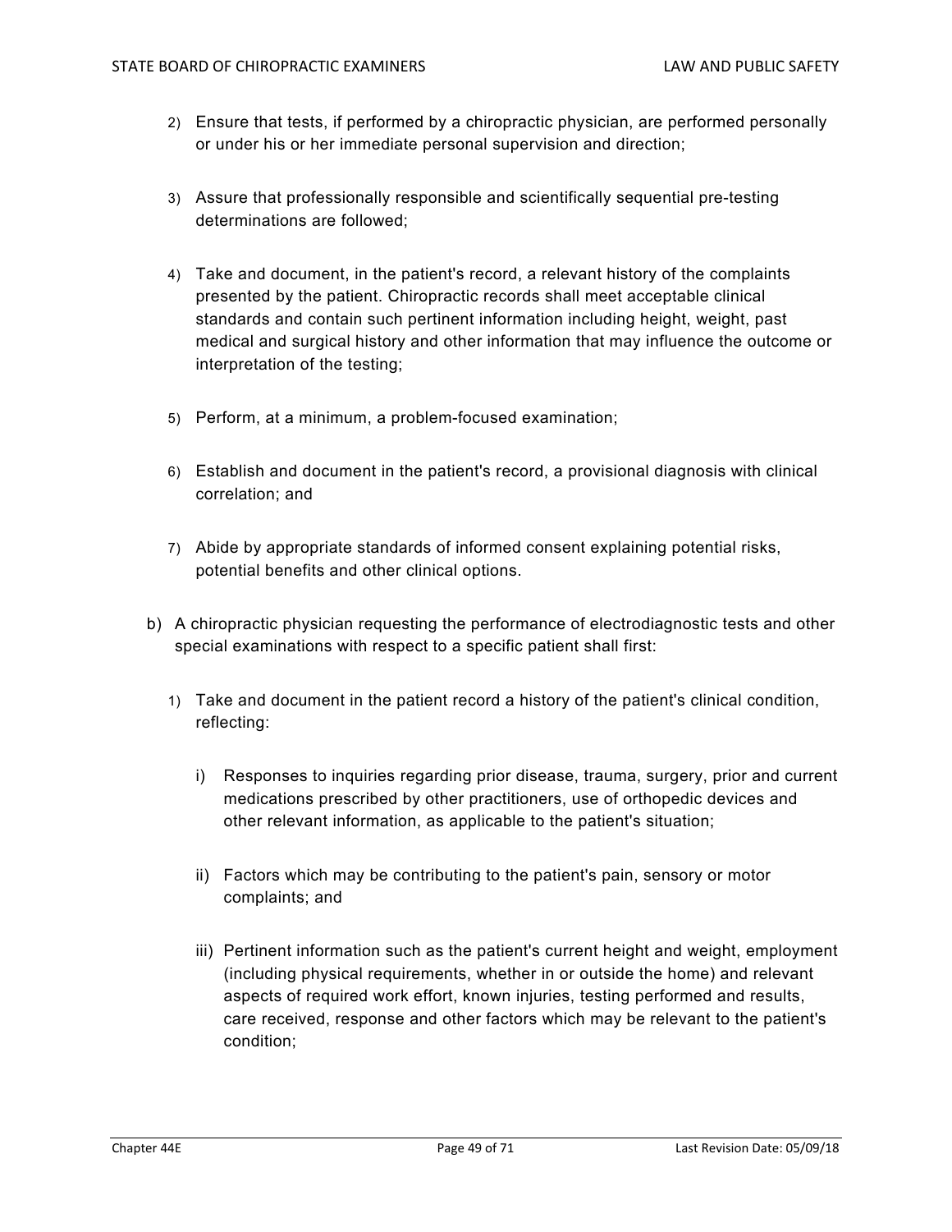2) Ensure that tests, if performed by a chiropractic physician, are performed personally or under his or her immediate personal supervision and direction;

3) Assure that professionally responsible and scientifically sequential pre-testing determinations are followed;

4) Take and document, in the patient's record, a relevant history of the complaints presented by the patient. Chiropractic records shall meet acceptable clinical standards and contain such pertinent information including height, weight, past medical and surgical history and other information that may influence the outcome or interpretation of the testing;

5) Perform, at a minimum, a problem-focused examination;

6) Establish and document in the patient's record, a provisional diagnosis with clinical correlation; and

7) Abide by appropriate standards of informed consent explaining potential risks, potential benefits and other clinical options.

b) A chiropractic physician requesting the performance of electrodiagnostic tests and other special examinations with respect to a specific patient shall first:

1) Take and document in the patient record a history of the patient's clinical condition, reflecting:

i) Responses to inquiries regarding prior disease, trauma, surgery, prior and current medications prescribed by other practitioners, use of orthopedic devices and other relevant information, as applicable to the patient's situation;

ii) Factors which may be contributing to the patient's pain, sensory or motor complaints; and

iii) Pertinent information such as the patient's current height and weight, employment (including physical requirements, whether in or outside the home) and relevant aspects of required work effort, known injuries, testing performed and results, care received, response and other factors which may be relevant to the patient's condition;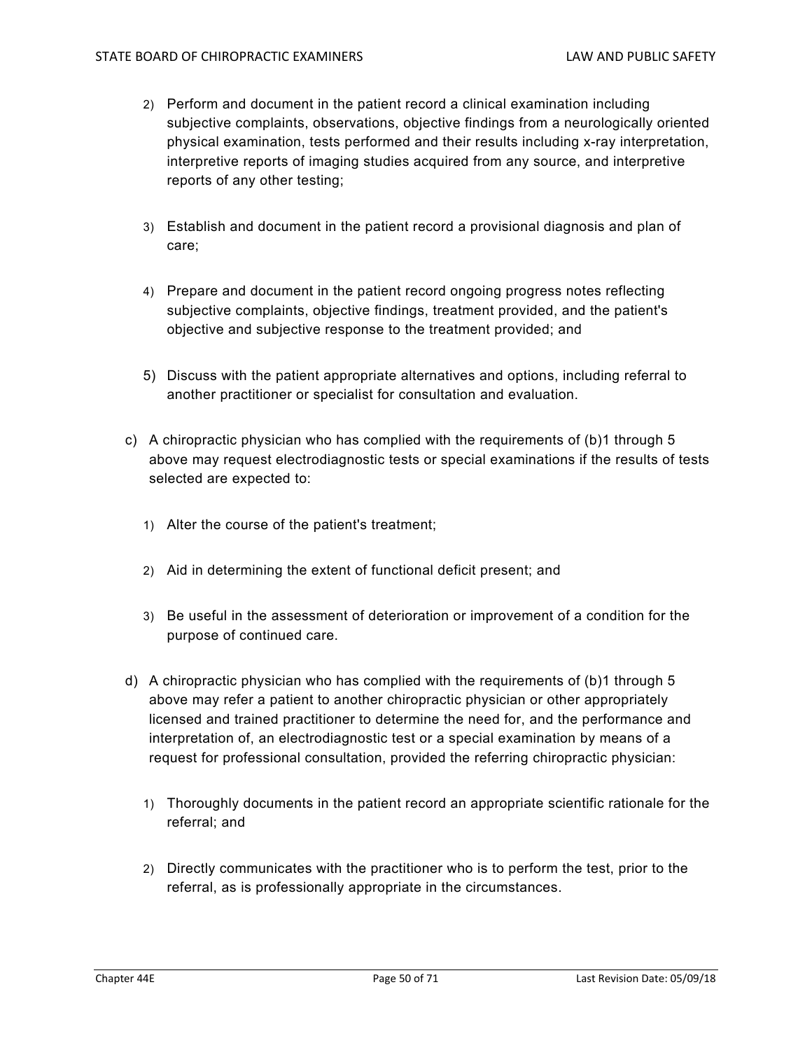2) Perform and document in the patient record a clinical examination including subjective complaints, observations, objective findings from a neurologically oriented physical examination, tests performed and their results including x-ray interpretation, interpretive reports of imaging studies acquired from any source, and interpretive reports of any other testing;

3) Establish and document in the patient record a provisional diagnosis and plan of care;

4) Prepare and document in the patient record ongoing progress notes reflecting subjective complaints, objective findings, treatment provided, and the patient's objective and subjective response to the treatment provided; and

5) Discuss with the patient appropriate alternatives and options, including referral to another practitioner or specialist for consultation and evaluation.

c) A chiropractic physician who has complied with the requirements of (b)1 through 5 above may request electrodiagnostic tests or special examinations if the results of tests selected are expected to:

1) Alter the course of the patient's treatment;

2) Aid in determining the extent of functional deficit present; and

3) Be useful in the assessment of deterioration or improvement of a condition for the purpose of continued care.

d) A chiropractic physician who has complied with the requirements of (b)1 through 5 above may refer a patient to another chiropractic physician or other appropriately licensed and trained practitioner to determine the need for, and the performance and interpretation of, an electrodiagnostic test or a special examination by means of a request for professional consultation, provided the referring chiropractic physician:

1) Thoroughly documents in the patient record an appropriate scientific rationale for the referral; and

2) Directly communicates with the practitioner who is to perform the test, prior to the referral, as is professionally appropriate in the circumstances.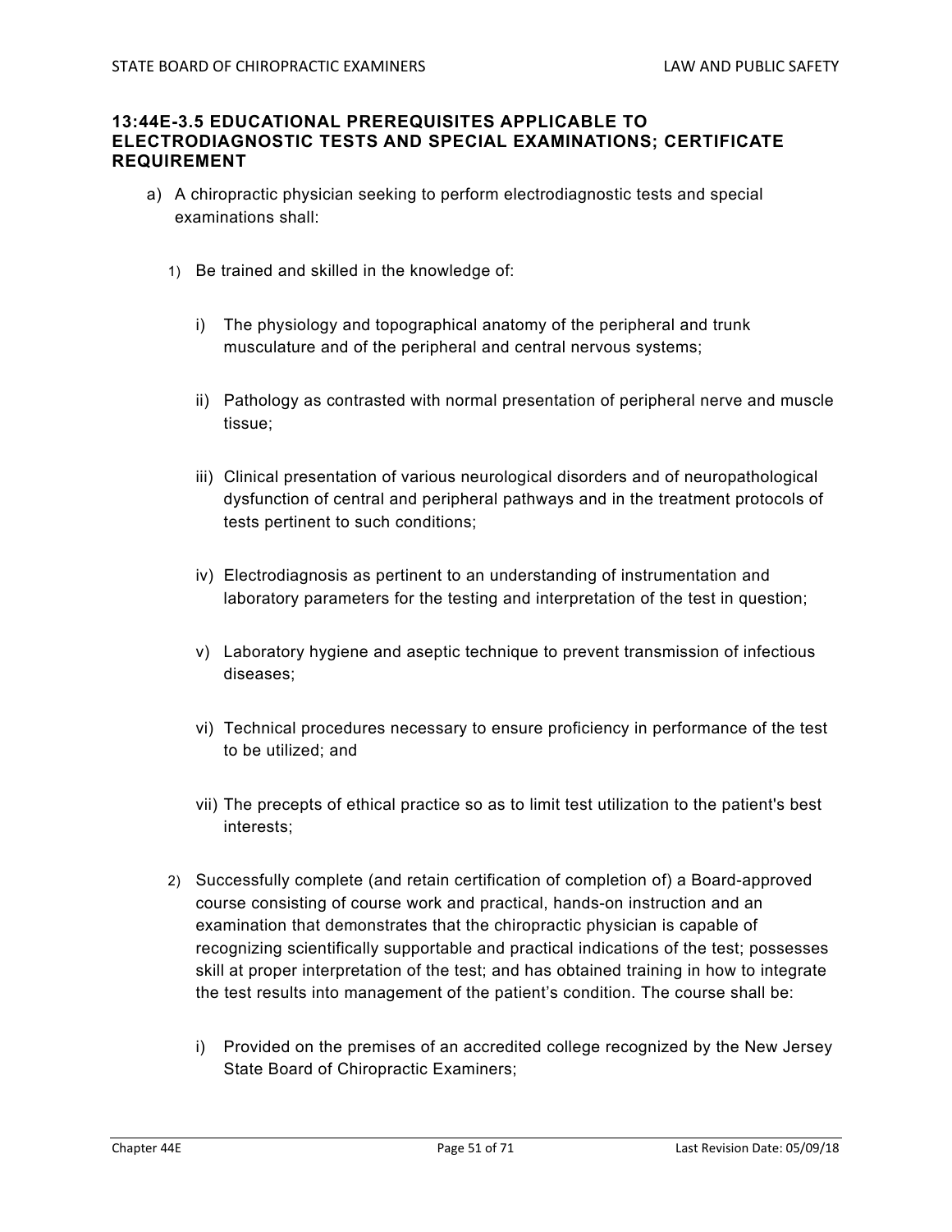### 13:44E-3.5 EDUCATIONAL PREREQUISITES APPLICABLE TO ELECTRODIAGNOSTIC TESTS AND SPECIAL EXAMINATIONS; CERTIFICATE REQUIREMENT

a) A chiropractic physician seeking to perform electrodiagnostic tests and special examinations shall:

   1) Be trained and skilled in the knowledge of:

      i) The physiology and topographical anatomy of the peripheral and trunk musculature and of the peripheral and central nervous systems;

      ii) Pathology as contrasted with normal presentation of peripheral nerve and muscle tissue;

      iii) Clinical presentation of various neurological disorders and of neuropathological dysfunction of central and peripheral pathways and in the treatment protocols of tests pertinent to such conditions;

      iv) Electrodiagnosis as pertinent to an understanding of instrumentation and laboratory parameters for the testing and interpretation of the test in question;

      v) Laboratory hygiene and aseptic technique to prevent transmission of infectious diseases;

      vi) Technical procedures necessary to ensure proficiency in performance of the test to be utilized; and

      vii) The precepts of ethical practice so as to limit test utilization to the patient's best interests;

   2) Successfully complete (and retain certification of completion of) a Board-approved course consisting of course work and practical, hands-on instruction and an examination that demonstrates that the chiropractic physician is capable of recognizing scientifically supportable and practical indications of the test; possesses skill at proper interpretation of the test; and has obtained training in how to integrate the test results into management of the patient's condition. The course shall be:

      i) Provided on the premises of an accredited college recognized by the New Jersey State Board of Chiropractic Examiners;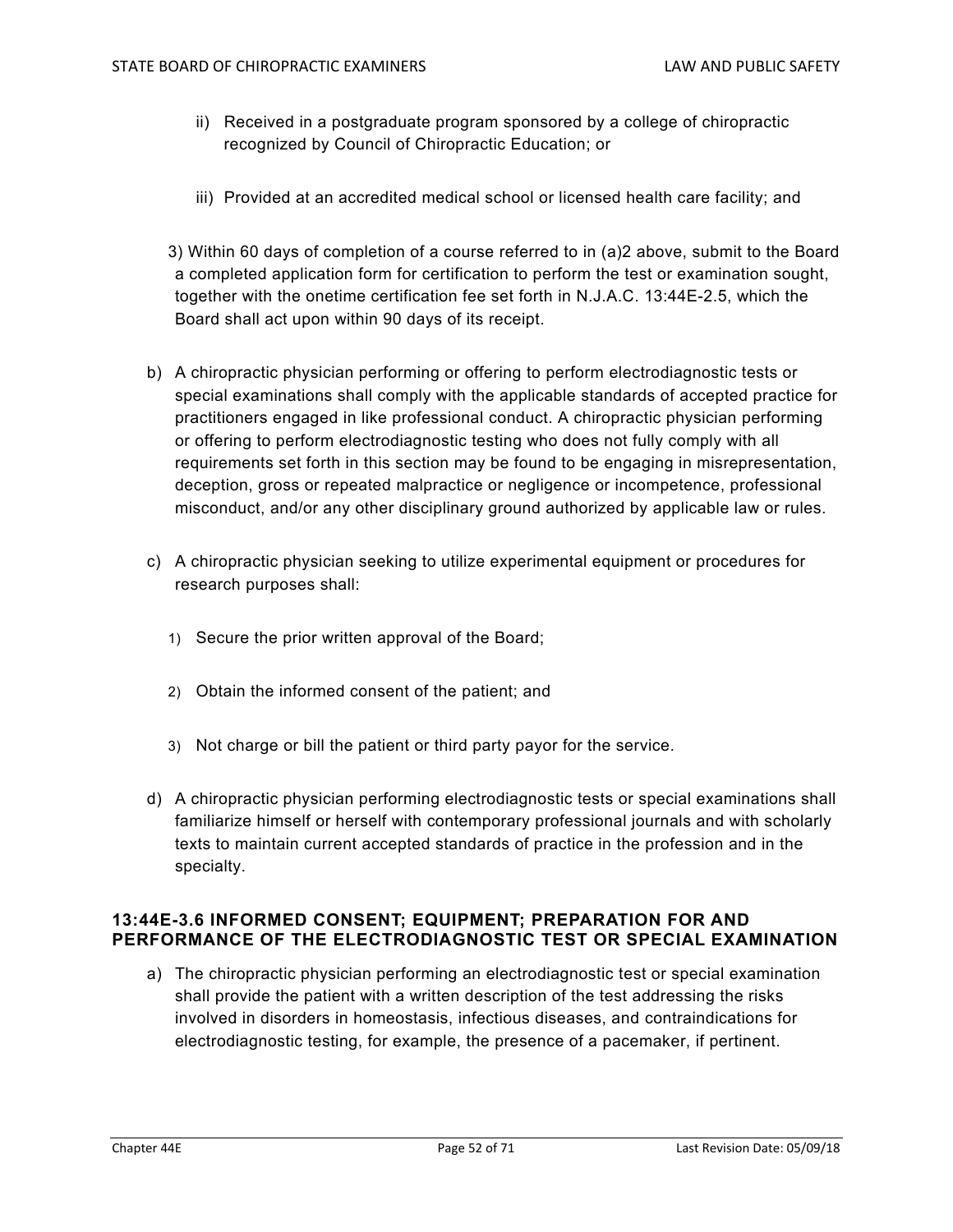ii) Received in a postgraduate program sponsored by a college of chiropractic recognized by Council of Chiropractic Education; or

iii) Provided at an accredited medical school or licensed health care facility; and

3) Within 60 days of completion of a course referred to in (a)2 above, submit to the Board a completed application form for certification to perform the test or examination sought, together with the onetime certification fee set forth in N.J.A.C. 13:44E-2.5, which the Board shall act upon within 90 days of its receipt.

b) A chiropractic physician performing or offering to perform electrodiagnostic tests or special examinations shall comply with the applicable standards of accepted practice for practitioners engaged in like professional conduct. A chiropractic physician performing or offering to perform electrodiagnostic testing who does not fully comply with all requirements set forth in this section may be found to be engaging in misrepresentation, deception, gross or repeated malpractice or negligence or incompetence, professional misconduct, and/or any other disciplinary ground authorized by applicable law or rules.

c) A chiropractic physician seeking to utilize experimental equipment or procedures for research purposes shall:

1) Secure the prior written approval of the Board;

2) Obtain the informed consent of the patient; and

3) Not charge or bill the patient or third party payor for the service.

d) A chiropractic physician performing electrodiagnostic tests or special examinations shall familiarize himself or herself with contemporary professional journals and with scholarly texts to maintain current accepted standards of practice in the profession and in the specialty.

### 13:44E-3.6 INFORMED CONSENT; EQUIPMENT; PREPARATION FOR AND PERFORMANCE OF THE ELECTRODIAGNOSTIC TEST OR SPECIAL EXAMINATION

a) The chiropractic physician performing an electrodiagnostic test or special examination shall provide the patient with a written description of the test addressing the risks involved in disorders in homeostasis, infectious diseases, and contraindications for electrodiagnostic testing, for example, the presence of a pacemaker, if pertinent.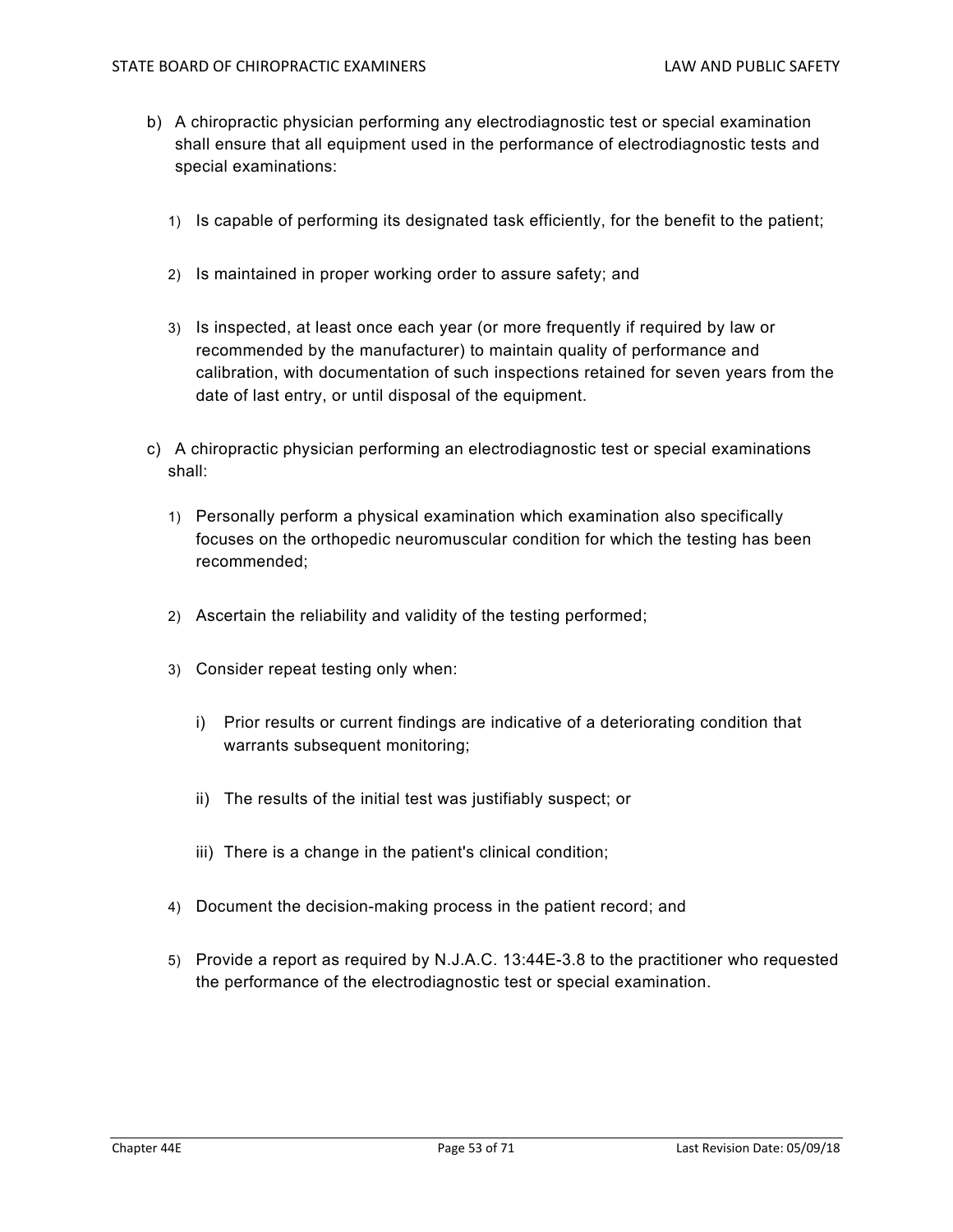b) A chiropractic physician performing any electrodiagnostic test or special examination shall ensure that all equipment used in the performance of electrodiagnostic tests and special examinations:

1) Is capable of performing its designated task efficiently, for the benefit to the patient;

2) Is maintained in proper working order to assure safety; and

3) Is inspected, at least once each year (or more frequently if required by law or recommended by the manufacturer) to maintain quality of performance and calibration, with documentation of such inspections retained for seven years from the date of last entry, or until disposal of the equipment.

c) A chiropractic physician performing an electrodiagnostic test or special examinations shall:

1) Personally perform a physical examination which examination also specifically focuses on the orthopedic neuromuscular condition for which the testing has been recommended;

2) Ascertain the reliability and validity of the testing performed;

3) Consider repeat testing only when:

   i) Prior results or current findings are indicative of a deteriorating condition that warrants subsequent monitoring;

   ii) The results of the initial test was justifiably suspect; or

   iii) There is a change in the patient's clinical condition;

4) Document the decision-making process in the patient record; and

5) Provide a report as required by N.J.A.C. 13:44E-3.8 to the practitioner who requested the performance of the electrodiagnostic test or special examination.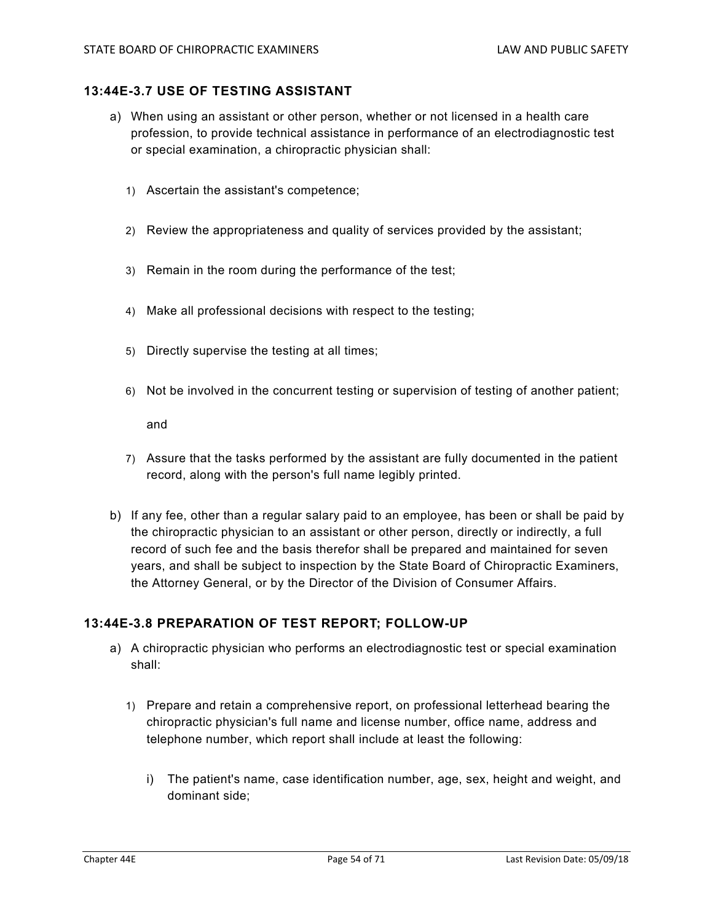### 13:44E-3.7 USE OF TESTING ASSISTANT

a) When using an assistant or other person, whether or not licensed in a health care profession, to provide technical assistance in performance of an electrodiagnostic test or special examination, a chiropractic physician shall:

   1) Ascertain the assistant's competence;

   2) Review the appropriateness and quality of services provided by the assistant;

   3) Remain in the room during the performance of the test;

   4) Make all professional decisions with respect to the testing;

   5) Directly supervise the testing at all times;

   6) Not be involved in the concurrent testing or supervision of testing of another patient;

      and

   7) Assure that the tasks performed by the assistant are fully documented in the patient record, along with the person's full name legibly printed.

b) If any fee, other than a regular salary paid to an employee, has been or shall be paid by the chiropractic physician to an assistant or other person, directly or indirectly, a full record of such fee and the basis therefor shall be prepared and maintained for seven years, and shall be subject to inspection by the State Board of Chiropractic Examiners, the Attorney General, or by the Director of the Division of Consumer Affairs.

### 13:44E-3.8 PREPARATION OF TEST REPORT; FOLLOW-UP

a) A chiropractic physician who performs an electrodiagnostic test or special examination shall:

   1) Prepare and retain a comprehensive report, on professional letterhead bearing the chiropractic physician's full name and license number, office name, address and telephone number, which report shall include at least the following:

      i) The patient's name, case identification number, age, sex, height and weight, and dominant side;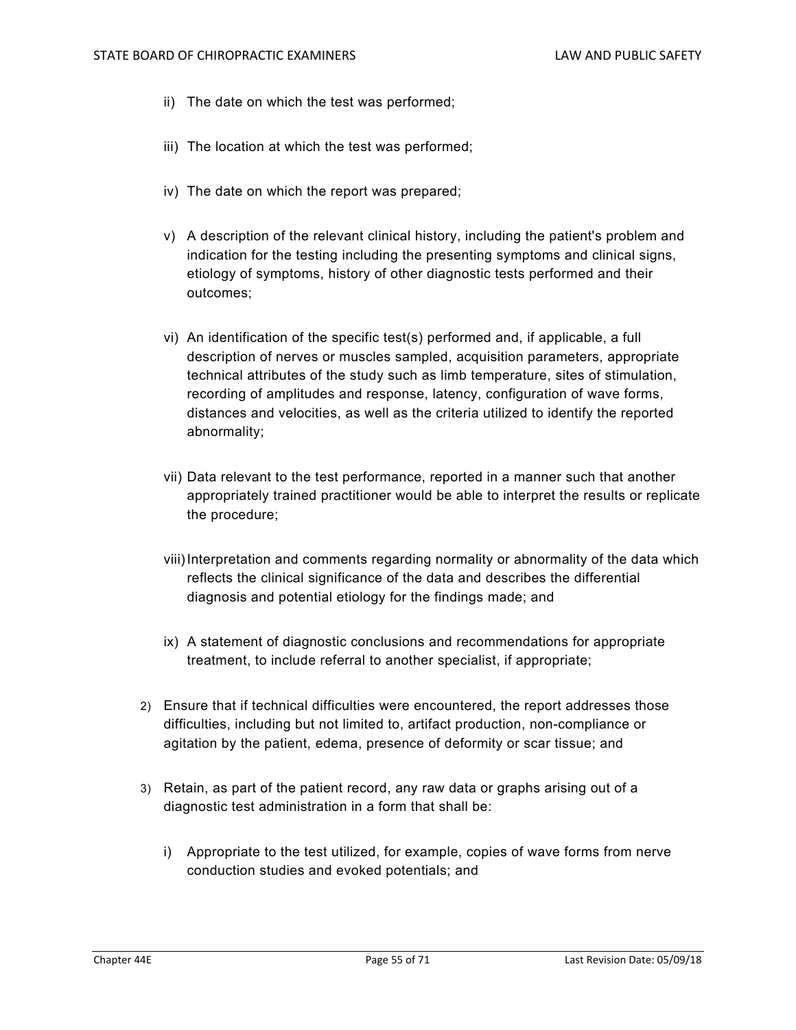ii) The date on which the test was performed;

iii) The location at which the test was performed;

iv) The date on which the report was prepared;

v) A description of the relevant clinical history, including the patient's problem and indication for the testing including the presenting symptoms and clinical signs, etiology of symptoms, history of other diagnostic tests performed and their outcomes;

vi) An identification of the specific test(s) performed and, if applicable, a full description of nerves or muscles sampled, acquisition parameters, appropriate technical attributes of the study such as limb temperature, sites of stimulation, recording of amplitudes and response, latency, configuration of wave forms, distances and velocities, as well as the criteria utilized to identify the reported abnormality;

vii) Data relevant to the test performance, reported in a manner such that another appropriately trained practitioner would be able to interpret the results or replicate the procedure;

viii) Interpretation and comments regarding normality or abnormality of the data which reflects the clinical significance of the data and describes the differential diagnosis and potential etiology for the findings made; and

ix) A statement of diagnostic conclusions and recommendations for appropriate treatment, to include referral to another specialist, if appropriate;

2) Ensure that if technical difficulties were encountered, the report addresses those difficulties, including but not limited to, artifact production, non-compliance or agitation by the patient, edema, presence of deformity or scar tissue; and

3) Retain, as part of the patient record, any raw data or graphs arising out of a diagnostic test administration in a form that shall be:

i) Appropriate to the test utilized, for example, copies of wave forms from nerve conduction studies and evoked potentials; and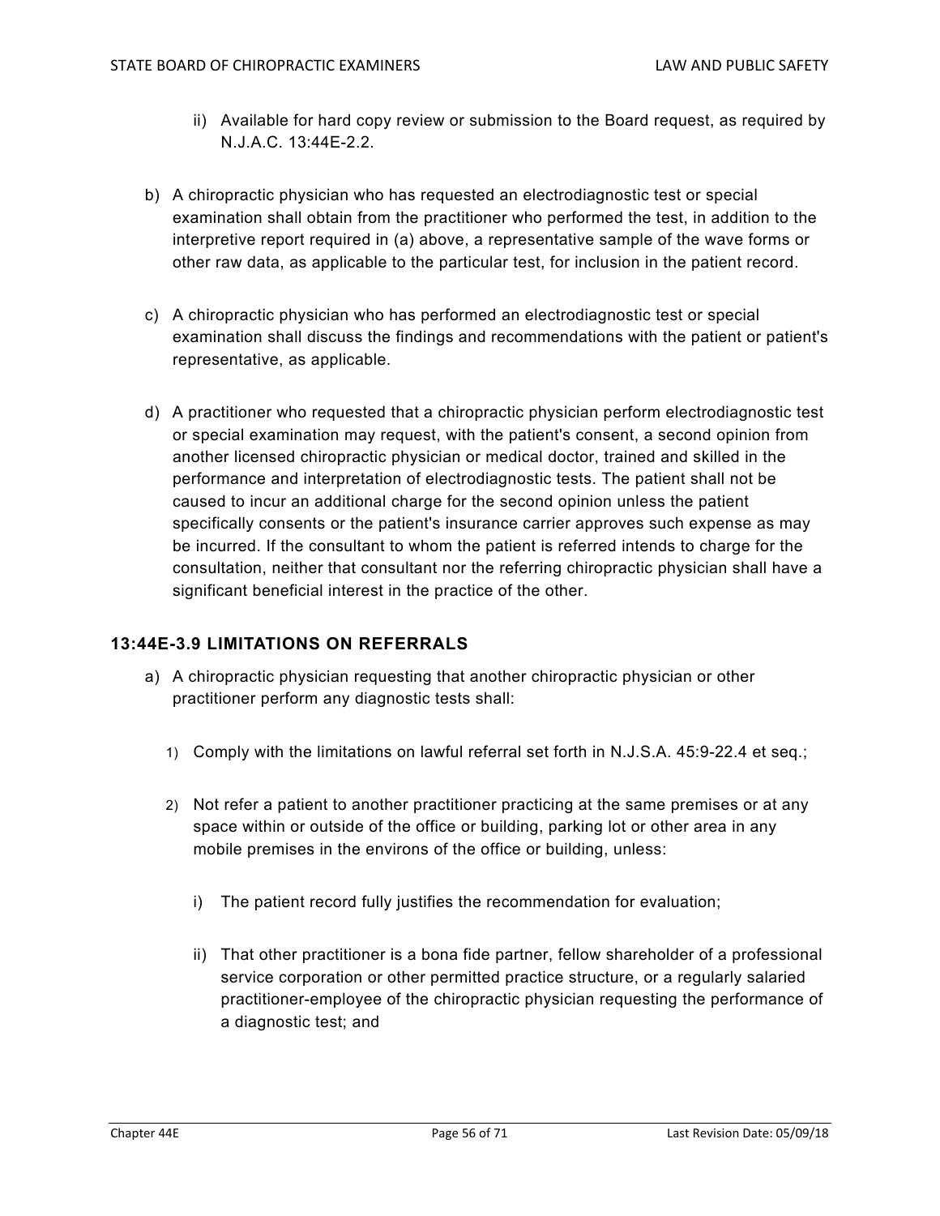ii) Available for hard copy review or submission to the Board request, as required by N.J.A.C. 13:44E-2.2.

b) A chiropractic physician who has requested an electrodiagnostic test or special examination shall obtain from the practitioner who performed the test, in addition to the interpretive report required in (a) above, a representative sample of the wave forms or other raw data, as applicable to the particular test, for inclusion in the patient record.

c) A chiropractic physician who has performed an electrodiagnostic test or special examination shall discuss the findings and recommendations with the patient or patient's representative, as applicable.

d) A practitioner who requested that a chiropractic physician perform electrodiagnostic test or special examination may request, with the patient's consent, a second opinion from another licensed chiropractic physician or medical doctor, trained and skilled in the performance and interpretation of electrodiagnostic tests. The patient shall not be caused to incur an additional charge for the second opinion unless the patient specifically consents or the patient's insurance carrier approves such expense as may be incurred. If the consultant to whom the patient is referred intends to charge for the consultation, neither that consultant nor the referring chiropractic physician shall have a significant beneficial interest in the practice of the other.

### 13:44E-3.9 LIMITATIONS ON REFERRALS

a) A chiropractic physician requesting that another chiropractic physician or other practitioner perform any diagnostic tests shall:

1) Comply with the limitations on lawful referral set forth in N.J.S.A. 45:9-22.4 et seq.;

2) Not refer a patient to another practitioner practicing at the same premises or at any space within or outside of the office or building, parking lot or other area in any mobile premises in the environs of the office or building, unless:

i) The patient record fully justifies the recommendation for evaluation;

ii) That other practitioner is a bona fide partner, fellow shareholder of a professional service corporation or other permitted practice structure, or a regularly salaried practitioner-employee of the chiropractic physician requesting the performance of a diagnostic test; and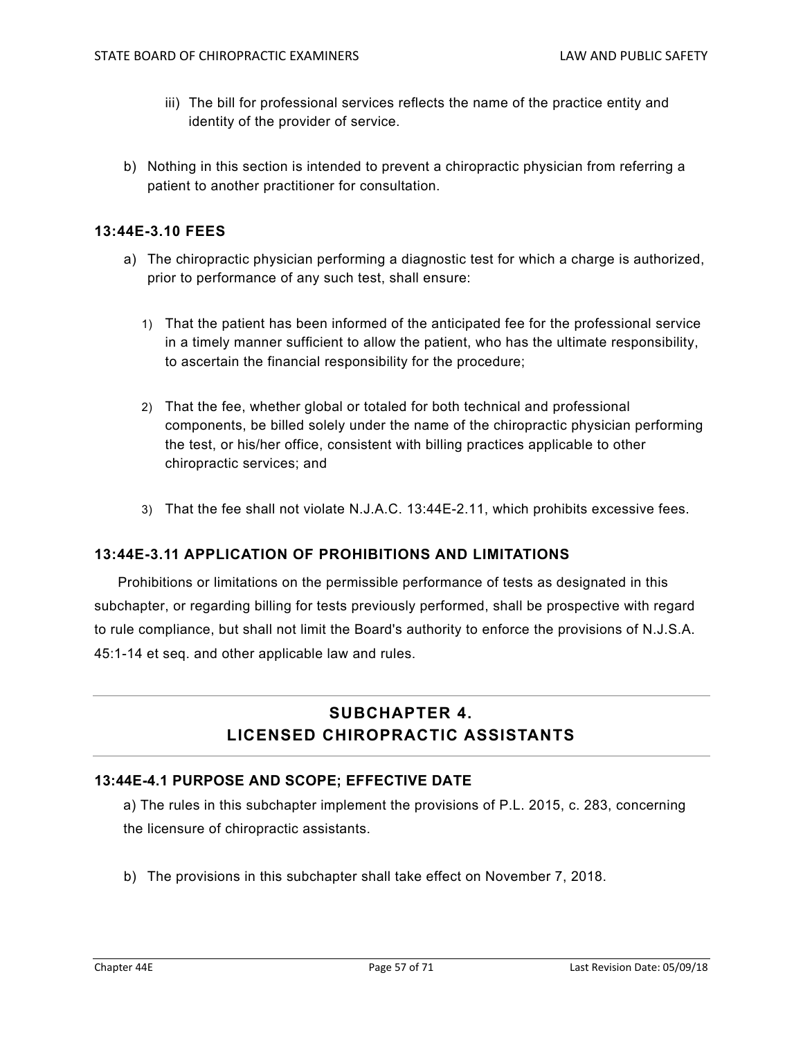iii) The bill for professional services reflects the name of the practice entity and identity of the provider of service.

b) Nothing in this section is intended to prevent a chiropractic physician from referring a patient to another practitioner for consultation.

### 13:44E-3.10 FEES

a) The chiropractic physician performing a diagnostic test for which a charge is authorized, prior to performance of any such test, shall ensure:

1) That the patient has been informed of the anticipated fee for the professional service in a timely manner sufficient to allow the patient, who has the ultimate responsibility, to ascertain the financial responsibility for the procedure;

2) That the fee, whether global or totaled for both technical and professional components, be billed solely under the name of the chiropractic physician performing the test, or his/her office, consistent with billing practices applicable to other chiropractic services; and

3) That the fee shall not violate N.J.A.C. 13:44E-2.11, which prohibits excessive fees.

### 13:44E-3.11 APPLICATION OF PROHIBITIONS AND LIMITATIONS

Prohibitions or limitations on the permissible performance of tests as designated in this subchapter, or regarding billing for tests previously performed, shall be prospective with regard to rule compliance, but shall not limit the Board's authority to enforce the provisions of N.J.S.A. 45:1-14 et seq. and other applicable law and rules.

## SUBCHAPTER 4. LICENSED CHIROPRACTIC ASSISTANTS

### 13:44E-4.1 PURPOSE AND SCOPE; EFFECTIVE DATE

a) The rules in this subchapter implement the provisions of P.L. 2015, c. 283, concerning the licensure of chiropractic assistants.

b) The provisions in this subchapter shall take effect on November 7, 2018.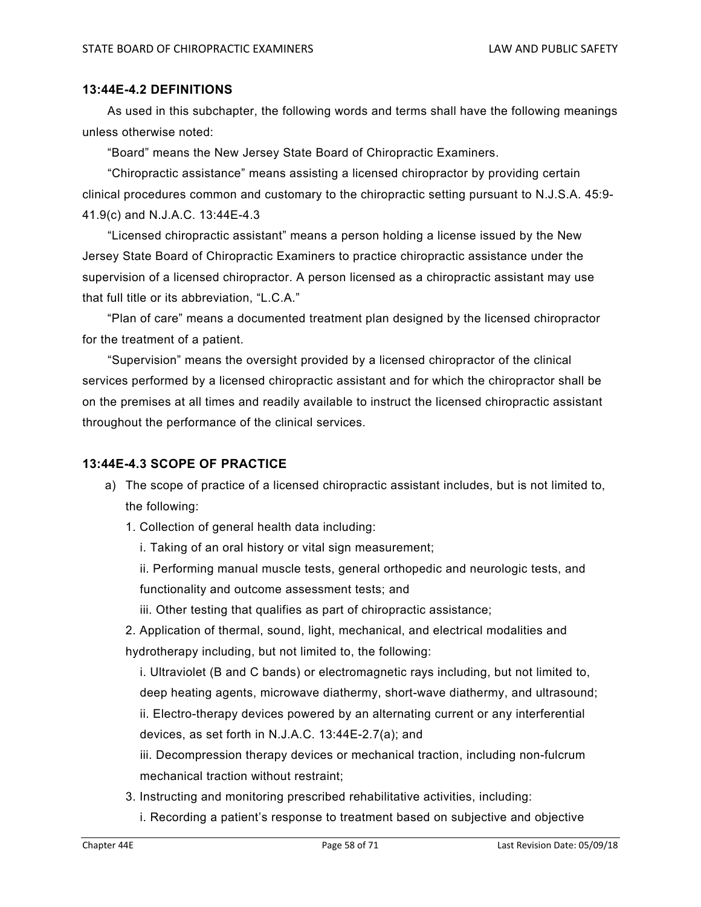### 13:44E-4.2 DEFINITIONS

As used in this subchapter, the following words and terms shall have the following meanings unless otherwise noted:

"Board" means the New Jersey State Board of Chiropractic Examiners.

"Chiropractic assistance" means assisting a licensed chiropractor by providing certain clinical procedures common and customary to the chiropractic setting pursuant to N.J.S.A. 45:9-41.9(c) and N.J.A.C. 13:44E-4.3

"Licensed chiropractic assistant" means a person holding a license issued by the New Jersey State Board of Chiropractic Examiners to practice chiropractic assistance under the supervision of a licensed chiropractor. A person licensed as a chiropractic assistant may use that full title or its abbreviation, "L.C.A."

"Plan of care" means a documented treatment plan designed by the licensed chiropractor for the treatment of a patient.

"Supervision" means the oversight provided by a licensed chiropractor of the clinical services performed by a licensed chiropractic assistant and for which the chiropractor shall be on the premises at all times and readily available to instruct the licensed chiropractic assistant throughout the performance of the clinical services.

### 13:44E-4.3 SCOPE OF PRACTICE

a) The scope of practice of a licensed chiropractic assistant includes, but is not limited to, the following:

   1. Collection of general health data including:

      i. Taking of an oral history or vital sign measurement;

      ii. Performing manual muscle tests, general orthopedic and neurologic tests, and functionality and outcome assessment tests; and

      iii. Other testing that qualifies as part of chiropractic assistance;

   2. Application of thermal, sound, light, mechanical, and electrical modalities and hydrotherapy including, but not limited to, the following:

      i. Ultraviolet (B and C bands) or electromagnetic rays including, but not limited to, deep heating agents, microwave diathermy, short-wave diathermy, and ultrasound;

      ii. Electro-therapy devices powered by an alternating current or any interferential devices, as set forth in N.J.A.C. 13:44E-2.7(a); and

      iii. Decompression therapy devices or mechanical traction, including non-fulcrum mechanical traction without restraint;

   3. Instructing and monitoring prescribed rehabilitative activities, including:

      i. Recording a patient's response to treatment based on subjective and objective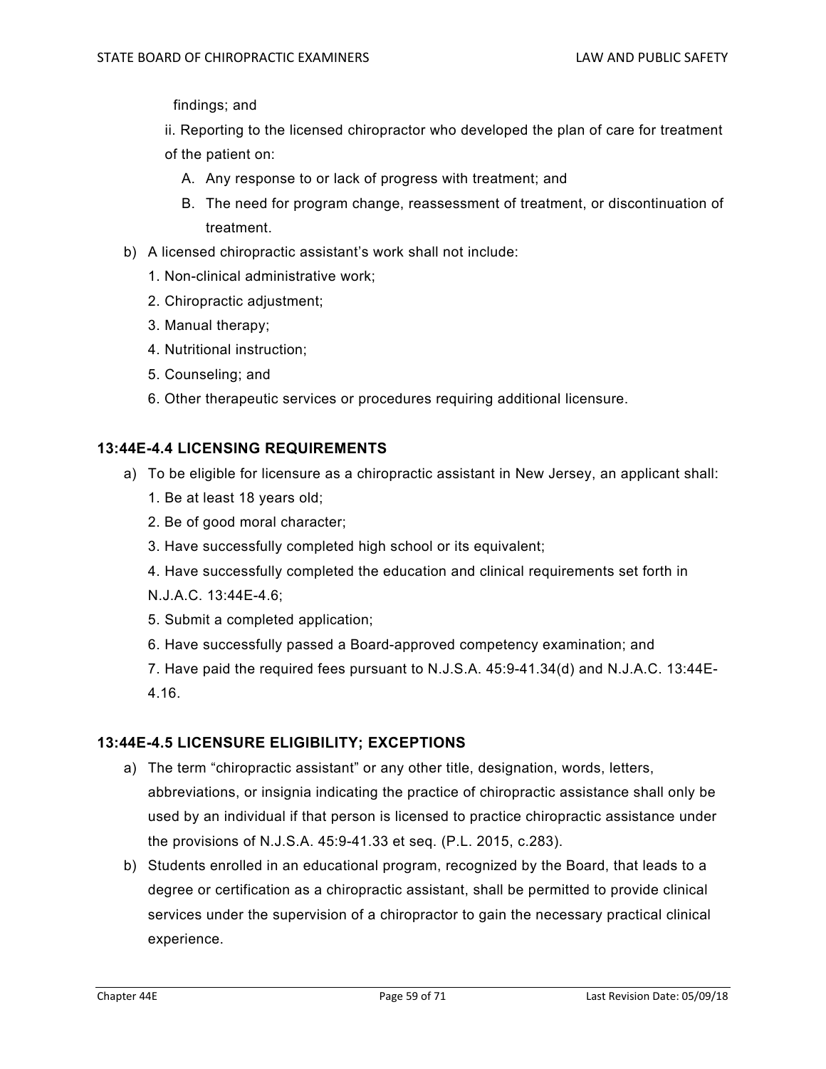findings; and

ii. Reporting to the licensed chiropractor who developed the plan of care for treatment of the patient on:

A. Any response to or lack of progress with treatment; and

B. The need for program change, reassessment of treatment, or discontinuation of treatment.

b) A licensed chiropractic assistant's work shall not include:

1. Non-clinical administrative work;
2. Chiropractic adjustment;
3. Manual therapy;
4. Nutritional instruction;
5. Counseling; and
6. Other therapeutic services or procedures requiring additional licensure.

### 13:44E-4.4 LICENSING REQUIREMENTS

a) To be eligible for licensure as a chiropractic assistant in New Jersey, an applicant shall:

1. Be at least 18 years old;
2. Be of good moral character;
3. Have successfully completed high school or its equivalent;
4. Have successfully completed the education and clinical requirements set forth in N.J.A.C. 13:44E-4.6;
5. Submit a completed application;
6. Have successfully passed a Board-approved competency examination; and
7. Have paid the required fees pursuant to N.J.S.A. 45:9-41.34(d) and N.J.A.C. 13:44E-4.16.

### 13:44E-4.5 LICENSURE ELIGIBILITY; EXCEPTIONS

a) The term "chiropractic assistant" or any other title, designation, words, letters, abbreviations, or insignia indicating the practice of chiropractic assistance shall only be used by an individual if that person is licensed to practice chiropractic assistance under the provisions of N.J.S.A. 45:9-41.33 et seq. (P.L. 2015, c.283).

b) Students enrolled in an educational program, recognized by the Board, that leads to a degree or certification as a chiropractic assistant, shall be permitted to provide clinical services under the supervision of a chiropractor to gain the necessary practical clinical experience.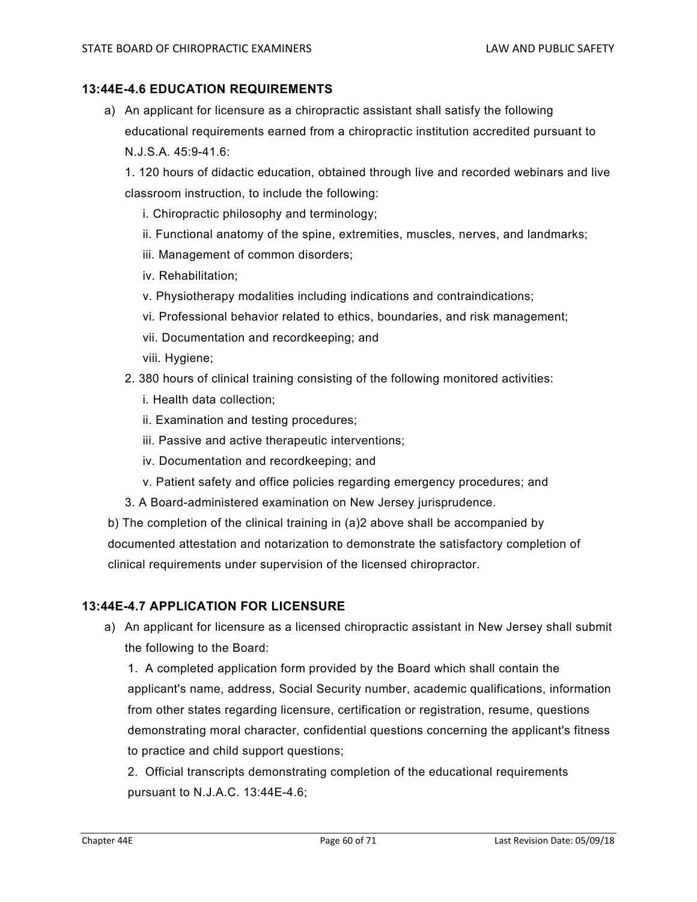### 13:44E-4.6 EDUCATION REQUIREMENTS

a) An applicant for licensure as a chiropractic assistant shall satisfy the following educational requirements earned from a chiropractic institution accredited pursuant to N.J.S.A. 45:9-41.6:

1. 120 hours of didactic education, obtained through live and recorded webinars and live classroom instruction, to include the following:

   i. Chiropractic philosophy and terminology;

   ii. Functional anatomy of the spine, extremities, muscles, nerves, and landmarks;

   iii. Management of common disorders;

   iv. Rehabilitation;

   v. Physiotherapy modalities including indications and contraindications;

   vi. Professional behavior related to ethics, boundaries, and risk management;

   vii. Documentation and recordkeeping; and

   viii. Hygiene;

2. 380 hours of clinical training consisting of the following monitored activities:

   i. Health data collection;

   ii. Examination and testing procedures;

   iii. Passive and active therapeutic interventions;

   iv. Documentation and recordkeeping; and

   v. Patient safety and office policies regarding emergency procedures; and

3. A Board-administered examination on New Jersey jurisprudence.

b) The completion of the clinical training in (a)2 above shall be accompanied by documented attestation and notarization to demonstrate the satisfactory completion of clinical requirements under supervision of the licensed chiropractor.

### 13:44E-4.7 APPLICATION FOR LICENSURE

a) An applicant for licensure as a licensed chiropractic assistant in New Jersey shall submit the following to the Board:

1. A completed application form provided by the Board which shall contain the applicant's name, address, Social Security number, academic qualifications, information from other states regarding licensure, certification or registration, resume, questions demonstrating moral character, confidential questions concerning the applicant's fitness to practice and child support questions;

2. Official transcripts demonstrating completion of the educational requirements pursuant to N.J.A.C. 13:44E-4.6;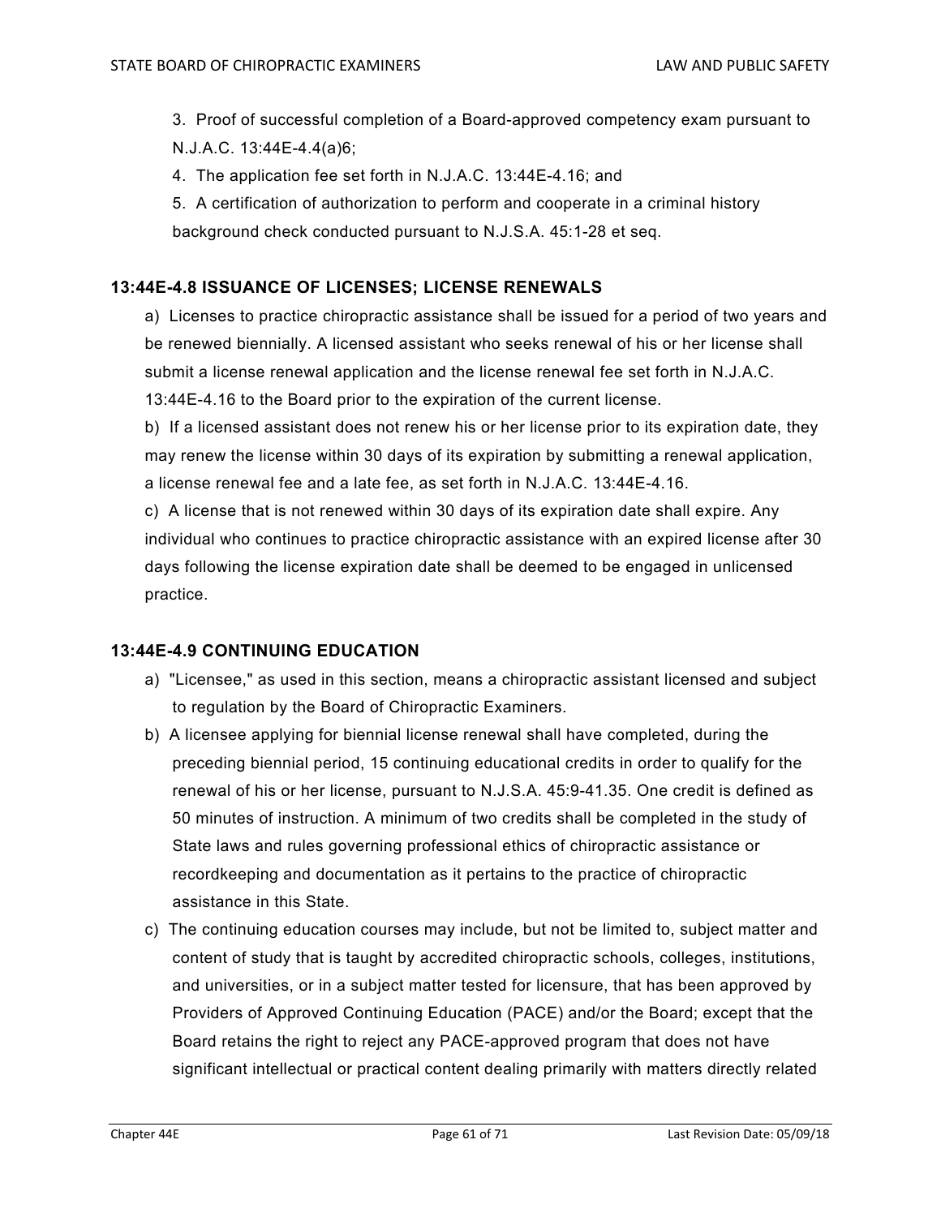3. Proof of successful completion of a Board-approved competency exam pursuant to N.J.A.C. 13:44E-4.4(a)6;

4. The application fee set forth in N.J.A.C. 13:44E-4.16; and

5. A certification of authorization to perform and cooperate in a criminal history background check conducted pursuant to N.J.S.A. 45:1-28 et seq.

### 13:44E-4.8 ISSUANCE OF LICENSES; LICENSE RENEWALS

a) Licenses to practice chiropractic assistance shall be issued for a period of two years and be renewed biennially. A licensed assistant who seeks renewal of his or her license shall submit a license renewal application and the license renewal fee set forth in N.J.A.C. 13:44E-4.16 to the Board prior to the expiration of the current license.

b) If a licensed assistant does not renew his or her license prior to its expiration date, they may renew the license within 30 days of its expiration by submitting a renewal application, a license renewal fee and a late fee, as set forth in N.J.A.C. 13:44E-4.16.

c) A license that is not renewed within 30 days of its expiration date shall expire. Any individual who continues to practice chiropractic assistance with an expired license after 30 days following the license expiration date shall be deemed to be engaged in unlicensed practice.

### 13:44E-4.9 CONTINUING EDUCATION

a) "Licensee," as used in this section, means a chiropractic assistant licensed and subject to regulation by the Board of Chiropractic Examiners.

b) A licensee applying for biennial license renewal shall have completed, during the preceding biennial period, 15 continuing educational credits in order to qualify for the renewal of his or her license, pursuant to N.J.S.A. 45:9-41.35. One credit is defined as 50 minutes of instruction. A minimum of two credits shall be completed in the study of State laws and rules governing professional ethics of chiropractic assistance or recordkeeping and documentation as it pertains to the practice of chiropractic assistance in this State.

c) The continuing education courses may include, but not be limited to, subject matter and content of study that is taught by accredited chiropractic schools, colleges, institutions, and universities, or in a subject matter tested for licensure, that has been approved by Providers of Approved Continuing Education (PACE) and/or the Board; except that the Board retains the right to reject any PACE-approved program that does not have significant intellectual or practical content dealing primarily with matters directly related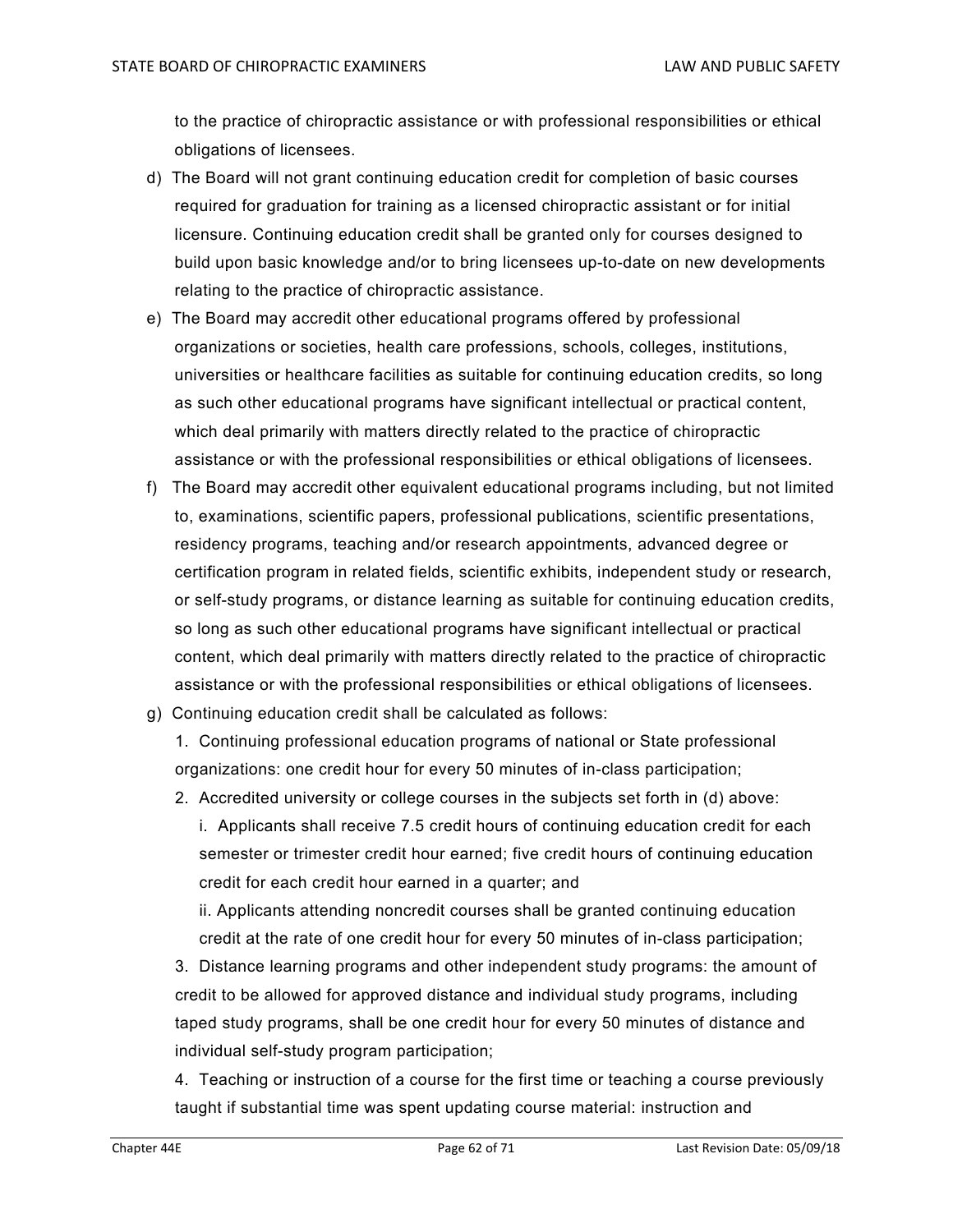to the practice of chiropractic assistance or with professional responsibilities or ethical obligations of licensees.

d) The Board will not grant continuing education credit for completion of basic courses required for graduation for training as a licensed chiropractic assistant or for initial licensure. Continuing education credit shall be granted only for courses designed to build upon basic knowledge and/or to bring licensees up-to-date on new developments relating to the practice of chiropractic assistance.

e) The Board may accredit other educational programs offered by professional organizations or societies, health care professions, schools, colleges, institutions, universities or healthcare facilities as suitable for continuing education credits, so long as such other educational programs have significant intellectual or practical content, which deal primarily with matters directly related to the practice of chiropractic assistance or with the professional responsibilities or ethical obligations of licensees.

f) The Board may accredit other equivalent educational programs including, but not limited to, examinations, scientific papers, professional publications, scientific presentations, residency programs, teaching and/or research appointments, advanced degree or certification program in related fields, scientific exhibits, independent study or research, or self-study programs, or distance learning as suitable for continuing education credits, so long as such other educational programs have significant intellectual or practical content, which deal primarily with matters directly related to the practice of chiropractic assistance or with the professional responsibilities or ethical obligations of licensees.

g) Continuing education credit shall be calculated as follows:

1. Continuing professional education programs of national or State professional organizations: one credit hour for every 50 minutes of in-class participation;

2. Accredited university or college courses in the subjects set forth in (d) above:

   i. Applicants shall receive 7.5 credit hours of continuing education credit for each semester or trimester credit hour earned; five credit hours of continuing education credit for each credit hour earned in a quarter; and

   ii. Applicants attending noncredit courses shall be granted continuing education credit at the rate of one credit hour for every 50 minutes of in-class participation;

3. Distance learning programs and other independent study programs: the amount of credit to be allowed for approved distance and individual study programs, including taped study programs, shall be one credit hour for every 50 minutes of distance and individual self-study program participation;

4. Teaching or instruction of a course for the first time or teaching a course previously taught if substantial time was spent updating course material: instruction and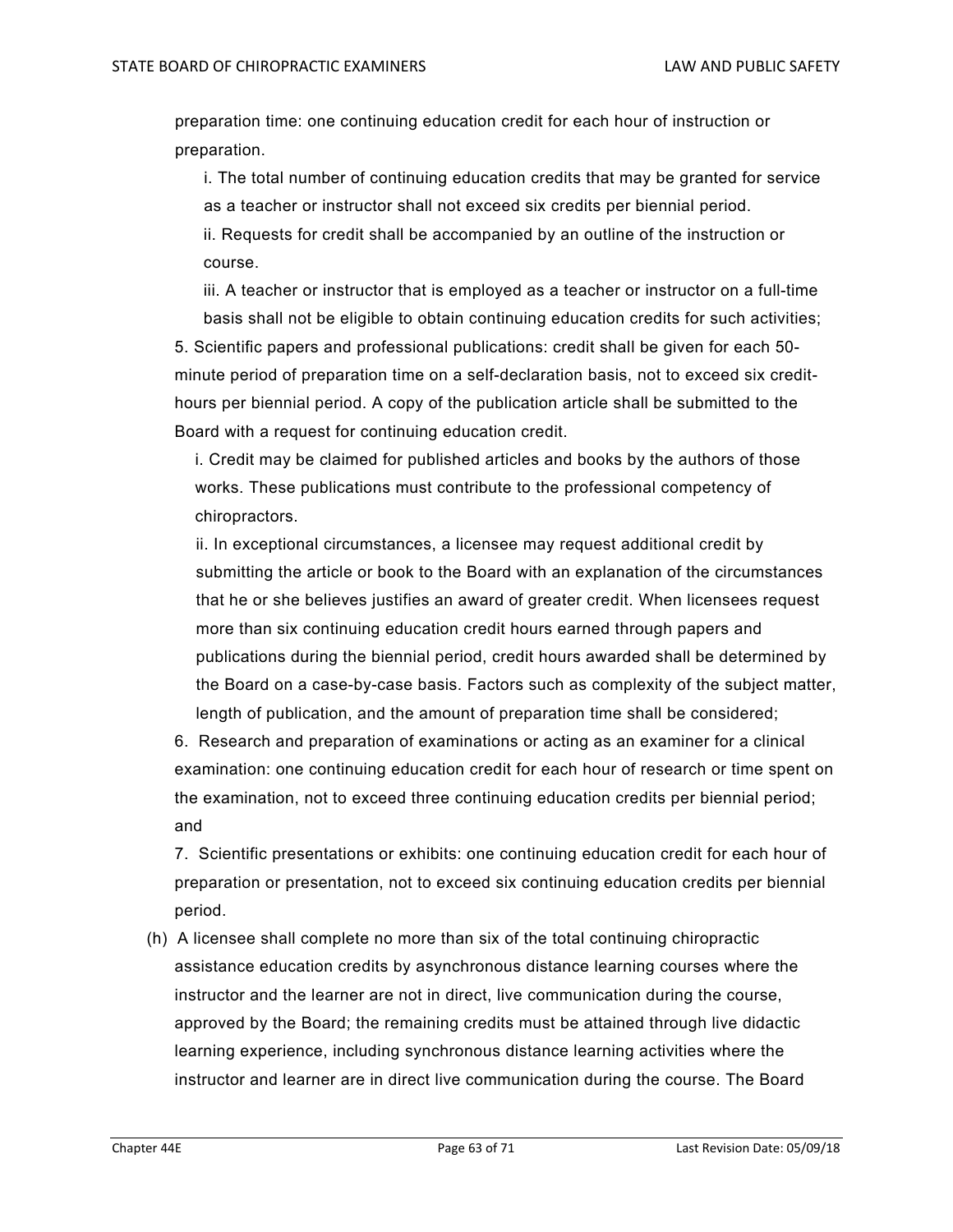preparation time: one continuing education credit for each hour of instruction or preparation.

i. The total number of continuing education credits that may be granted for service as a teacher or instructor shall not exceed six credits per biennial period.

ii. Requests for credit shall be accompanied by an outline of the instruction or course.

iii. A teacher or instructor that is employed as a teacher or instructor on a full-time basis shall not be eligible to obtain continuing education credits for such activities;

5. Scientific papers and professional publications: credit shall be given for each 50-minute period of preparation time on a self-declaration basis, not to exceed six credit-hours per biennial period. A copy of the publication article shall be submitted to the Board with a request for continuing education credit.

i. Credit may be claimed for published articles and books by the authors of those works. These publications must contribute to the professional competency of chiropractors.

ii. In exceptional circumstances, a licensee may request additional credit by submitting the article or book to the Board with an explanation of the circumstances that he or she believes justifies an award of greater credit. When licensees request more than six continuing education credit hours earned through papers and publications during the biennial period, credit hours awarded shall be determined by the Board on a case-by-case basis. Factors such as complexity of the subject matter, length of publication, and the amount of preparation time shall be considered;

6. Research and preparation of examinations or acting as an examiner for a clinical examination: one continuing education credit for each hour of research or time spent on the examination, not to exceed three continuing education credits per biennial period; and

7. Scientific presentations or exhibits: one continuing education credit for each hour of preparation or presentation, not to exceed six continuing education credits per biennial period.

(h) A licensee shall complete no more than six of the total continuing chiropractic assistance education credits by asynchronous distance learning courses where the instructor and the learner are not in direct, live communication during the course, approved by the Board; the remaining credits must be attained through live didactic learning experience, including synchronous distance learning activities where the instructor and learner are in direct live communication during the course. The Board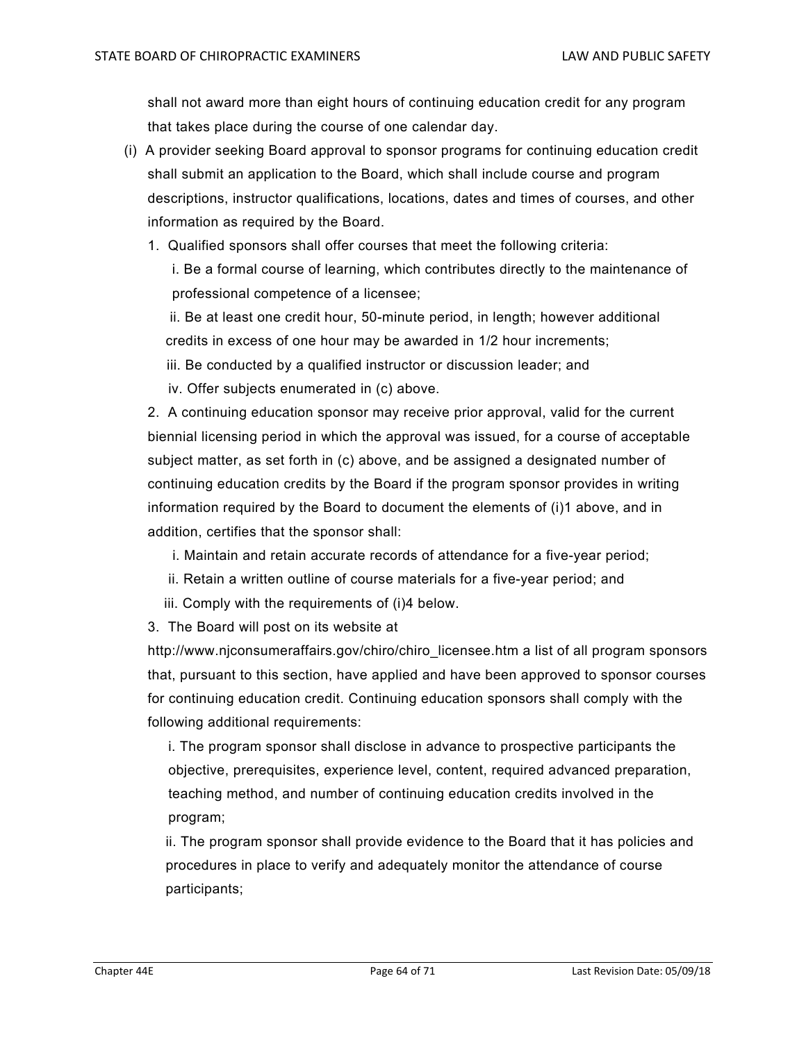shall not award more than eight hours of continuing education credit for any program that takes place during the course of one calendar day.

(i) A provider seeking Board approval to sponsor programs for continuing education credit shall submit an application to the Board, which shall include course and program descriptions, instructor qualifications, locations, dates and times of courses, and other information as required by the Board.

1. Qualified sponsors shall offer courses that meet the following criteria:

   i. Be a formal course of learning, which contributes directly to the maintenance of professional competence of a licensee;

   ii. Be at least one credit hour, 50-minute period, in length; however additional credits in excess of one hour may be awarded in 1/2 hour increments;

   iii. Be conducted by a qualified instructor or discussion leader; and

   iv. Offer subjects enumerated in (c) above.

2. A continuing education sponsor may receive prior approval, valid for the current biennial licensing period in which the approval was issued, for a course of acceptable subject matter, as set forth in (c) above, and be assigned a designated number of continuing education credits by the Board if the program sponsor provides in writing information required by the Board to document the elements of (i)1 above, and in addition, certifies that the sponsor shall:

   i. Maintain and retain accurate records of attendance for a five-year period;

   ii. Retain a written outline of course materials for a five-year period; and

   iii. Comply with the requirements of (i)4 below.

3. The Board will post on its website at http://www.njconsumeraffairs.gov/chiro/chiro_licensee.htm a list of all program sponsors that, pursuant to this section, have applied and have been approved to sponsor courses for continuing education credit. Continuing education sponsors shall comply with the following additional requirements:

   i. The program sponsor shall disclose in advance to prospective participants the objective, prerequisites, experience level, content, required advanced preparation, teaching method, and number of continuing education credits involved in the program;

   ii. The program sponsor shall provide evidence to the Board that it has policies and procedures in place to verify and adequately monitor the attendance of course participants;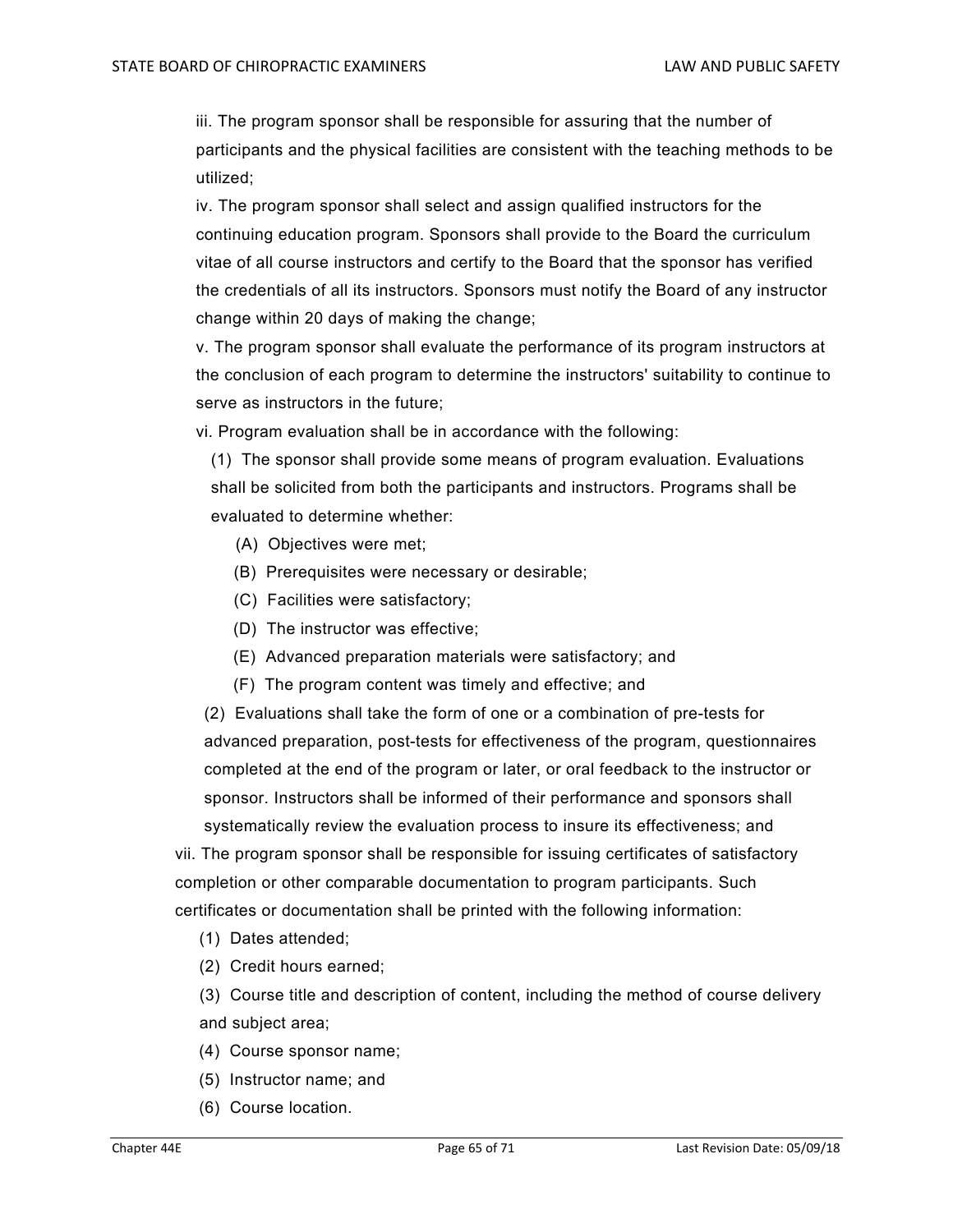iii. The program sponsor shall be responsible for assuring that the number of participants and the physical facilities are consistent with the teaching methods to be utilized;

iv. The program sponsor shall select and assign qualified instructors for the continuing education program. Sponsors shall provide to the Board the curriculum vitae of all course instructors and certify to the Board that the sponsor has verified the credentials of all its instructors. Sponsors must notify the Board of any instructor change within 20 days of making the change;

v. The program sponsor shall evaluate the performance of its program instructors at the conclusion of each program to determine the instructors' suitability to continue to serve as instructors in the future;

vi. Program evaluation shall be in accordance with the following:

(1) The sponsor shall provide some means of program evaluation. Evaluations shall be solicited from both the participants and instructors. Programs shall be evaluated to determine whether:

(A) Objectives were met;

(B) Prerequisites were necessary or desirable;

(C) Facilities were satisfactory;

(D) The instructor was effective;

(E) Advanced preparation materials were satisfactory; and

(F) The program content was timely and effective; and

(2) Evaluations shall take the form of one or a combination of pre-tests for advanced preparation, post-tests for effectiveness of the program, questionnaires completed at the end of the program or later, or oral feedback to the instructor or sponsor. Instructors shall be informed of their performance and sponsors shall systematically review the evaluation process to insure its effectiveness; and

vii. The program sponsor shall be responsible for issuing certificates of satisfactory completion or other comparable documentation to program participants. Such certificates or documentation shall be printed with the following information:

(1) Dates attended;

(2) Credit hours earned;

(3) Course title and description of content, including the method of course delivery and subject area;

(4) Course sponsor name;

(5) Instructor name; and

(6) Course location.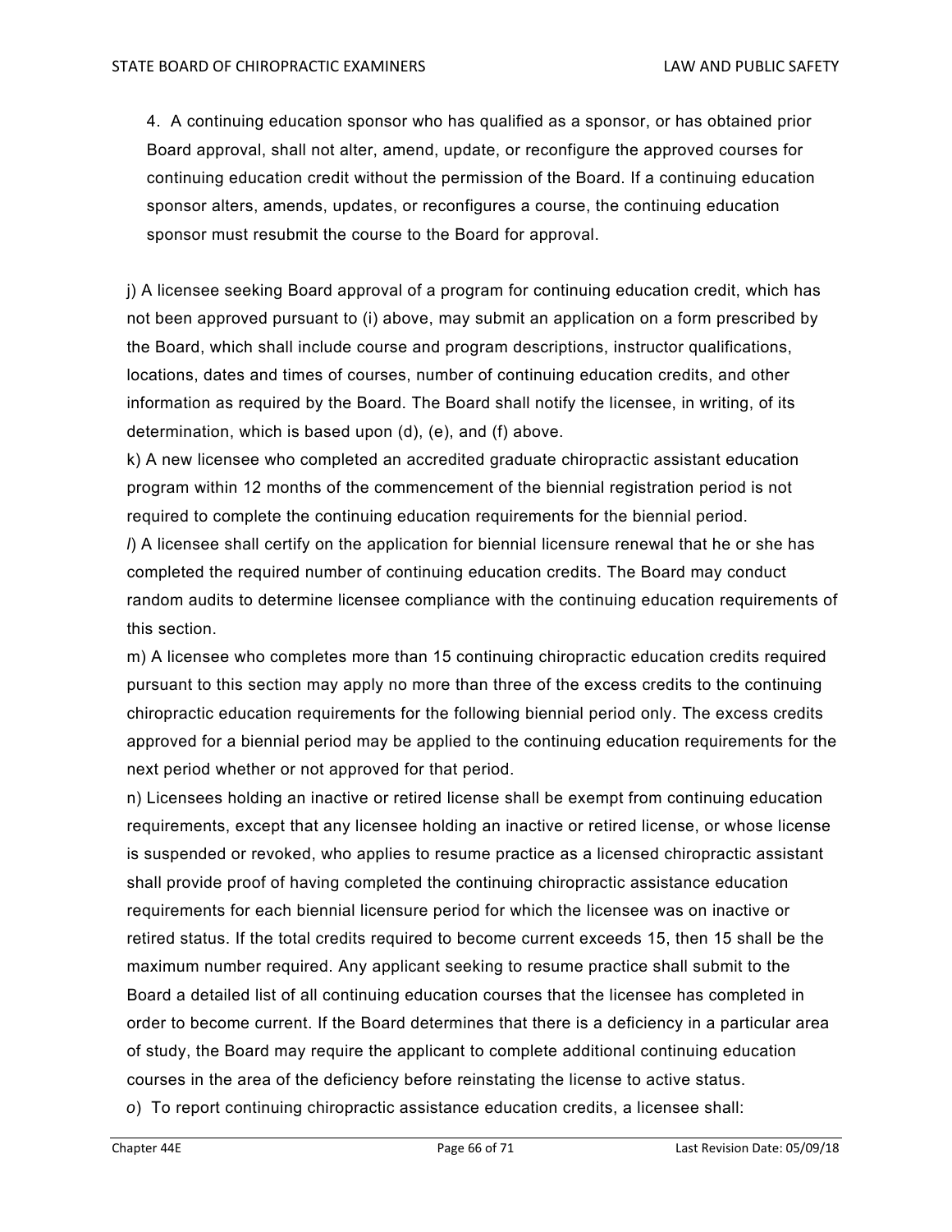4. A continuing education sponsor who has qualified as a sponsor, or has obtained prior Board approval, shall not alter, amend, update, or reconfigure the approved courses for continuing education credit without the permission of the Board. If a continuing education sponsor alters, amends, updates, or reconfigures a course, the continuing education sponsor must resubmit the course to the Board for approval.

j) A licensee seeking Board approval of a program for continuing education credit, which has not been approved pursuant to (i) above, may submit an application on a form prescribed by the Board, which shall include course and program descriptions, instructor qualifications, locations, dates and times of courses, number of continuing education credits, and other information as required by the Board. The Board shall notify the licensee, in writing, of its determination, which is based upon (d), (e), and (f) above.

k) A new licensee who completed an accredited graduate chiropractic assistant education program within 12 months of the commencement of the biennial registration period is not required to complete the continuing education requirements for the biennial period.

*l*) A licensee shall certify on the application for biennial licensure renewal that he or she has completed the required number of continuing education credits. The Board may conduct random audits to determine licensee compliance with the continuing education requirements of this section.

m) A licensee who completes more than 15 continuing chiropractic education credits required pursuant to this section may apply no more than three of the excess credits to the continuing chiropractic education requirements for the following biennial period only. The excess credits approved for a biennial period may be applied to the continuing education requirements for the next period whether or not approved for that period.

n) Licensees holding an inactive or retired license shall be exempt from continuing education requirements, except that any licensee holding an inactive or retired license, or whose license is suspended or revoked, who applies to resume practice as a licensed chiropractic assistant shall provide proof of having completed the continuing chiropractic assistance education requirements for each biennial licensure period for which the licensee was on inactive or retired status. If the total credits required to become current exceeds 15, then 15 shall be the maximum number required. Any applicant seeking to resume practice shall submit to the Board a detailed list of all continuing education courses that the licensee has completed in order to become current. If the Board determines that there is a deficiency in a particular area of study, the Board may require the applicant to complete additional continuing education courses in the area of the deficiency before reinstating the license to active status.

*o*) To report continuing chiropractic assistance education credits, a licensee shall: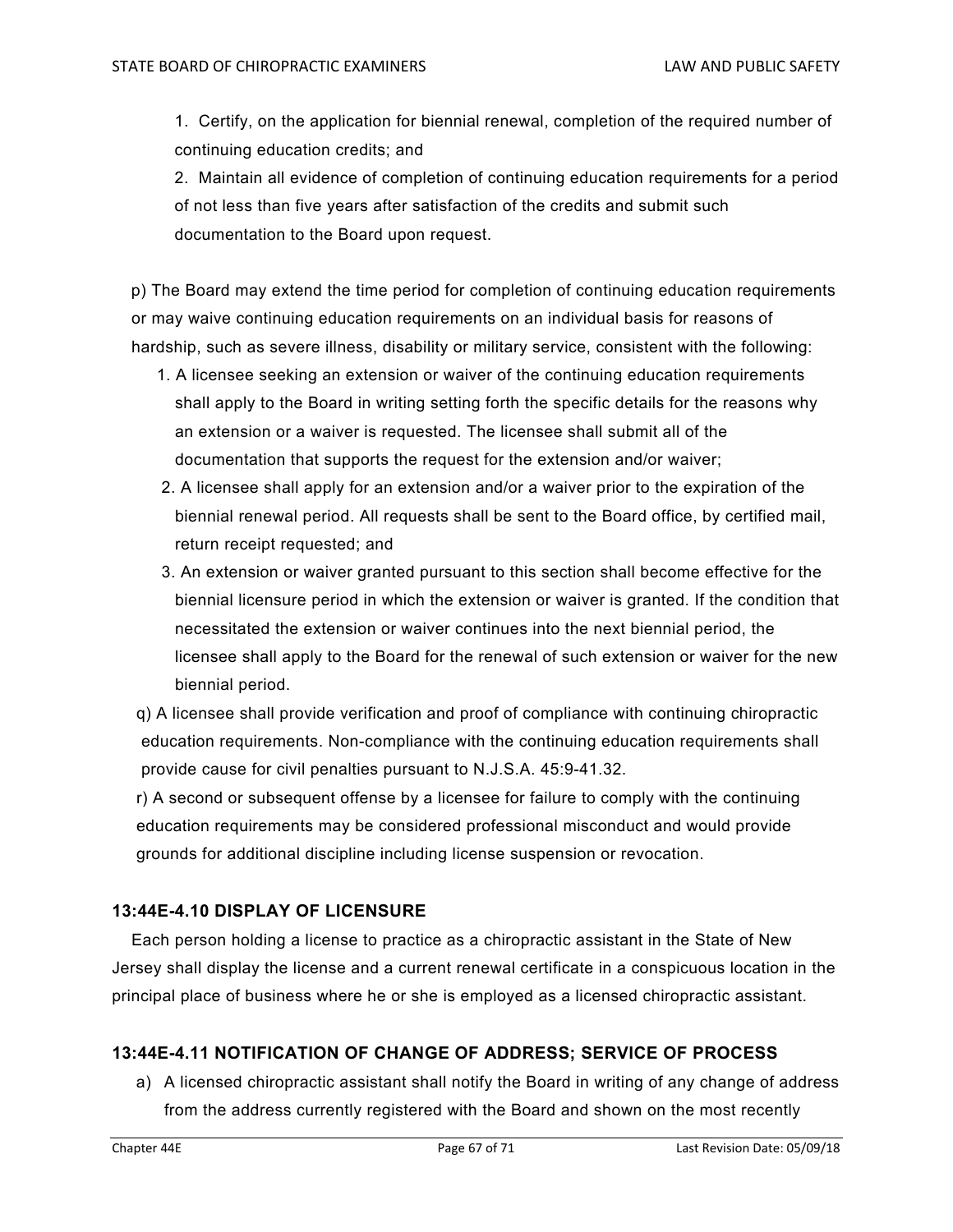1. Certify, on the application for biennial renewal, completion of the required number of continuing education credits; and
2. Maintain all evidence of completion of continuing education requirements for a period of not less than five years after satisfaction of the credits and submit such documentation to the Board upon request.

p) The Board may extend the time period for completion of continuing education requirements or may waive continuing education requirements on an individual basis for reasons of hardship, such as severe illness, disability or military service, consistent with the following:

1. A licensee seeking an extension or waiver of the continuing education requirements shall apply to the Board in writing setting forth the specific details for the reasons why an extension or a waiver is requested. The licensee shall submit all of the documentation that supports the request for the extension and/or waiver;
2. A licensee shall apply for an extension and/or a waiver prior to the expiration of the biennial renewal period. All requests shall be sent to the Board office, by certified mail, return receipt requested; and
3. An extension or waiver granted pursuant to this section shall become effective for the biennial licensure period in which the extension or waiver is granted. If the condition that necessitated the extension or waiver continues into the next biennial period, the licensee shall apply to the Board for the renewal of such extension or waiver for the new biennial period.

q) A licensee shall provide verification and proof of compliance with continuing chiropractic education requirements. Non-compliance with the continuing education requirements shall provide cause for civil penalties pursuant to N.J.S.A. 45:9-41.32.

r) A second or subsequent offense by a licensee for failure to comply with the continuing education requirements may be considered professional misconduct and would provide grounds for additional discipline including license suspension or revocation.

### 13:44E-4.10 DISPLAY OF LICENSURE

Each person holding a license to practice as a chiropractic assistant in the State of New Jersey shall display the license and a current renewal certificate in a conspicuous location in the principal place of business where he or she is employed as a licensed chiropractic assistant.

### 13:44E-4.11 NOTIFICATION OF CHANGE OF ADDRESS; SERVICE OF PROCESS

a) A licensed chiropractic assistant shall notify the Board in writing of any change of address from the address currently registered with the Board and shown on the most recently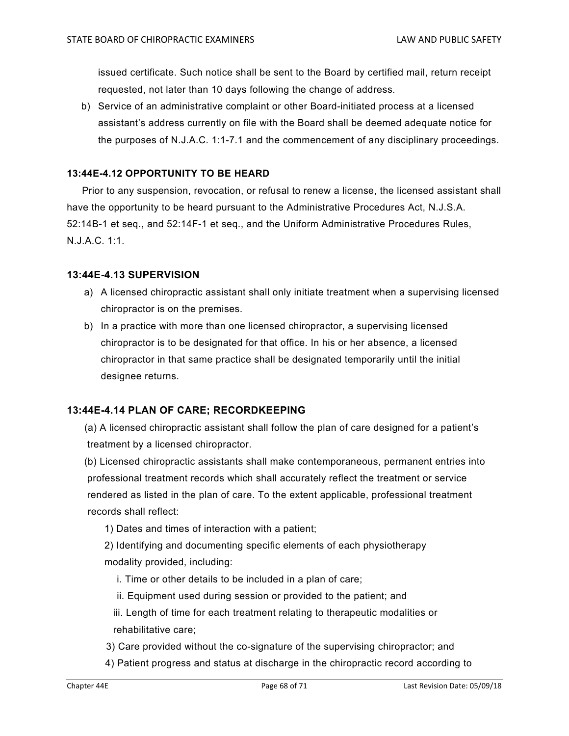issued certificate. Such notice shall be sent to the Board by certified mail, return receipt requested, not later than 10 days following the change of address.

b) Service of an administrative complaint or other Board-initiated process at a licensed assistant's address currently on file with the Board shall be deemed adequate notice for the purposes of N.J.A.C. 1:1-7.1 and the commencement of any disciplinary proceedings.

### 13:44E-4.12 OPPORTUNITY TO BE HEARD

Prior to any suspension, revocation, or refusal to renew a license, the licensed assistant shall have the opportunity to be heard pursuant to the Administrative Procedures Act, N.J.S.A. 52:14B-1 et seq., and 52:14F-1 et seq., and the Uniform Administrative Procedures Rules, N.J.A.C. 1:1.

### 13:44E-4.13 SUPERVISION

a) A licensed chiropractic assistant shall only initiate treatment when a supervising licensed chiropractor is on the premises.

b) In a practice with more than one licensed chiropractor, a supervising licensed chiropractor is to be designated for that office. In his or her absence, a licensed chiropractor in that same practice shall be designated temporarily until the initial designee returns.

### 13:44E-4.14 PLAN OF CARE; RECORDKEEPING

(a) A licensed chiropractic assistant shall follow the plan of care designed for a patient's treatment by a licensed chiropractor.

(b) Licensed chiropractic assistants shall make contemporaneous, permanent entries into professional treatment records which shall accurately reflect the treatment or service rendered as listed in the plan of care. To the extent applicable, professional treatment records shall reflect:

1) Dates and times of interaction with a patient;

2) Identifying and documenting specific elements of each physiotherapy modality provided, including:

   i. Time or other details to be included in a plan of care;

   ii. Equipment used during session or provided to the patient; and

   iii. Length of time for each treatment relating to therapeutic modalities or rehabilitative care;

3) Care provided without the co-signature of the supervising chiropractor; and

4) Patient progress and status at discharge in the chiropractic record according to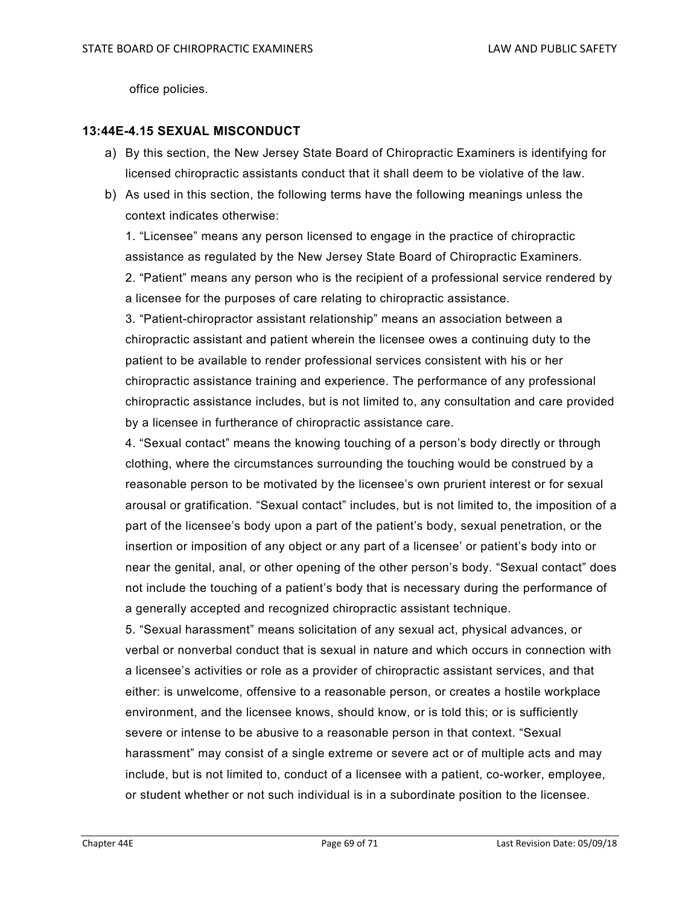office policies.

### 13:44E-4.15 SEXUAL MISCONDUCT

a) By this section, the New Jersey State Board of Chiropractic Examiners is identifying for licensed chiropractic assistants conduct that it shall deem to be violative of the law.

b) As used in this section, the following terms have the following meanings unless the context indicates otherwise:

1. "Licensee" means any person licensed to engage in the practice of chiropractic assistance as regulated by the New Jersey State Board of Chiropractic Examiners.

2. "Patient" means any person who is the recipient of a professional service rendered by a licensee for the purposes of care relating to chiropractic assistance.

3. "Patient-chiropractor assistant relationship" means an association between a chiropractic assistant and patient wherein the licensee owes a continuing duty to the patient to be available to render professional services consistent with his or her chiropractic assistance training and experience. The performance of any professional chiropractic assistance includes, but is not limited to, any consultation and care provided by a licensee in furtherance of chiropractic assistance care.

4. "Sexual contact" means the knowing touching of a person's body directly or through clothing, where the circumstances surrounding the touching would be construed by a reasonable person to be motivated by the licensee's own prurient interest or for sexual arousal or gratification. "Sexual contact" includes, but is not limited to, the imposition of a part of the licensee's body upon a part of the patient's body, sexual penetration, or the insertion or imposition of any object or any part of a licensee' or patient's body into or near the genital, anal, or other opening of the other person's body. "Sexual contact" does not include the touching of a patient's body that is necessary during the performance of a generally accepted and recognized chiropractic assistant technique.

5. "Sexual harassment" means solicitation of any sexual act, physical advances, or verbal or nonverbal conduct that is sexual in nature and which occurs in connection with a licensee's activities or role as a provider of chiropractic assistant services, and that either: is unwelcome, offensive to a reasonable person, or creates a hostile workplace environment, and the licensee knows, should know, or is told this; or is sufficiently severe or intense to be abusive to a reasonable person in that context. "Sexual harassment" may consist of a single extreme or severe act or of multiple acts and may include, but is not limited to, conduct of a licensee with a patient, co-worker, employee, or student whether or not such individual is in a subordinate position to the licensee.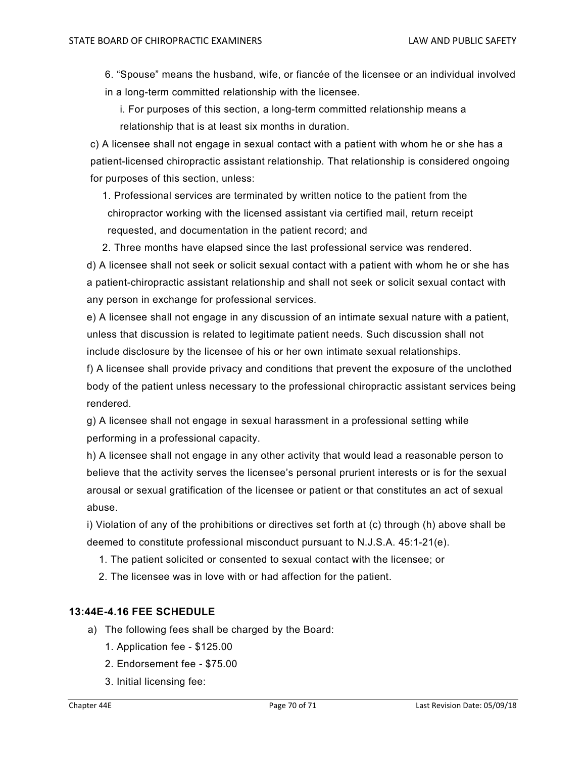6. "Spouse" means the husband, wife, or fiancée of the licensee or an individual involved in a long-term committed relationship with the licensee.

   i. For purposes of this section, a long-term committed relationship means a relationship that is at least six months in duration.

c) A licensee shall not engage in sexual contact with a patient with whom he or she has a patient-licensed chiropractic assistant relationship. That relationship is considered ongoing for purposes of this section, unless:

1. Professional services are terminated by written notice to the patient from the chiropractor working with the licensed assistant via certified mail, return receipt requested, and documentation in the patient record; and
2. Three months have elapsed since the last professional service was rendered.

d) A licensee shall not seek or solicit sexual contact with a patient with whom he or she has a patient-chiropractic assistant relationship and shall not seek or solicit sexual contact with any person in exchange for professional services.

e) A licensee shall not engage in any discussion of an intimate sexual nature with a patient, unless that discussion is related to legitimate patient needs. Such discussion shall not include disclosure by the licensee of his or her own intimate sexual relationships.

f) A licensee shall provide privacy and conditions that prevent the exposure of the unclothed body of the patient unless necessary to the professional chiropractic assistant services being rendered.

g) A licensee shall not engage in sexual harassment in a professional setting while performing in a professional capacity.

h) A licensee shall not engage in any other activity that would lead a reasonable person to believe that the activity serves the licensee's personal prurient interests or is for the sexual arousal or sexual gratification of the licensee or patient or that constitutes an act of sexual abuse.

i) Violation of any of the prohibitions or directives set forth at (c) through (h) above shall be deemed to constitute professional misconduct pursuant to N.J.S.A. 45:1-21(e).

1. The patient solicited or consented to sexual contact with the licensee; or
2. The licensee was in love with or had affection for the patient.

### 13:44E-4.16 FEE SCHEDULE

a) The following fees shall be charged by the Board:

1. Application fee - $125.00
2. Endorsement fee - $75.00
3. Initial licensing fee: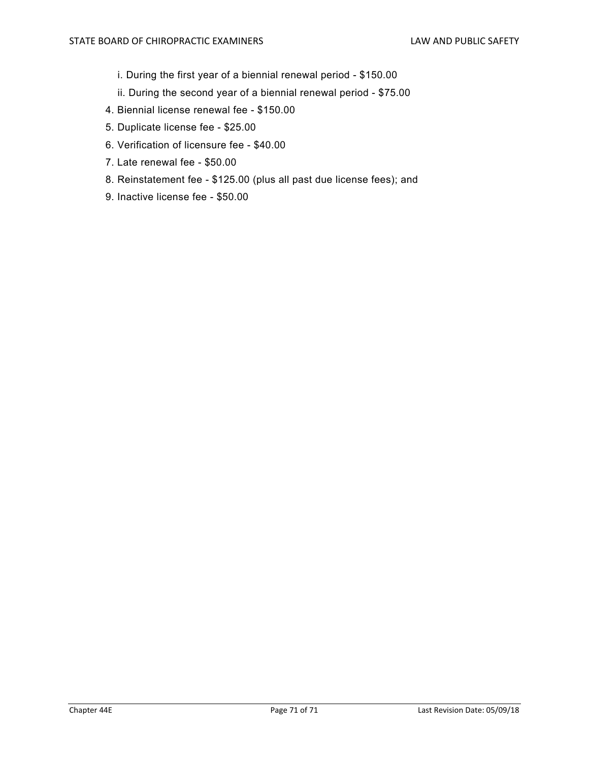i. During the first year of a biennial renewal period - $150.00

   ii. During the second year of a biennial renewal period - $75.00

4. Biennial license renewal fee - $150.00
5. Duplicate license fee - $25.00
6. Verification of licensure fee - $40.00
7. Late renewal fee - $50.00
8. Reinstatement fee - $125.00 (plus all past due license fees); and
9. Inactive license fee - $50.00